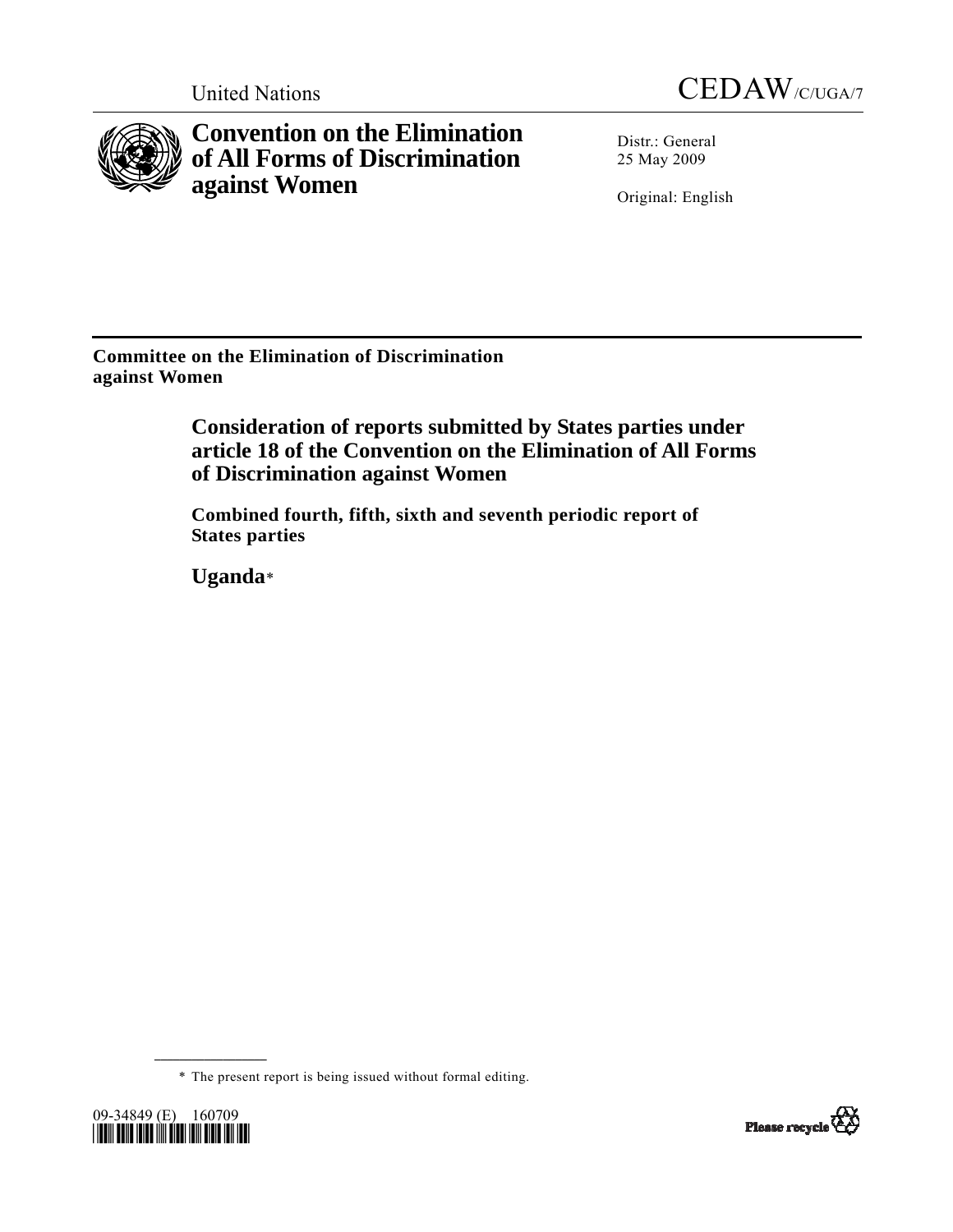United Nations

CEDAW/C/UGA/7

# Convention on the Elimination of All Forms of Discrimination against Women

Distr.: General
25 May 2009

Original: English

**Committee on the Elimination of Discrimination against Women**

## Consideration of reports submitted by States parties under article 18 of the Convention on the Elimination of All Forms of Discrimination against Women

### Combined fourth, fifth, sixth and seventh periodic report of States parties

## Uganda*

---

\* The present report is being issued without formal editing.

09-34849 (E) 160709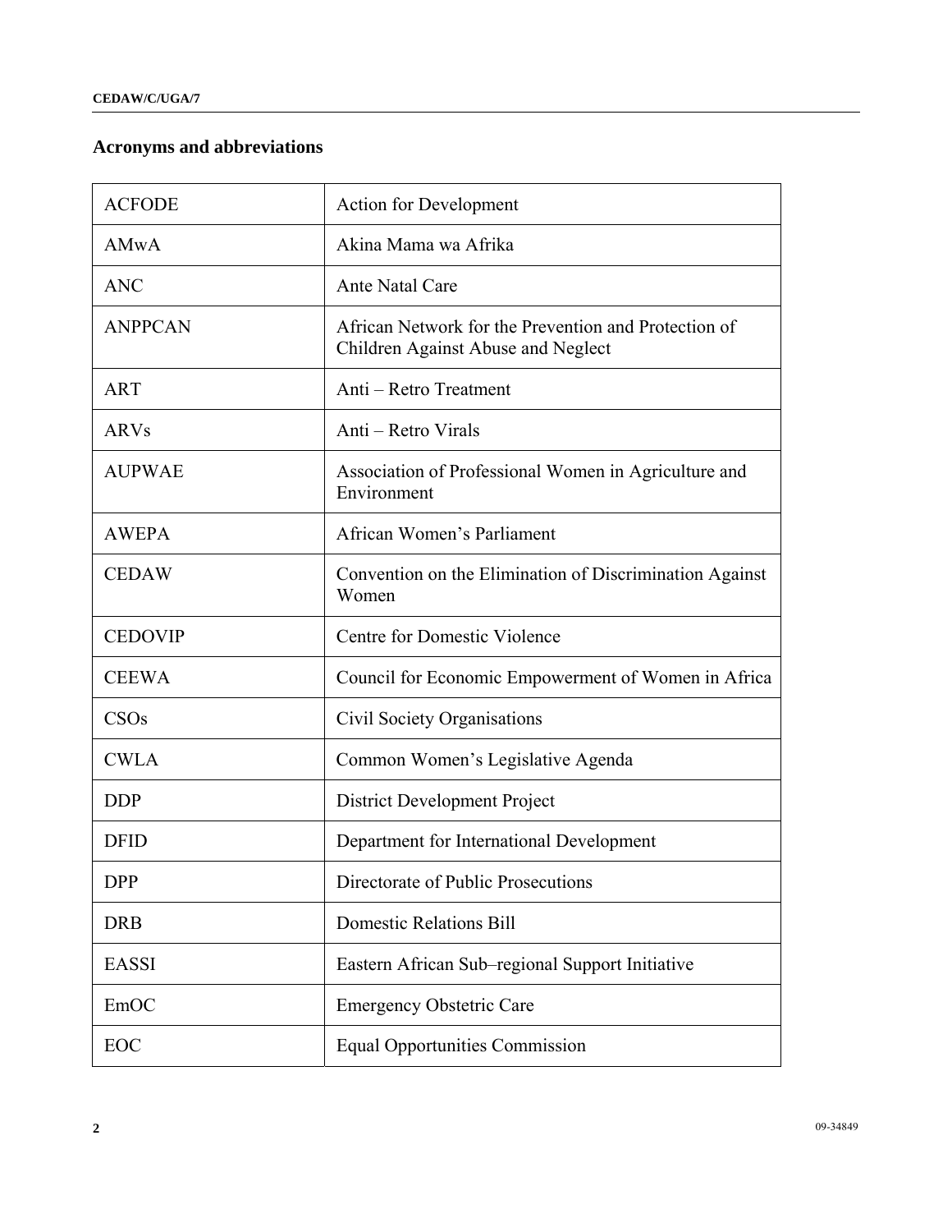## Acronyms and abbreviations

| | |
|---|---|
| ACFODE | Action for Development |
| AMwA | Akina Mama wa Afrika |
| ANC | Ante Natal Care |
| ANPPCAN | African Network for the Prevention and Protection of Children Against Abuse and Neglect |
| ART | Anti – Retro Treatment |
| ARVs | Anti – Retro Virals |
| AUPWAE | Association of Professional Women in Agriculture and Environment |
| AWEPA | African Women's Parliament |
| CEDAW | Convention on the Elimination of Discrimination Against Women |
| CEDOVIP | Centre for Domestic Violence |
| CEEWA | Council for Economic Empowerment of Women in Africa |
| CSOs | Civil Society Organisations |
| CWLA | Common Women's Legislative Agenda |
| DDP | District Development Project |
| DFID | Department for International Development |
| DPP | Directorate of Public Prosecutions |
| DRB | Domestic Relations Bill |
| EASSI | Eastern African Sub–regional Support Initiative |
| EmOC | Emergency Obstetric Care |
| EOC | Equal Opportunities Commission |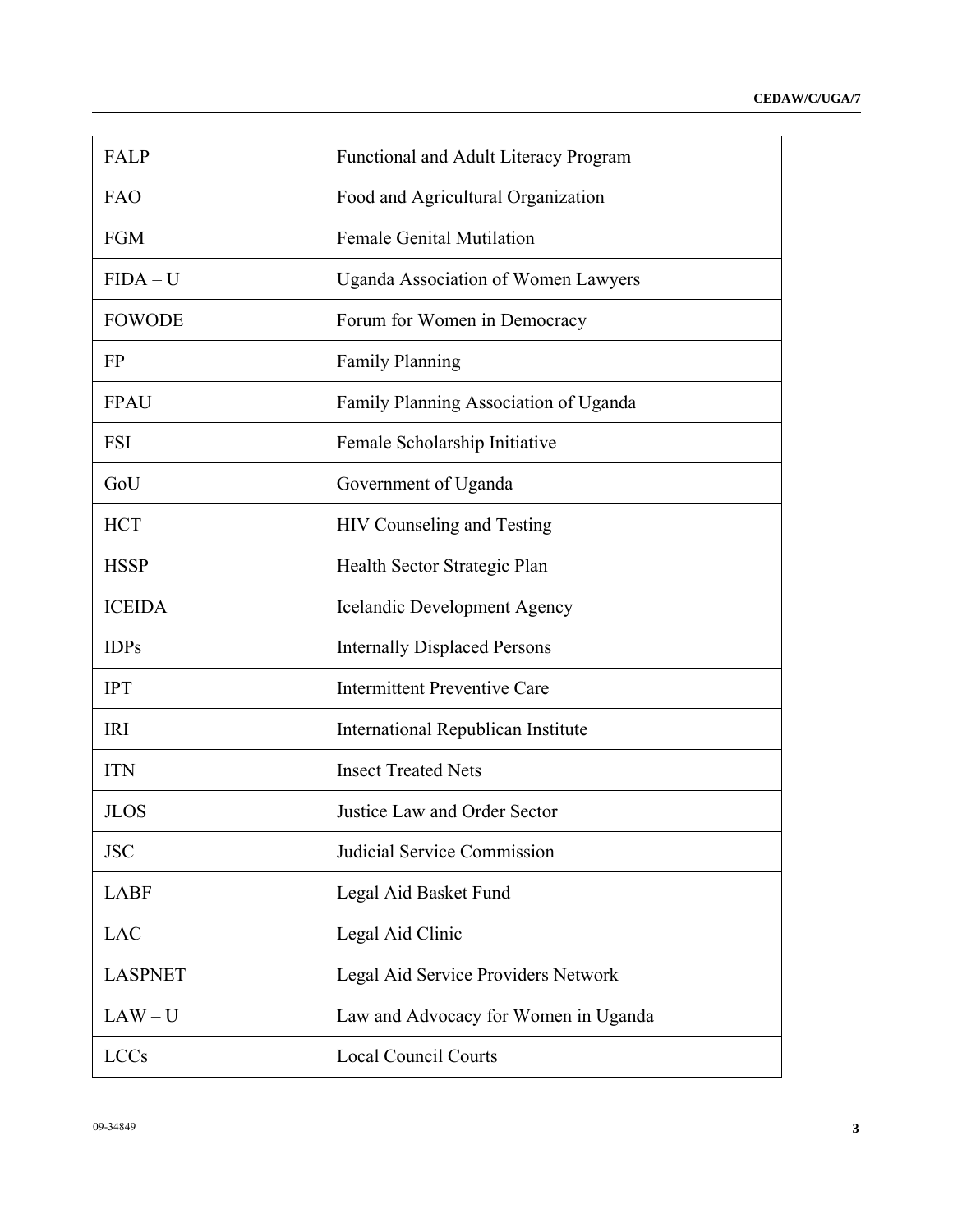| | |
|---|---|
| FALP | Functional and Adult Literacy Program |
| FAO | Food and Agricultural Organization |
| FGM | Female Genital Mutilation |
| FIDA – U | Uganda Association of Women Lawyers |
| FOWODE | Forum for Women in Democracy |
| FP | Family Planning |
| FPAU | Family Planning Association of Uganda |
| FSI | Female Scholarship Initiative |
| GoU | Government of Uganda |
| HCT | HIV Counseling and Testing |
| HSSP | Health Sector Strategic Plan |
| ICEIDA | Icelandic Development Agency |
| IDPs | Internally Displaced Persons |
| IPT | Intermittent Preventive Care |
| IRI | International Republican Institute |
| ITN | Insect Treated Nets |
| JLOS | Justice Law and Order Sector |
| JSC | Judicial Service Commission |
| LABF | Legal Aid Basket Fund |
| LAC | Legal Aid Clinic |
| LASPNET | Legal Aid Service Providers Network |
| LAW – U | Law and Advocacy for Women in Uganda |
| LCCs | Local Council Courts |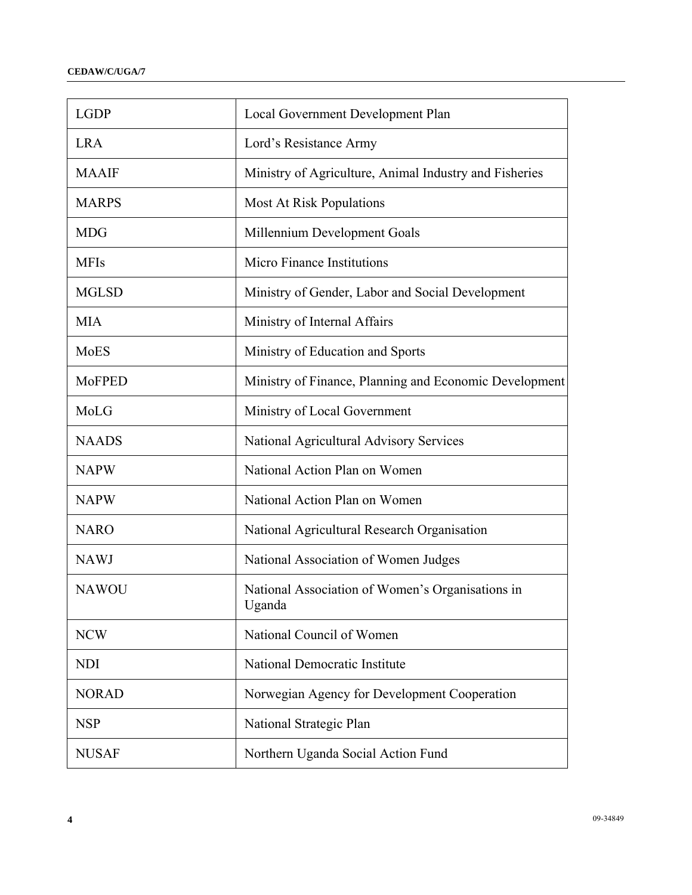| | |
|---|---|
| LGDP | Local Government Development Plan |
| LRA | Lord's Resistance Army |
| MAAIF | Ministry of Agriculture, Animal Industry and Fisheries |
| MARPS | Most At Risk Populations |
| MDG | Millennium Development Goals |
| MFIs | Micro Finance Institutions |
| MGLSD | Ministry of Gender, Labor and Social Development |
| MIA | Ministry of Internal Affairs |
| MoES | Ministry of Education and Sports |
| MoFPED | Ministry of Finance, Planning and Economic Development |
| MoLG | Ministry of Local Government |
| NAADS | National Agricultural Advisory Services |
| NAPW | National Action Plan on Women |
| NAPW | National Action Plan on Women |
| NARO | National Agricultural Research Organisation |
| NAWJ | National Association of Women Judges |
| NAWOU | National Association of Women's Organisations in Uganda |
| NCW | National Council of Women |
| NDI | National Democratic Institute |
| NORAD | Norwegian Agency for Development Cooperation |
| NSP | National Strategic Plan |
| NUSAF | Northern Uganda Social Action Fund |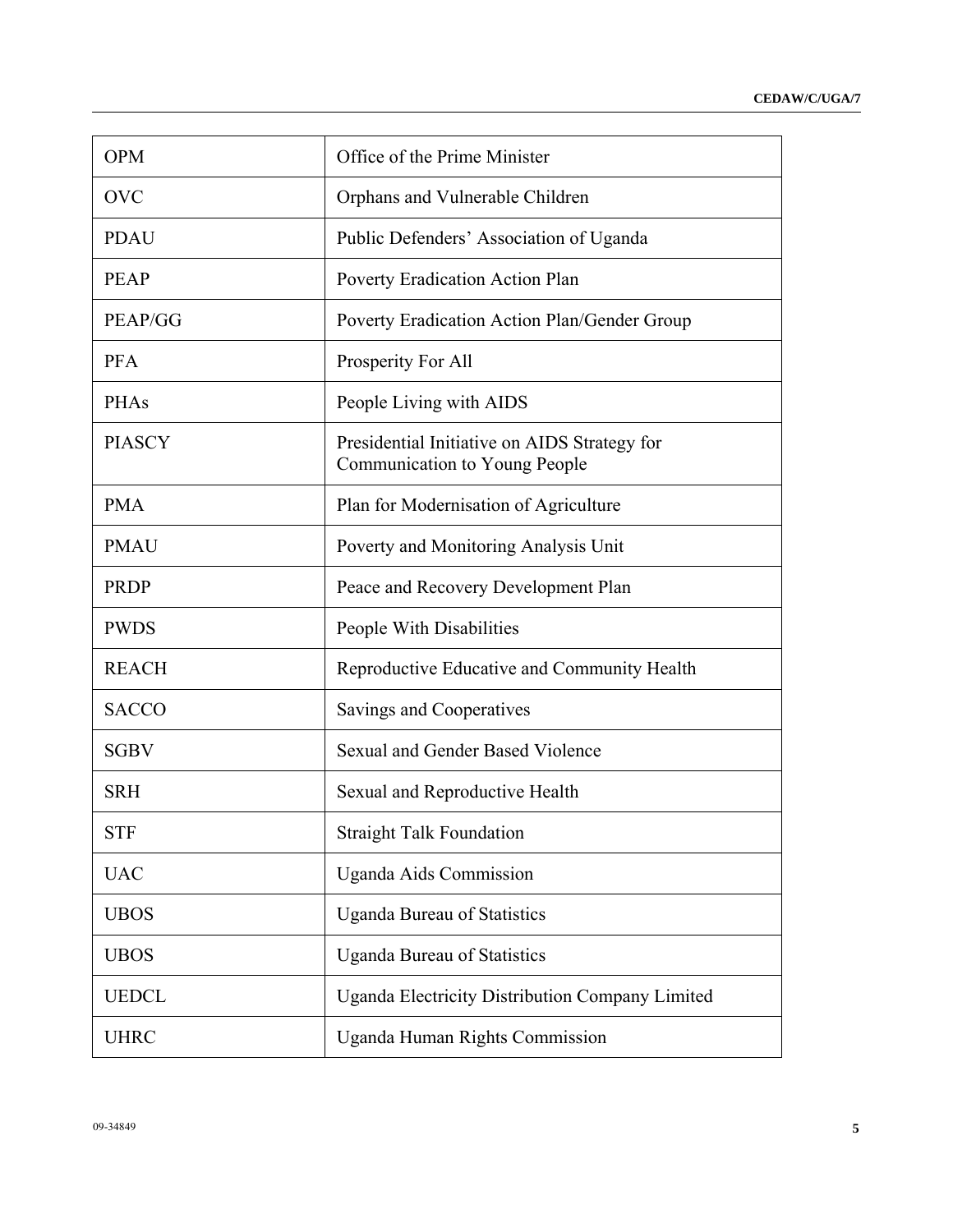| OPM | Office of the Prime Minister |
|---|---|
| OVC | Orphans and Vulnerable Children |
| PDAU | Public Defenders' Association of Uganda |
| PEAP | Poverty Eradication Action Plan |
| PEAP/GG | Poverty Eradication Action Plan/Gender Group |
| PFA | Prosperity For All |
| PHAs | People Living with AIDS |
| PIASCY | Presidential Initiative on AIDS Strategy for Communication to Young People |
| PMA | Plan for Modernisation of Agriculture |
| PMAU | Poverty and Monitoring Analysis Unit |
| PRDP | Peace and Recovery Development Plan |
| PWDS | People With Disabilities |
| REACH | Reproductive Educative and Community Health |
| SACCO | Savings and Cooperatives |
| SGBV | Sexual and Gender Based Violence |
| SRH | Sexual and Reproductive Health |
| STF | Straight Talk Foundation |
| UAC | Uganda Aids Commission |
| UBOS | Uganda Bureau of Statistics |
| UBOS | Uganda Bureau of Statistics |
| UEDCL | Uganda Electricity Distribution Company Limited |
| UHRC | Uganda Human Rights Commission |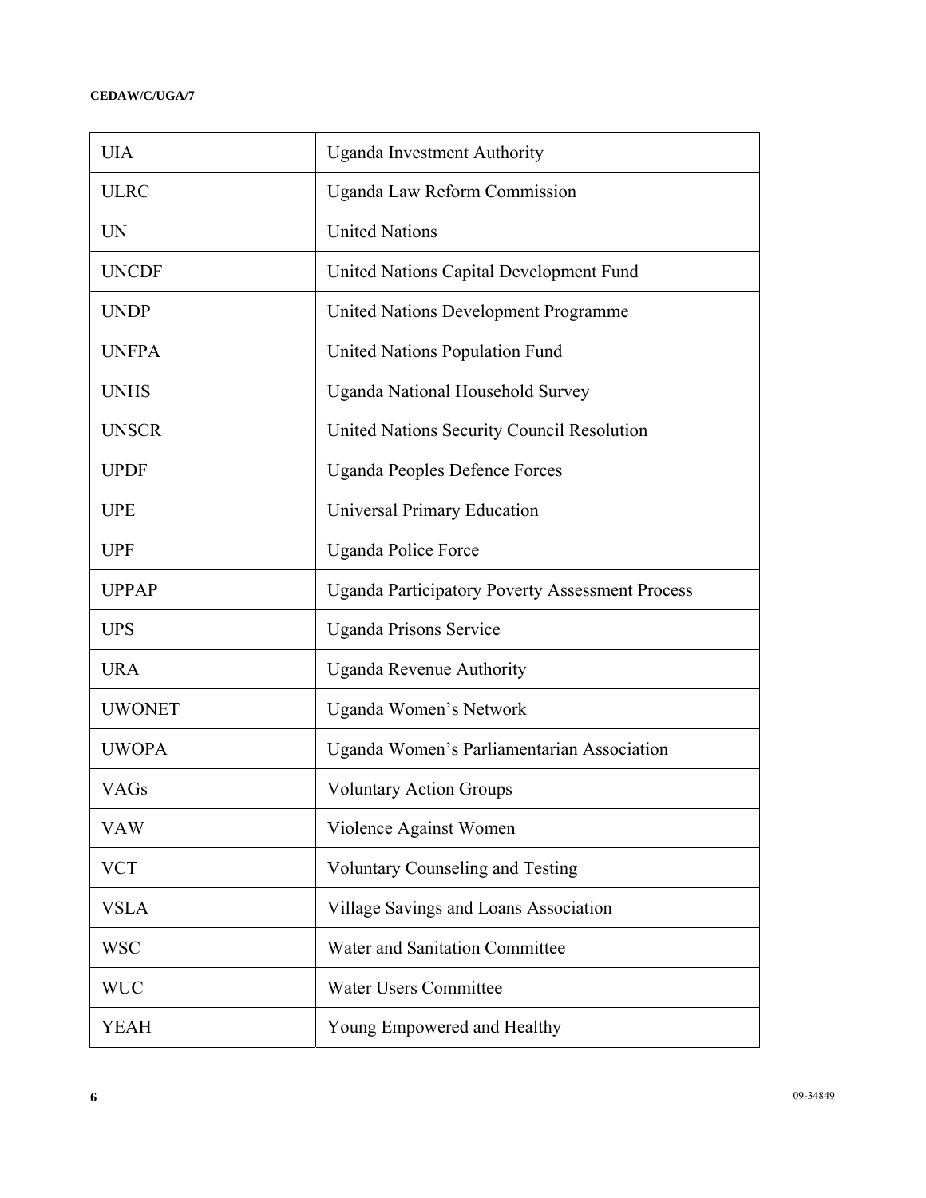| | |
|---|---|
| UIA | Uganda Investment Authority |
| ULRC | Uganda Law Reform Commission |
| UN | United Nations |
| UNCDF | United Nations Capital Development Fund |
| UNDP | United Nations Development Programme |
| UNFPA | United Nations Population Fund |
| UNHS | Uganda National Household Survey |
| UNSCR | United Nations Security Council Resolution |
| UPDF | Uganda Peoples Defence Forces |
| UPE | Universal Primary Education |
| UPF | Uganda Police Force |
| UPPAP | Uganda Participatory Poverty Assessment Process |
| UPS | Uganda Prisons Service |
| URA | Uganda Revenue Authority |
| UWONET | Uganda Women's Network |
| UWOPA | Uganda Women's Parliamentarian Association |
| VAGs | Voluntary Action Groups |
| VAW | Violence Against Women |
| VCT | Voluntary Counseling and Testing |
| VSLA | Village Savings and Loans Association |
| WSC | Water and Sanitation Committee |
| WUC | Water Users Committee |
| YEAH | Young Empowered and Healthy |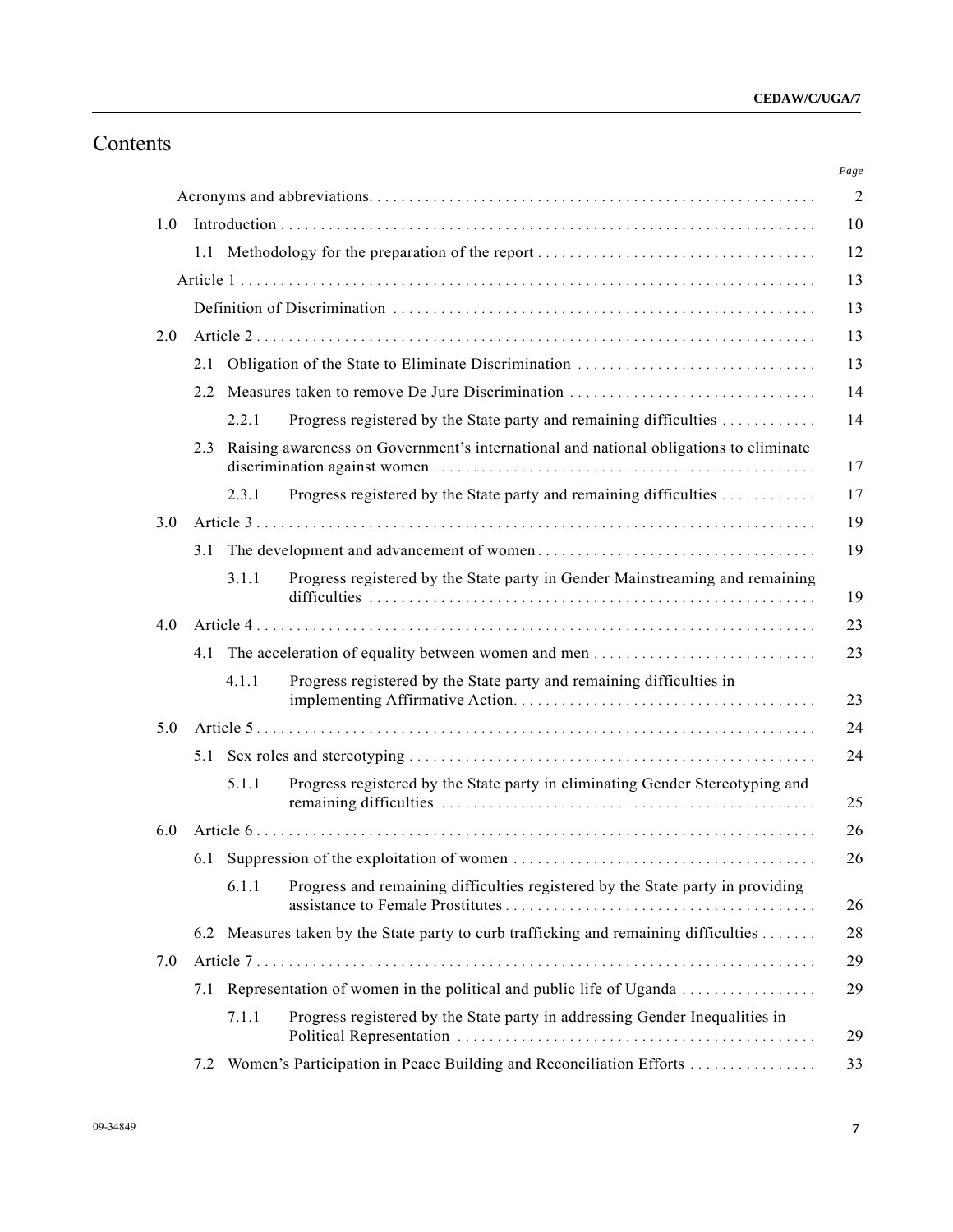# Contents

| | | | Page |
|---|---|---|---|
| | Acronyms and abbreviations | | 2 |
| 1.0 | Introduction | | 10 |
| | 1.1 Methodology for the preparation of the report | | 12 |
| | Article 1 | | 13 |
| | Definition of Discrimination | | 13 |
| 2.0 | Article 2 | | 13 |
| | 2.1 Obligation of the State to Eliminate Discrimination | | 13 |
| | 2.2 Measures taken to remove De Jure Discrimination | | 14 |
| | | 2.2.1 Progress registered by the State party and remaining difficulties | 14 |
| | 2.3 Raising awareness on Government's international and national obligations to eliminate discrimination against women | | 17 |
| | | 2.3.1 Progress registered by the State party and remaining difficulties | 17 |
| 3.0 | Article 3 | | 19 |
| | 3.1 The development and advancement of women | | 19 |
| | | 3.1.1 Progress registered by the State party in Gender Mainstreaming and remaining difficulties | 19 |
| 4.0 | Article 4 | | 23 |
| | 4.1 The acceleration of equality between women and men | | 23 |
| | | 4.1.1 Progress registered by the State party and remaining difficulties in implementing Affirmative Action | 23 |
| 5.0 | Article 5 | | 24 |
| | 5.1 Sex roles and stereotyping | | 24 |
| | | 5.1.1 Progress registered by the State party in eliminating Gender Stereotyping and remaining difficulties | 25 |
| 6.0 | Article 6 | | 26 |
| | 6.1 Suppression of the exploitation of women | | 26 |
| | | 6.1.1 Progress and remaining difficulties registered by the State party in providing assistance to Female Prostitutes | 26 |
| | 6.2 Measures taken by the State party to curb trafficking and remaining difficulties | | 28 |
| 7.0 | Article 7 | | 29 |
| | 7.1 Representation of women in the political and public life of Uganda | | 29 |
| | | 7.1.1 Progress registered by the State party in addressing Gender Inequalities in Political Representation | 29 |
| | 7.2 Women's Participation in Peace Building and Reconciliation Efforts | | 33 |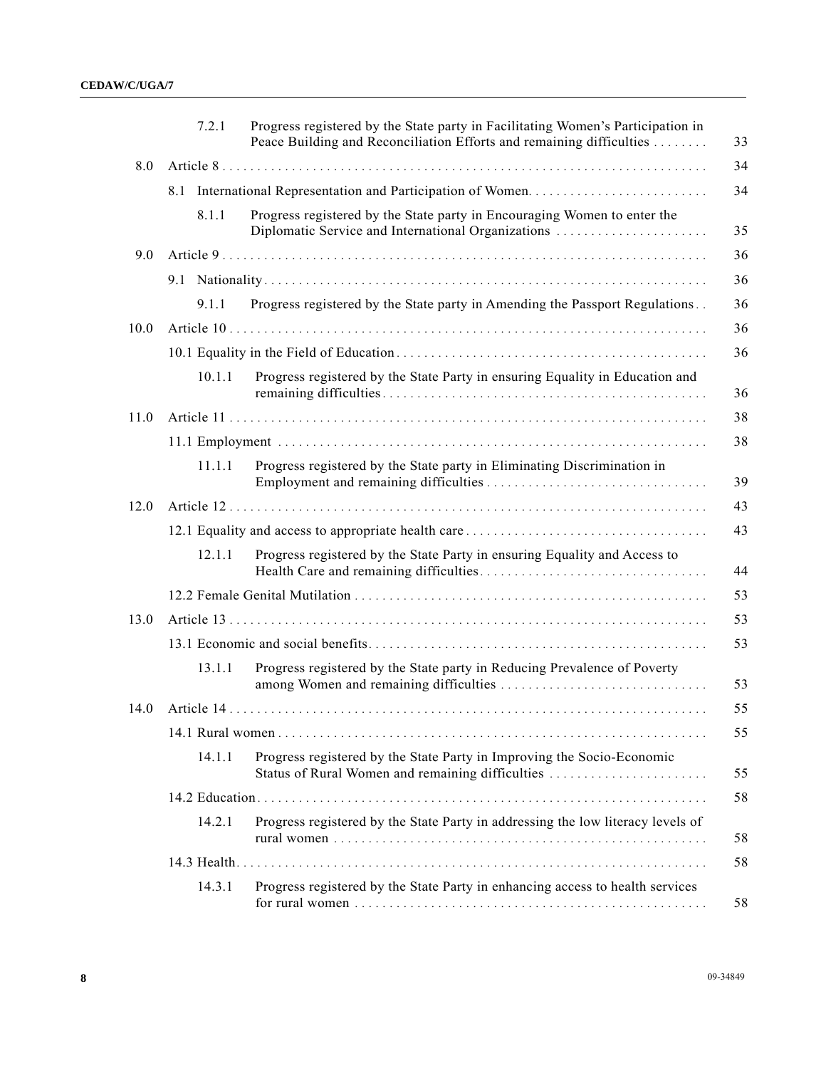| | | | |
|---|---|---|---|
| | 7.2.1 | Progress registered by the State party in Facilitating Women's Participation in Peace Building and Reconciliation Efforts and remaining difficulties | 33 |
| 8.0 | Article 8 | | 34 |
| | 8.1 International Representation and Participation of Women. | | 34 |
| | 8.1.1 | Progress registered by the State party in Encouraging Women to enter the Diplomatic Service and International Organizations | 35 |
| 9.0 | Article 9 | | 36 |
| | 9.1 Nationality | | 36 |
| | 9.1.1 | Progress registered by the State party in Amending the Passport Regulations | 36 |
| 10.0 | Article 10 | | 36 |
| | 10.1 Equality in the Field of Education | | 36 |
| | 10.1.1 | Progress registered by the State Party in ensuring Equality in Education and remaining difficulties | 36 |
| 11.0 | Article 11 | | 38 |
| | 11.1 Employment | | 38 |
| | 11.1.1 | Progress registered by the State party in Eliminating Discrimination in Employment and remaining difficulties | 39 |
| 12.0 | Article 12 | | 43 |
| | 12.1 Equality and access to appropriate health care | | 43 |
| | 12.1.1 | Progress registered by the State Party in ensuring Equality and Access to Health Care and remaining difficulties. | 44 |
| | 12.2 Female Genital Mutilation | | 53 |
| 13.0 | Article 13 | | 53 |
| | 13.1 Economic and social benefits. | | 53 |
| | 13.1.1 | Progress registered by the State party in Reducing Prevalence of Poverty among Women and remaining difficulties | 53 |
| 14.0 | Article 14 | | 55 |
| | 14.1 Rural women | | 55 |
| | 14.1.1 | Progress registered by the State Party in Improving the Socio-Economic Status of Rural Women and remaining difficulties | 55 |
| | 14.2 Education | | 58 |
| | 14.2.1 | Progress registered by the State Party in addressing the low literacy levels of rural women | 58 |
| | 14.3 Health | | 58 |
| | 14.3.1 | Progress registered by the State Party in enhancing access to health services for rural women | 58 |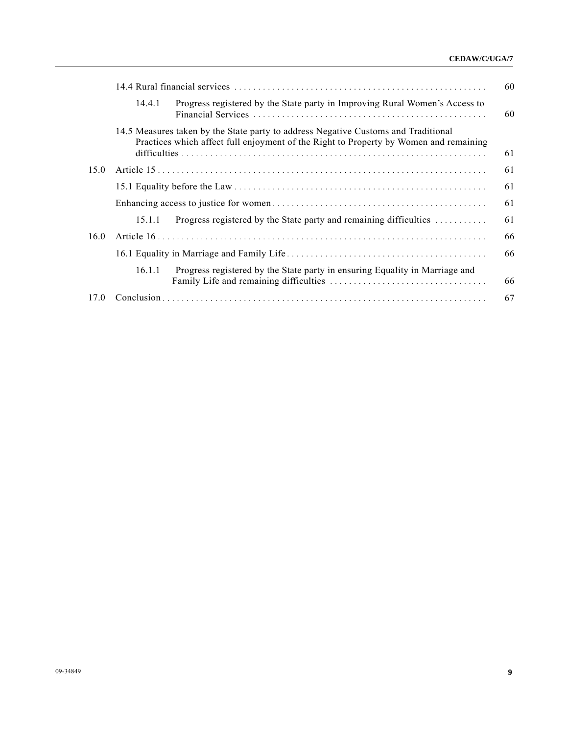| | | |
|---|---|---|
| | 14.4 Rural financial services | 60 |
| | 14.4.1 Progress registered by the State party in Improving Rural Women's Access to Financial Services | 60 |
| | 14.5 Measures taken by the State party to address Negative Customs and Traditional Practices which affect full enjoyment of the Right to Property by Women and remaining difficulties | 61 |
| 15.0 | Article 15 | 61 |
| | 15.1 Equality before the Law | 61 |
| | Enhancing access to justice for women | 61 |
| | 15.1.1 Progress registered by the State party and remaining difficulties | 61 |
| 16.0 | Article 16 | 66 |
| | 16.1 Equality in Marriage and Family Life | 66 |
| | 16.1.1 Progress registered by the State party in ensuring Equality in Marriage and Family Life and remaining difficulties | 66 |
| 17.0 | Conclusion | 67 |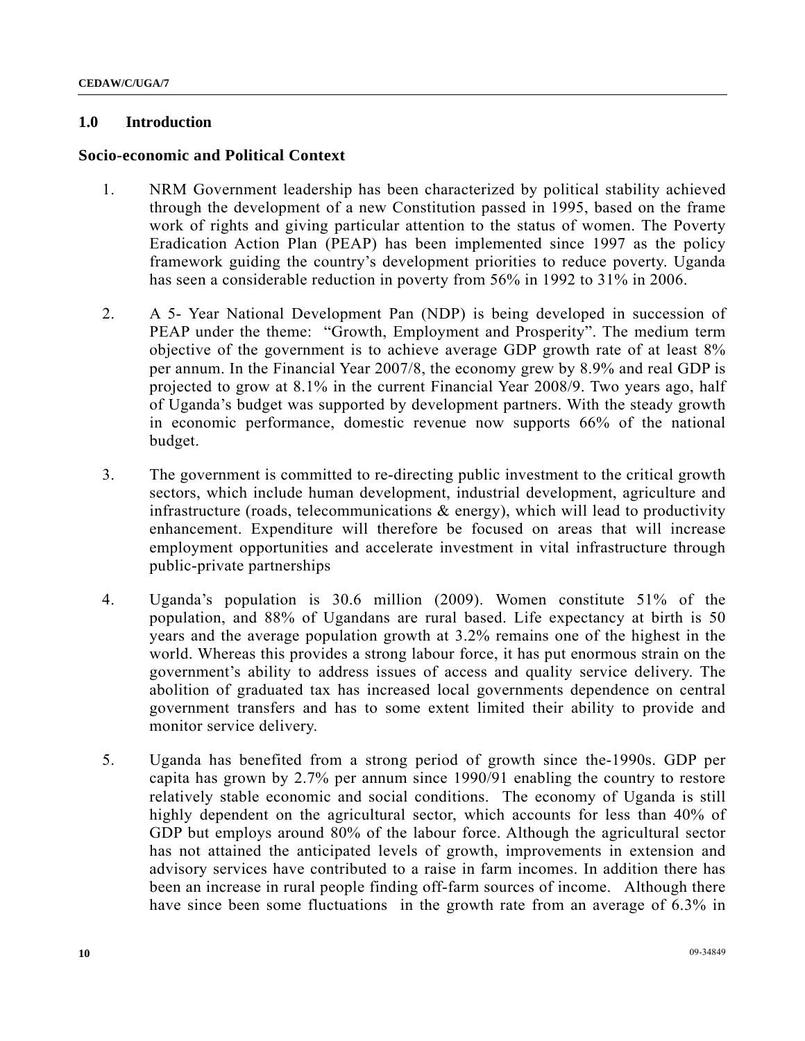## 1.0 Introduction

### Socio-economic and Political Context

1. NRM Government leadership has been characterized by political stability achieved through the development of a new Constitution passed in 1995, based on the frame work of rights and giving particular attention to the status of women. The Poverty Eradication Action Plan (PEAP) has been implemented since 1997 as the policy framework guiding the country's development priorities to reduce poverty. Uganda has seen a considerable reduction in poverty from 56% in 1992 to 31% in 2006.

2. A 5- Year National Development Pan (NDP) is being developed in succession of PEAP under the theme: "Growth, Employment and Prosperity". The medium term objective of the government is to achieve average GDP growth rate of at least 8% per annum. In the Financial Year 2007/8, the economy grew by 8.9% and real GDP is projected to grow at 8.1% in the current Financial Year 2008/9. Two years ago, half of Uganda's budget was supported by development partners. With the steady growth in economic performance, domestic revenue now supports 66% of the national budget.

3. The government is committed to re-directing public investment to the critical growth sectors, which include human development, industrial development, agriculture and infrastructure (roads, telecommunications & energy), which will lead to productivity enhancement. Expenditure will therefore be focused on areas that will increase employment opportunities and accelerate investment in vital infrastructure through public-private partnerships

4. Uganda's population is 30.6 million (2009). Women constitute 51% of the population, and 88% of Ugandans are rural based. Life expectancy at birth is 50 years and the average population growth at 3.2% remains one of the highest in the world. Whereas this provides a strong labour force, it has put enormous strain on the government's ability to address issues of access and quality service delivery. The abolition of graduated tax has increased local governments dependence on central government transfers and has to some extent limited their ability to provide and monitor service delivery.

5. Uganda has benefited from a strong period of growth since the-1990s. GDP per capita has grown by 2.7% per annum since 1990/91 enabling the country to restore relatively stable economic and social conditions. The economy of Uganda is still highly dependent on the agricultural sector, which accounts for less than 40% of GDP but employs around 80% of the labour force. Although the agricultural sector has not attained the anticipated levels of growth, improvements in extension and advisory services have contributed to a raise in farm incomes. In addition there has been an increase in rural people finding off-farm sources of income. Although there have since been some fluctuations in the growth rate from an average of 6.3% in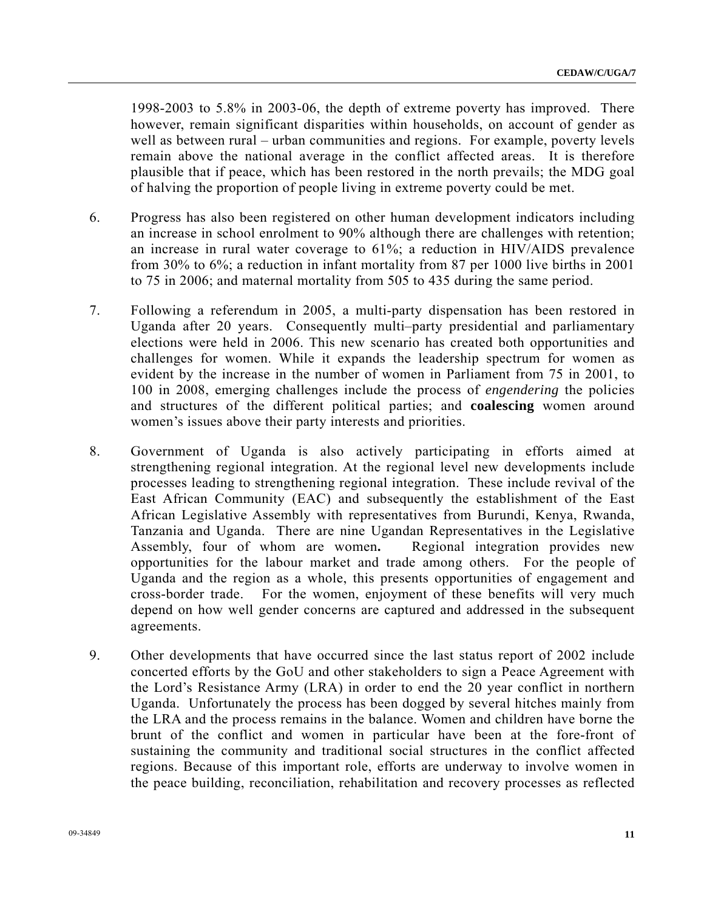1998-2003 to 5.8% in 2003-06, the depth of extreme poverty has improved. There however, remain significant disparities within households, on account of gender as well as between rural – urban communities and regions. For example, poverty levels remain above the national average in the conflict affected areas. It is therefore plausible that if peace, which has been restored in the north prevails; the MDG goal of halving the proportion of people living in extreme poverty could be met.

6. Progress has also been registered on other human development indicators including an increase in school enrolment to 90% although there are challenges with retention; an increase in rural water coverage to 61%; a reduction in HIV/AIDS prevalence from 30% to 6%; a reduction in infant mortality from 87 per 1000 live births in 2001 to 75 in 2006; and maternal mortality from 505 to 435 during the same period.

7. Following a referendum in 2005, a multi-party dispensation has been restored in Uganda after 20 years. Consequently multi–party presidential and parliamentary elections were held in 2006. This new scenario has created both opportunities and challenges for women. While it expands the leadership spectrum for women as evident by the increase in the number of women in Parliament from 75 in 2001, to 100 in 2008, emerging challenges include the process of *engendering* the policies and structures of the different political parties; and **coalescing** women around women's issues above their party interests and priorities.

8. Government of Uganda is also actively participating in efforts aimed at strengthening regional integration. At the regional level new developments include processes leading to strengthening regional integration. These include revival of the East African Community (EAC) and subsequently the establishment of the East African Legislative Assembly with representatives from Burundi, Kenya, Rwanda, Tanzania and Uganda. There are nine Ugandan Representatives in the Legislative Assembly, four of whom are women**.** Regional integration provides new opportunities for the labour market and trade among others. For the people of Uganda and the region as a whole, this presents opportunities of engagement and cross-border trade. For the women, enjoyment of these benefits will very much depend on how well gender concerns are captured and addressed in the subsequent agreements.

9. Other developments that have occurred since the last status report of 2002 include concerted efforts by the GoU and other stakeholders to sign a Peace Agreement with the Lord's Resistance Army (LRA) in order to end the 20 year conflict in northern Uganda. Unfortunately the process has been dogged by several hitches mainly from the LRA and the process remains in the balance. Women and children have borne the brunt of the conflict and women in particular have been at the fore-front of sustaining the community and traditional social structures in the conflict affected regions. Because of this important role, efforts are underway to involve women in the peace building, reconciliation, rehabilitation and recovery processes as reflected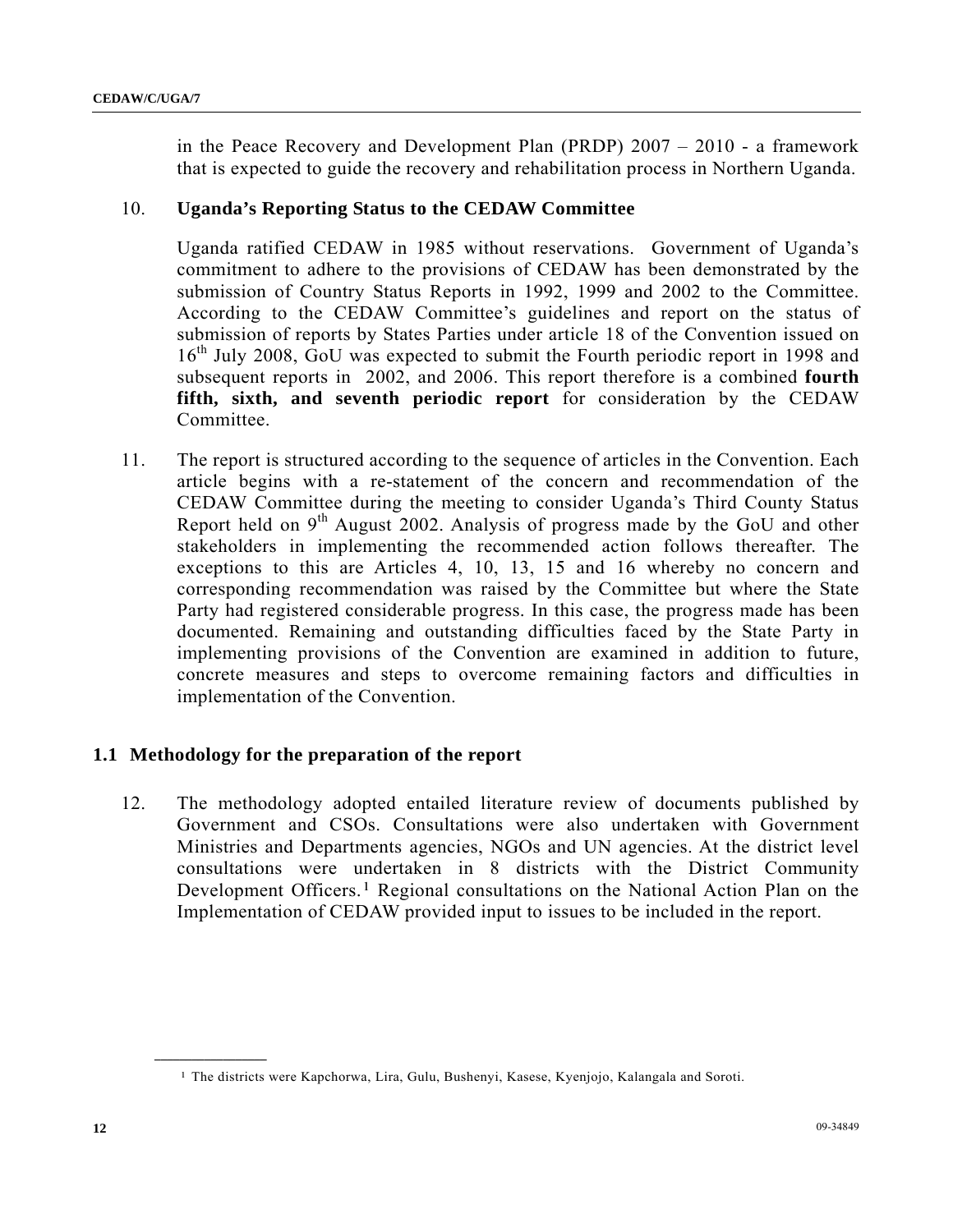in the Peace Recovery and Development Plan (PRDP) 2007 – 2010 - a framework that is expected to guide the recovery and rehabilitation process in Northern Uganda.

10. **Uganda's Reporting Status to the CEDAW Committee**

Uganda ratified CEDAW in 1985 without reservations. Government of Uganda's commitment to adhere to the provisions of CEDAW has been demonstrated by the submission of Country Status Reports in 1992, 1999 and 2002 to the Committee. According to the CEDAW Committee's guidelines and report on the status of submission of reports by States Parties under article 18 of the Convention issued on 16th July 2008, GoU was expected to submit the Fourth periodic report in 1998 and subsequent reports in 2002, and 2006. This report therefore is a combined **fourth fifth, sixth, and seventh periodic report** for consideration by the CEDAW Committee.

11. The report is structured according to the sequence of articles in the Convention. Each article begins with a re-statement of the concern and recommendation of the CEDAW Committee during the meeting to consider Uganda's Third County Status Report held on 9th August 2002. Analysis of progress made by the GoU and other stakeholders in implementing the recommended action follows thereafter. The exceptions to this are Articles 4, 10, 13, 15 and 16 whereby no concern and corresponding recommendation was raised by the Committee but where the State Party had registered considerable progress. In this case, the progress made has been documented. Remaining and outstanding difficulties faced by the State Party in implementing provisions of the Convention are examined in addition to future, concrete measures and steps to overcome remaining factors and difficulties in implementation of the Convention.

## 1.1 Methodology for the preparation of the report

12. The methodology adopted entailed literature review of documents published by Government and CSOs. Consultations were also undertaken with Government Ministries and Departments agencies, NGOs and UN agencies. At the district level consultations were undertaken in 8 districts with the District Community Development Officers.[1] Regional consultations on the National Action Plan on the Implementation of CEDAW provided input to issues to be included in the report.

[1] The districts were Kapchorwa, Lira, Gulu, Bushenyi, Kasese, Kyenjojo, Kalangala and Soroti.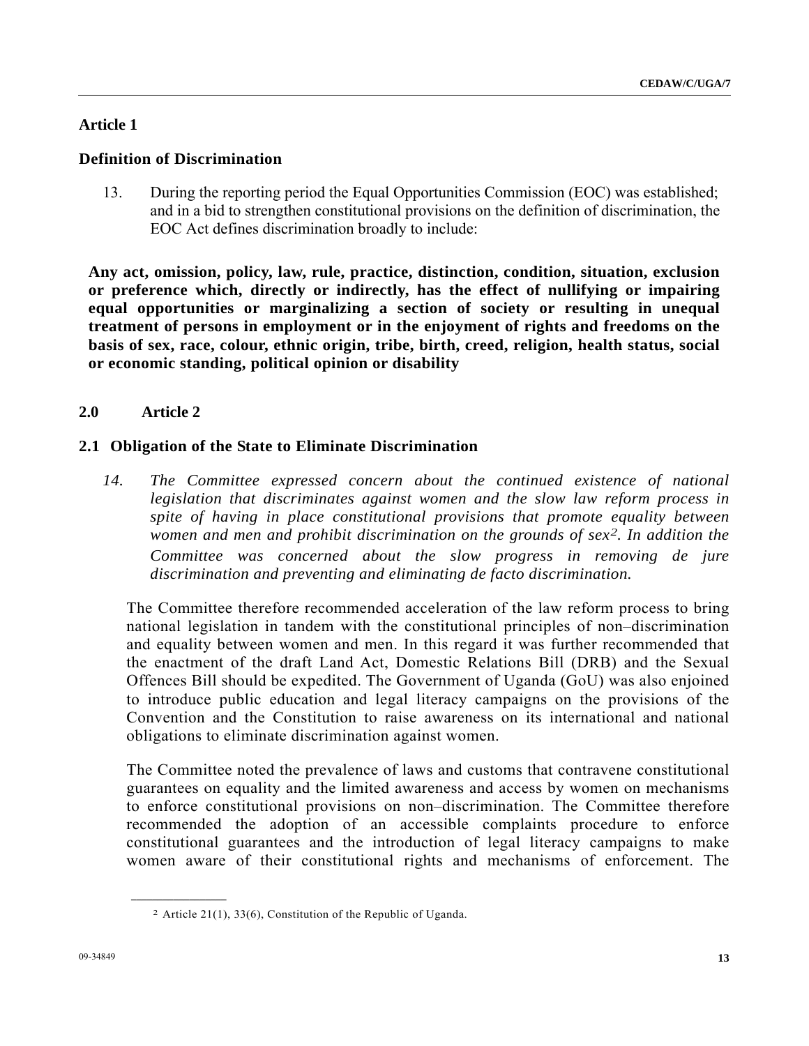## Article 1

### Definition of Discrimination

13. During the reporting period the Equal Opportunities Commission (EOC) was established; and in a bid to strengthen constitutional provisions on the definition of discrimination, the EOC Act defines discrimination broadly to include:

**Any act, omission, policy, law, rule, practice, distinction, condition, situation, exclusion or preference which, directly or indirectly, has the effect of nullifying or impairing equal opportunities or marginalizing a section of society or resulting in unequal treatment of persons in employment or in the enjoyment of rights and freedoms on the basis of sex, race, colour, ethnic origin, tribe, birth, creed, religion, health status, social or economic standing, political opinion or disability**

## 2.0 Article 2

### 2.1 Obligation of the State to Eliminate Discrimination

*14. The Committee expressed concern about the continued existence of national legislation that discriminates against women and the slow law reform process in spite of having in place constitutional provisions that promote equality between women and men and prohibit discrimination on the grounds of sex[2]. In addition the Committee was concerned about the slow progress in removing de jure discrimination and preventing and eliminating de facto discrimination.*

The Committee therefore recommended acceleration of the law reform process to bring national legislation in tandem with the constitutional principles of non–discrimination and equality between women and men. In this regard it was further recommended that the enactment of the draft Land Act, Domestic Relations Bill (DRB) and the Sexual Offences Bill should be expedited. The Government of Uganda (GoU) was also enjoined to introduce public education and legal literacy campaigns on the provisions of the Convention and the Constitution to raise awareness on its international and national obligations to eliminate discrimination against women.

The Committee noted the prevalence of laws and customs that contravene constitutional guarantees on equality and the limited awareness and access by women on mechanisms to enforce constitutional provisions on non–discrimination. The Committee therefore recommended the adoption of an accessible complaints procedure to enforce constitutional guarantees and the introduction of legal literacy campaigns to make women aware of their constitutional rights and mechanisms of enforcement. The

---

[2] Article 21(1), 33(6), Constitution of the Republic of Uganda.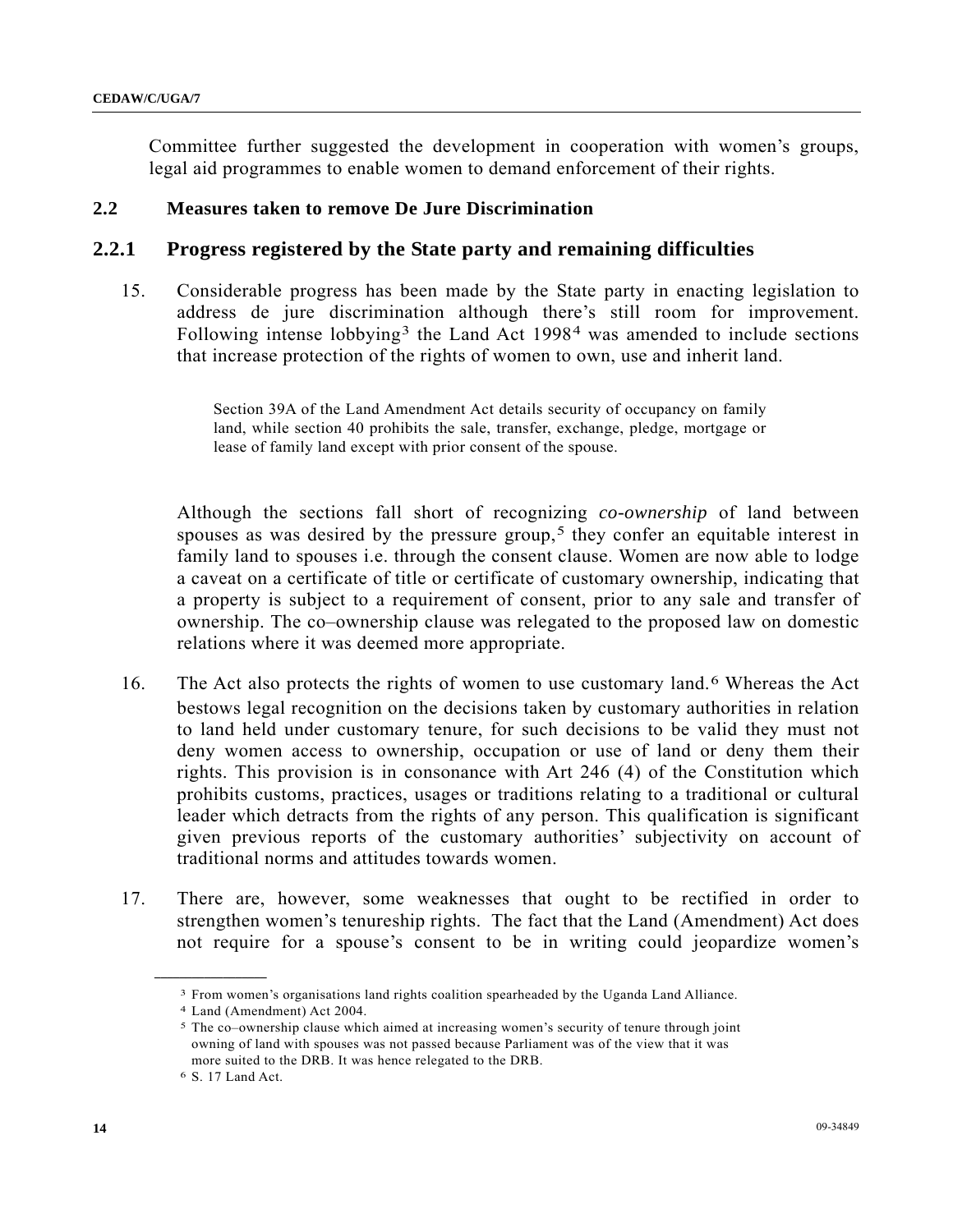Committee further suggested the development in cooperation with women's groups, legal aid programmes to enable women to demand enforcement of their rights.

## 2.2 Measures taken to remove De Jure Discrimination

### 2.2.1 Progress registered by the State party and remaining difficulties

15. Considerable progress has been made by the State party in enacting legislation to address de jure discrimination although there's still room for improvement. Following intense lobbying[3] the Land Act 1998[4] was amended to include sections that increase protection of the rights of women to own, use and inherit land.

> Section 39A of the Land Amendment Act details security of occupancy on family land, while section 40 prohibits the sale, transfer, exchange, pledge, mortgage or lease of family land except with prior consent of the spouse.

Although the sections fall short of recognizing *co-ownership* of land between spouses as was desired by the pressure group,[5] they confer an equitable interest in family land to spouses i.e. through the consent clause. Women are now able to lodge a caveat on a certificate of title or certificate of customary ownership, indicating that a property is subject to a requirement of consent, prior to any sale and transfer of ownership. The co–ownership clause was relegated to the proposed law on domestic relations where it was deemed more appropriate.

16. The Act also protects the rights of women to use customary land.[6] Whereas the Act bestows legal recognition on the decisions taken by customary authorities in relation to land held under customary tenure, for such decisions to be valid they must not deny women access to ownership, occupation or use of land or deny them their rights. This provision is in consonance with Art 246 (4) of the Constitution which prohibits customs, practices, usages or traditions relating to a traditional or cultural leader which detracts from the rights of any person. This qualification is significant given previous reports of the customary authorities' subjectivity on account of traditional norms and attitudes towards women.

17. There are, however, some weaknesses that ought to be rectified in order to strengthen women's tenureship rights. The fact that the Land (Amendment) Act does not require for a spouse's consent to be in writing could jeopardize women's

---

[3] From women's organisations land rights coalition spearheaded by the Uganda Land Alliance.

[4] Land (Amendment) Act 2004.

[5] The co–ownership clause which aimed at increasing women's security of tenure through joint owning of land with spouses was not passed because Parliament was of the view that it was more suited to the DRB. It was hence relegated to the DRB.

[6] S. 17 Land Act.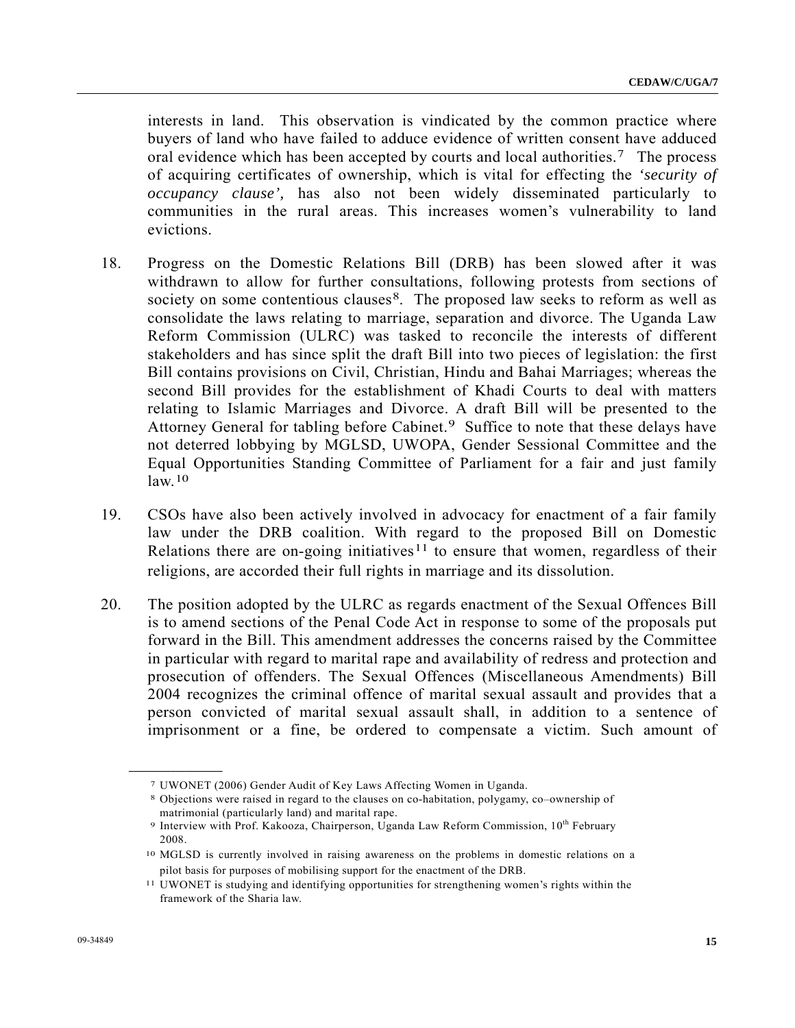interests in land. This observation is vindicated by the common practice where buyers of land who have failed to adduce evidence of written consent have adduced oral evidence which has been accepted by courts and local authorities.[7] The process of acquiring certificates of ownership, which is vital for effecting the *'security of occupancy clause',* has also not been widely disseminated particularly to communities in the rural areas. This increases women's vulnerability to land evictions.

18. Progress on the Domestic Relations Bill (DRB) has been slowed after it was withdrawn to allow for further consultations, following protests from sections of society on some contentious clauses[8]. The proposed law seeks to reform as well as consolidate the laws relating to marriage, separation and divorce. The Uganda Law Reform Commission (ULRC) was tasked to reconcile the interests of different stakeholders and has since split the draft Bill into two pieces of legislation: the first Bill contains provisions on Civil, Christian, Hindu and Bahai Marriages; whereas the second Bill provides for the establishment of Khadi Courts to deal with matters relating to Islamic Marriages and Divorce. A draft Bill will be presented to the Attorney General for tabling before Cabinet.[9] Suffice to note that these delays have not deterred lobbying by MGLSD, UWOPA, Gender Sessional Committee and the Equal Opportunities Standing Committee of Parliament for a fair and just family law.[10]

19. CSOs have also been actively involved in advocacy for enactment of a fair family law under the DRB coalition. With regard to the proposed Bill on Domestic Relations there are on-going initiatives[11] to ensure that women, regardless of their religions, are accorded their full rights in marriage and its dissolution.

20. The position adopted by the ULRC as regards enactment of the Sexual Offences Bill is to amend sections of the Penal Code Act in response to some of the proposals put forward in the Bill. This amendment addresses the concerns raised by the Committee in particular with regard to marital rape and availability of redress and protection and prosecution of offenders. The Sexual Offences (Miscellaneous Amendments) Bill 2004 recognizes the criminal offence of marital sexual assault and provides that a person convicted of marital sexual assault shall, in addition to a sentence of imprisonment or a fine, be ordered to compensate a victim. Such amount of

---

[7] UWONET (2006) Gender Audit of Key Laws Affecting Women in Uganda.

[8] Objections were raised in regard to the clauses on co-habitation, polygamy, co–ownership of matrimonial (particularly land) and marital rape.

[9] Interview with Prof. Kakooza, Chairperson, Uganda Law Reform Commission, 10th February 2008.

[10] MGLSD is currently involved in raising awareness on the problems in domestic relations on a pilot basis for purposes of mobilising support for the enactment of the DRB.

[11] UWONET is studying and identifying opportunities for strengthening women's rights within the framework of the Sharia law.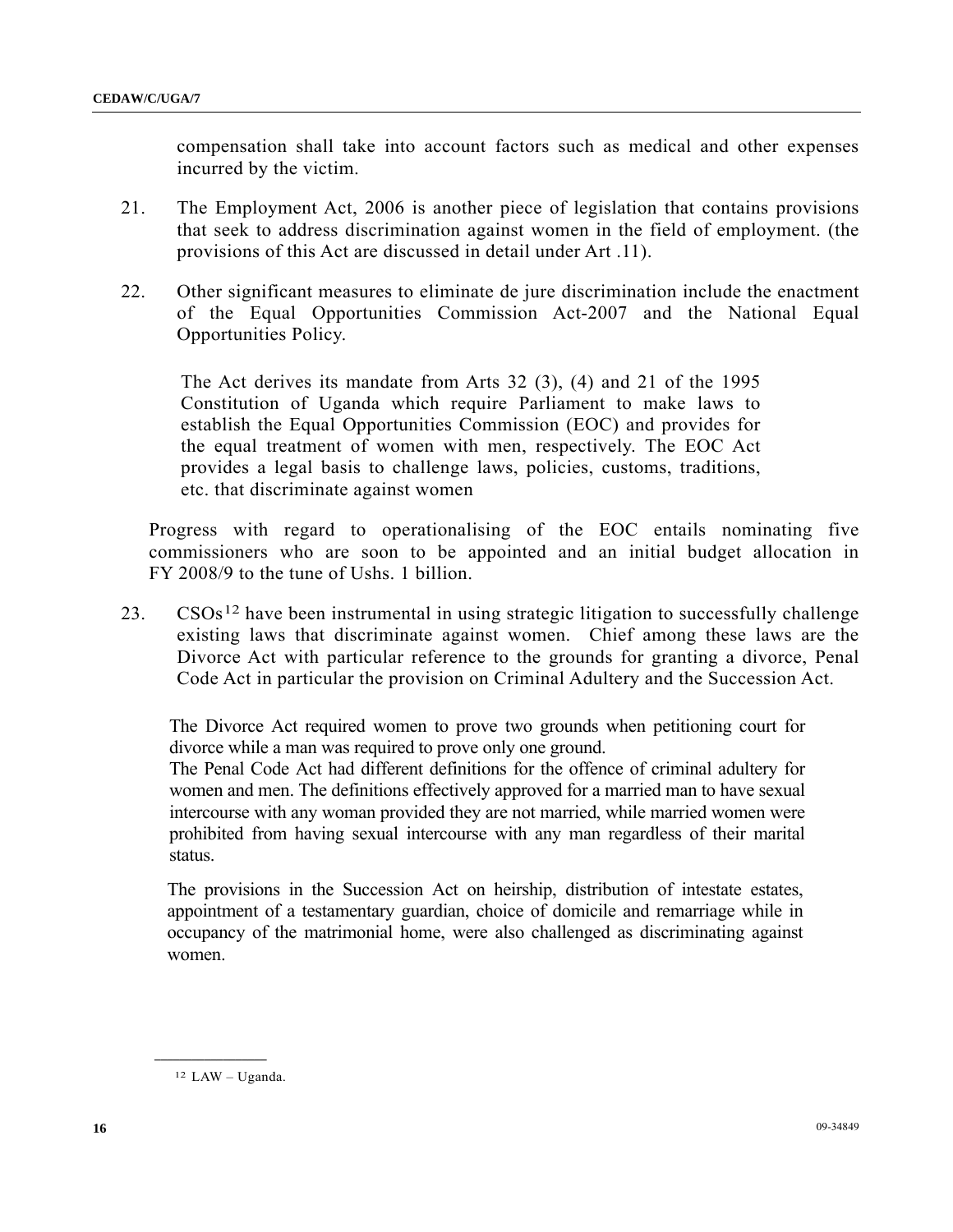compensation shall take into account factors such as medical and other expenses incurred by the victim.

21. The Employment Act, 2006 is another piece of legislation that contains provisions that seek to address discrimination against women in the field of employment. (the provisions of this Act are discussed in detail under Art .11).

22. Other significant measures to eliminate de jure discrimination include the enactment of the Equal Opportunities Commission Act-2007 and the National Equal Opportunities Policy.

> The Act derives its mandate from Arts 32 (3), (4) and 21 of the 1995 Constitution of Uganda which require Parliament to make laws to establish the Equal Opportunities Commission (EOC) and provides for the equal treatment of women with men, respectively. The EOC Act provides a legal basis to challenge laws, policies, customs, traditions, etc. that discriminate against women

Progress with regard to operationalising of the EOC entails nominating five commissioners who are soon to be appointed and an initial budget allocation in FY 2008/9 to the tune of Ushs. 1 billion.

23. CSOs[12] have been instrumental in using strategic litigation to successfully challenge existing laws that discriminate against women. Chief among these laws are the Divorce Act with particular reference to the grounds for granting a divorce, Penal Code Act in particular the provision on Criminal Adultery and the Succession Act.

> The Divorce Act required women to prove two grounds when petitioning court for divorce while a man was required to prove only one ground.
>
> The Penal Code Act had different definitions for the offence of criminal adultery for women and men. The definitions effectively approved for a married man to have sexual intercourse with any woman provided they are not married, while married women were prohibited from having sexual intercourse with any man regardless of their marital status.
>
> The provisions in the Succession Act on heirship, distribution of intestate estates, appointment of a testamentary guardian, choice of domicile and remarriage while in occupancy of the matrimonial home, were also challenged as discriminating against women.

---

[12] LAW – Uganda.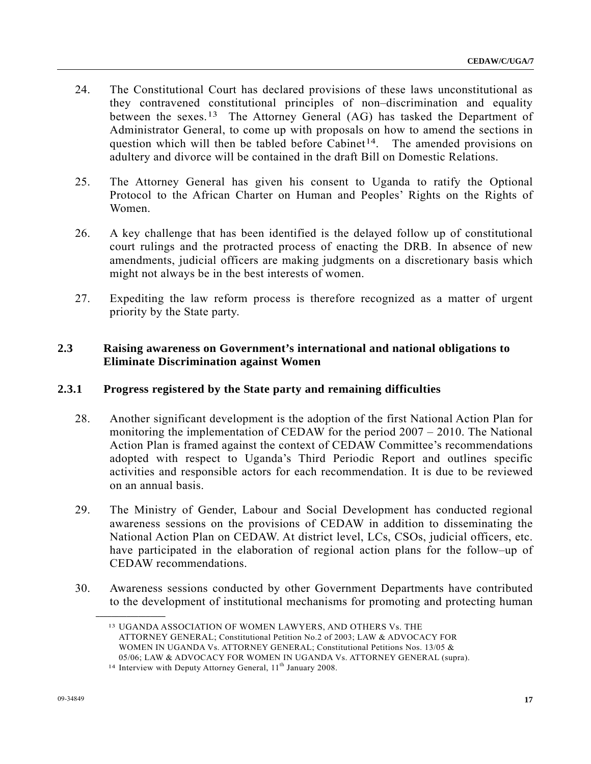24. The Constitutional Court has declared provisions of these laws unconstitutional as they contravened constitutional principles of non–discrimination and equality between the sexes.[13] The Attorney General (AG) has tasked the Department of Administrator General, to come up with proposals on how to amend the sections in question which will then be tabled before Cabinet[14]. The amended provisions on adultery and divorce will be contained in the draft Bill on Domestic Relations.

25. The Attorney General has given his consent to Uganda to ratify the Optional Protocol to the African Charter on Human and Peoples' Rights on the Rights of Women.

26. A key challenge that has been identified is the delayed follow up of constitutional court rulings and the protracted process of enacting the DRB. In absence of new amendments, judicial officers are making judgments on a discretionary basis which might not always be in the best interests of women.

27. Expediting the law reform process is therefore recognized as a matter of urgent priority by the State party.

## 2.3 Raising awareness on Government's international and national obligations to Eliminate Discrimination against Women

### 2.3.1 Progress registered by the State party and remaining difficulties

28. Another significant development is the adoption of the first National Action Plan for monitoring the implementation of CEDAW for the period 2007 – 2010. The National Action Plan is framed against the context of CEDAW Committee's recommendations adopted with respect to Uganda's Third Periodic Report and outlines specific activities and responsible actors for each recommendation. It is due to be reviewed on an annual basis.

29. The Ministry of Gender, Labour and Social Development has conducted regional awareness sessions on the provisions of CEDAW in addition to disseminating the National Action Plan on CEDAW. At district level, LCs, CSOs, judicial officers, etc. have participated in the elaboration of regional action plans for the follow–up of CEDAW recommendations.

30. Awareness sessions conducted by other Government Departments have contributed to the development of institutional mechanisms for promoting and protecting human

---

[13] UGANDA ASSOCIATION OF WOMEN LAWYERS, AND OTHERS Vs. THE ATTORNEY GENERAL; Constitutional Petition No.2 of 2003; LAW & ADVOCACY FOR WOMEN IN UGANDA Vs. ATTORNEY GENERAL; Constitutional Petitions Nos. 13/05 & 05/06; LAW & ADVOCACY FOR WOMEN IN UGANDA Vs. ATTORNEY GENERAL (supra).

[14] Interview with Deputy Attorney General, 11th January 2008.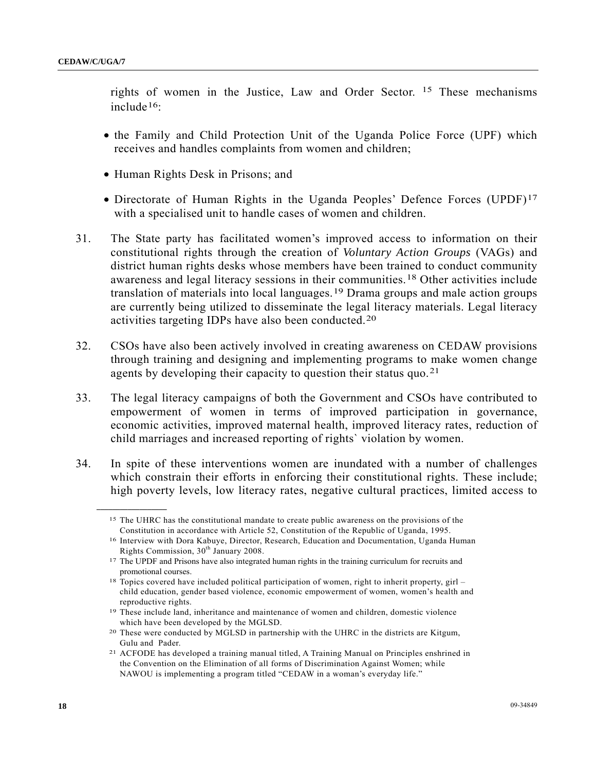rights of women in the Justice, Law and Order Sector.[15] These mechanisms include[16]:

- the Family and Child Protection Unit of the Uganda Police Force (UPF) which receives and handles complaints from women and children;
- Human Rights Desk in Prisons; and
- Directorate of Human Rights in the Uganda Peoples' Defence Forces (UPDF)[17] with a specialised unit to handle cases of women and children.

31. The State party has facilitated women's improved access to information on their constitutional rights through the creation of *Voluntary Action Groups* (VAGs) and district human rights desks whose members have been trained to conduct community awareness and legal literacy sessions in their communities.[18] Other activities include translation of materials into local languages.[19] Drama groups and male action groups are currently being utilized to disseminate the legal literacy materials. Legal literacy activities targeting IDPs have also been conducted.[20]

32. CSOs have also been actively involved in creating awareness on CEDAW provisions through training and designing and implementing programs to make women change agents by developing their capacity to question their status quo.[21]

33. The legal literacy campaigns of both the Government and CSOs have contributed to empowerment of women in terms of improved participation in governance, economic activities, improved maternal health, improved literacy rates, reduction of child marriages and increased reporting of rights` violation by women.

34. In spite of these interventions women are inundated with a number of challenges which constrain their efforts in enforcing their constitutional rights. These include; high poverty levels, low literacy rates, negative cultural practices, limited access to

---

[15] The UHRC has the constitutional mandate to create public awareness on the provisions of the Constitution in accordance with Article 52, Constitution of the Republic of Uganda, 1995.

[16] Interview with Dora Kabuye, Director, Research, Education and Documentation, Uganda Human Rights Commission, 30th January 2008.

[17] The UPDF and Prisons have also integrated human rights in the training curriculum for recruits and promotional courses.

[18] Topics covered have included political participation of women, right to inherit property, girl – child education, gender based violence, economic empowerment of women, women's health and reproductive rights.

[19] These include land, inheritance and maintenance of women and children, domestic violence which have been developed by the MGLSD.

[20] These were conducted by MGLSD in partnership with the UHRC in the districts are Kitgum, Gulu and Pader.

[21] ACFODE has developed a training manual titled, A Training Manual on Principles enshrined in the Convention on the Elimination of all forms of Discrimination Against Women; while NAWOU is implementing a program titled "CEDAW in a woman's everyday life."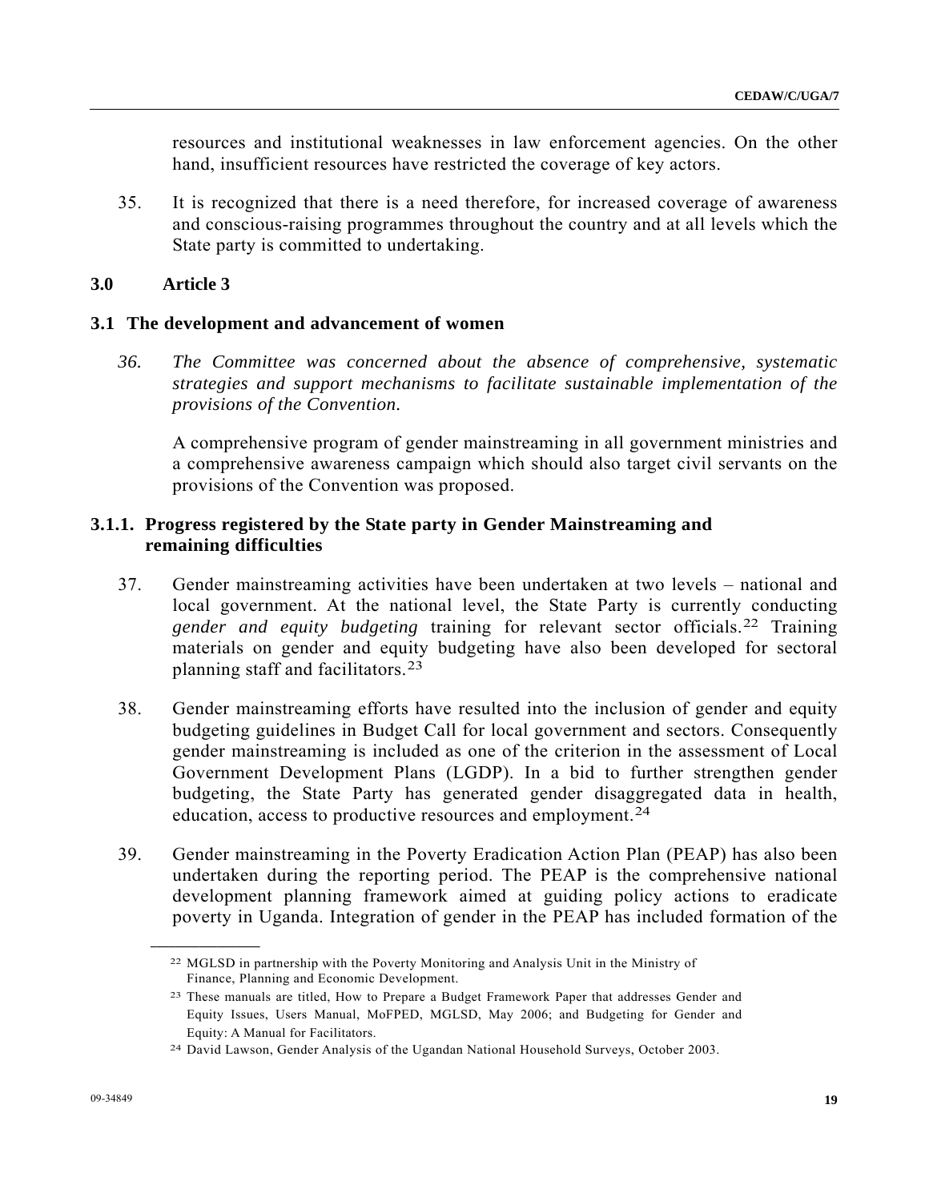resources and institutional weaknesses in law enforcement agencies. On the other hand, insufficient resources have restricted the coverage of key actors.

35. It is recognized that there is a need therefore, for increased coverage of awareness and conscious-raising programmes throughout the country and at all levels which the State party is committed to undertaking.

## 3.0 Article 3

### 3.1 The development and advancement of women

*36. The Committee was concerned about the absence of comprehensive, systematic strategies and support mechanisms to facilitate sustainable implementation of the provisions of the Convention.*

A comprehensive program of gender mainstreaming in all government ministries and a comprehensive awareness campaign which should also target civil servants on the provisions of the Convention was proposed.

#### 3.1.1. Progress registered by the State party in Gender Mainstreaming and remaining difficulties

37. Gender mainstreaming activities have been undertaken at two levels – national and local government. At the national level, the State Party is currently conducting *gender and equity budgeting* training for relevant sector officials.[22] Training materials on gender and equity budgeting have also been developed for sectoral planning staff and facilitators.[23]

38. Gender mainstreaming efforts have resulted into the inclusion of gender and equity budgeting guidelines in Budget Call for local government and sectors. Consequently gender mainstreaming is included as one of the criterion in the assessment of Local Government Development Plans (LGDP). In a bid to further strengthen gender budgeting, the State Party has generated gender disaggregated data in health, education, access to productive resources and employment.[24]

39. Gender mainstreaming in the Poverty Eradication Action Plan (PEAP) has also been undertaken during the reporting period. The PEAP is the comprehensive national development planning framework aimed at guiding policy actions to eradicate poverty in Uganda. Integration of gender in the PEAP has included formation of the

---

[22] MGLSD in partnership with the Poverty Monitoring and Analysis Unit in the Ministry of Finance, Planning and Economic Development.

[23] These manuals are titled, How to Prepare a Budget Framework Paper that addresses Gender and Equity Issues, Users Manual, MoFPED, MGLSD, May 2006; and Budgeting for Gender and Equity: A Manual for Facilitators.

[24] David Lawson, Gender Analysis of the Ugandan National Household Surveys, October 2003.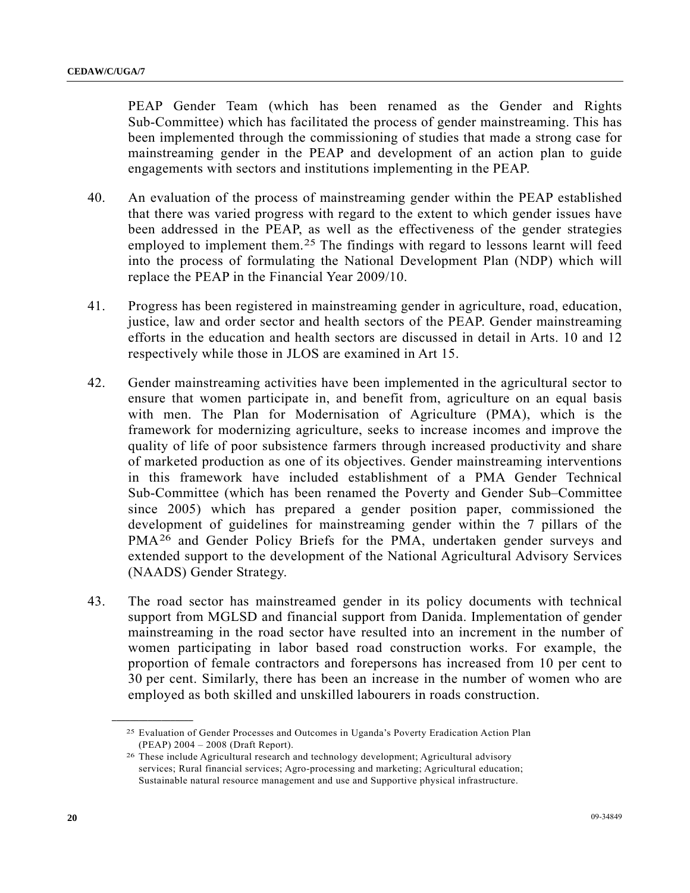PEAP Gender Team (which has been renamed as the Gender and Rights Sub-Committee) which has facilitated the process of gender mainstreaming. This has been implemented through the commissioning of studies that made a strong case for mainstreaming gender in the PEAP and development of an action plan to guide engagements with sectors and institutions implementing in the PEAP.

40. An evaluation of the process of mainstreaming gender within the PEAP established that there was varied progress with regard to the extent to which gender issues have been addressed in the PEAP, as well as the effectiveness of the gender strategies employed to implement them.[25] The findings with regard to lessons learnt will feed into the process of formulating the National Development Plan (NDP) which will replace the PEAP in the Financial Year 2009/10.

41. Progress has been registered in mainstreaming gender in agriculture, road, education, justice, law and order sector and health sectors of the PEAP. Gender mainstreaming efforts in the education and health sectors are discussed in detail in Arts. 10 and 12 respectively while those in JLOS are examined in Art 15.

42. Gender mainstreaming activities have been implemented in the agricultural sector to ensure that women participate in, and benefit from, agriculture on an equal basis with men. The Plan for Modernisation of Agriculture (PMA), which is the framework for modernizing agriculture, seeks to increase incomes and improve the quality of life of poor subsistence farmers through increased productivity and share of marketed production as one of its objectives. Gender mainstreaming interventions in this framework have included establishment of a PMA Gender Technical Sub-Committee (which has been renamed the Poverty and Gender Sub–Committee since 2005) which has prepared a gender position paper, commissioned the development of guidelines for mainstreaming gender within the 7 pillars of the PMA[26] and Gender Policy Briefs for the PMA, undertaken gender surveys and extended support to the development of the National Agricultural Advisory Services (NAADS) Gender Strategy.

43. The road sector has mainstreamed gender in its policy documents with technical support from MGLSD and financial support from Danida. Implementation of gender mainstreaming in the road sector have resulted into an increment in the number of women participating in labor based road construction works. For example, the proportion of female contractors and forepersons has increased from 10 per cent to 30 per cent. Similarly, there has been an increase in the number of women who are employed as both skilled and unskilled labourers in roads construction.

---

[25] Evaluation of Gender Processes and Outcomes in Uganda's Poverty Eradication Action Plan (PEAP) 2004 – 2008 (Draft Report).

[26] These include Agricultural research and technology development; Agricultural advisory services; Rural financial services; Agro-processing and marketing; Agricultural education; Sustainable natural resource management and use and Supportive physical infrastructure.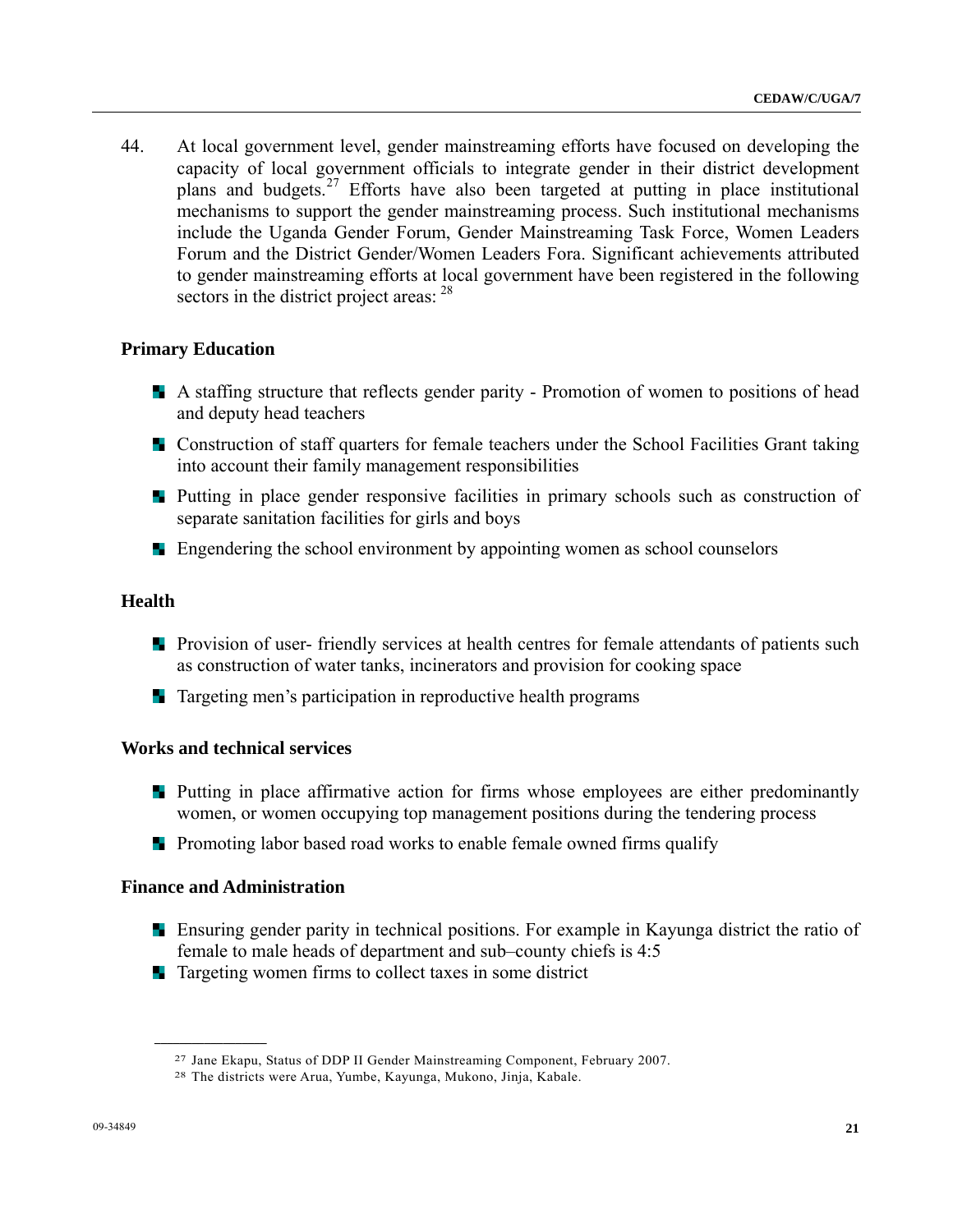44. At local government level, gender mainstreaming efforts have focused on developing the capacity of local government officials to integrate gender in their district development plans and budgets.[27] Efforts have also been targeted at putting in place institutional mechanisms to support the gender mainstreaming process. Such institutional mechanisms include the Uganda Gender Forum, Gender Mainstreaming Task Force, Women Leaders Forum and the District Gender/Women Leaders Fora. Significant achievements attributed to gender mainstreaming efforts at local government have been registered in the following sectors in the district project areas: [28]

**Primary Education**

- A staffing structure that reflects gender parity - Promotion of women to positions of head and deputy head teachers
- Construction of staff quarters for female teachers under the School Facilities Grant taking into account their family management responsibilities
- Putting in place gender responsive facilities in primary schools such as construction of separate sanitation facilities for girls and boys
- Engendering the school environment by appointing women as school counselors

**Health**

- Provision of user- friendly services at health centres for female attendants of patients such as construction of water tanks, incinerators and provision for cooking space
- Targeting men's participation in reproductive health programs

**Works and technical services**

- Putting in place affirmative action for firms whose employees are either predominantly women, or women occupying top management positions during the tendering process
- Promoting labor based road works to enable female owned firms qualify

**Finance and Administration**

- Ensuring gender parity in technical positions. For example in Kayunga district the ratio of female to male heads of department and sub–county chiefs is 4:5
- Targeting women firms to collect taxes in some district

---

[27] Jane Ekapu, Status of DDP II Gender Mainstreaming Component, February 2007.

[28] The districts were Arua, Yumbe, Kayunga, Mukono, Jinja, Kabale.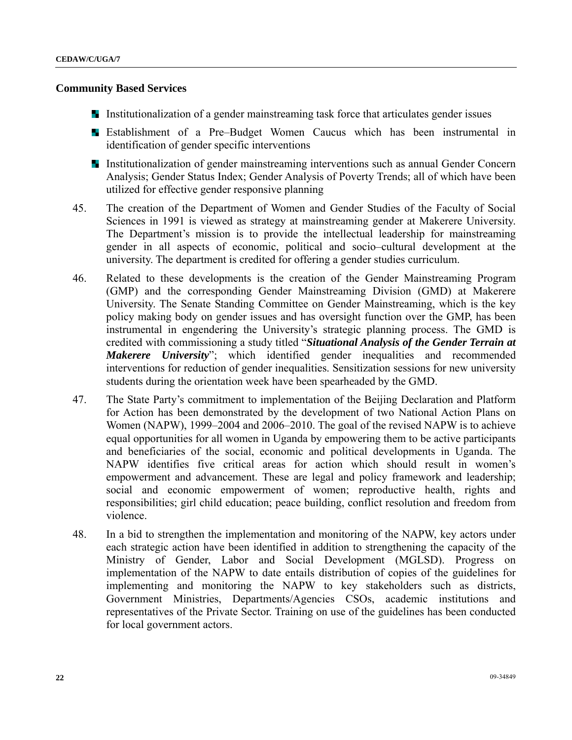**Community Based Services**

- Institutionalization of a gender mainstreaming task force that articulates gender issues
- Establishment of a Pre–Budget Women Caucus which has been instrumental in identification of gender specific interventions
- Institutionalization of gender mainstreaming interventions such as annual Gender Concern Analysis; Gender Status Index; Gender Analysis of Poverty Trends; all of which have been utilized for effective gender responsive planning

45. The creation of the Department of Women and Gender Studies of the Faculty of Social Sciences in 1991 is viewed as strategy at mainstreaming gender at Makerere University. The Department's mission is to provide the intellectual leadership for mainstreaming gender in all aspects of economic, political and socio–cultural development at the university. The department is credited for offering a gender studies curriculum.

46. Related to these developments is the creation of the Gender Mainstreaming Program (GMP) and the corresponding Gender Mainstreaming Division (GMD) at Makerere University. The Senate Standing Committee on Gender Mainstreaming, which is the key policy making body on gender issues and has oversight function over the GMP, has been instrumental in engendering the University's strategic planning process. The GMD is credited with commissioning a study titled "***Situational Analysis of the Gender Terrain at Makerere University***"; which identified gender inequalities and recommended interventions for reduction of gender inequalities. Sensitization sessions for new university students during the orientation week have been spearheaded by the GMD.

47. The State Party's commitment to implementation of the Beijing Declaration and Platform for Action has been demonstrated by the development of two National Action Plans on Women (NAPW), 1999–2004 and 2006–2010. The goal of the revised NAPW is to achieve equal opportunities for all women in Uganda by empowering them to be active participants and beneficiaries of the social, economic and political developments in Uganda. The NAPW identifies five critical areas for action which should result in women's empowerment and advancement. These are legal and policy framework and leadership; social and economic empowerment of women; reproductive health, rights and responsibilities; girl child education; peace building, conflict resolution and freedom from violence.

48. In a bid to strengthen the implementation and monitoring of the NAPW, key actors under each strategic action have been identified in addition to strengthening the capacity of the Ministry of Gender, Labor and Social Development (MGLSD). Progress on implementation of the NAPW to date entails distribution of copies of the guidelines for implementing and monitoring the NAPW to key stakeholders such as districts, Government Ministries, Departments/Agencies CSOs, academic institutions and representatives of the Private Sector. Training on use of the guidelines has been conducted for local government actors.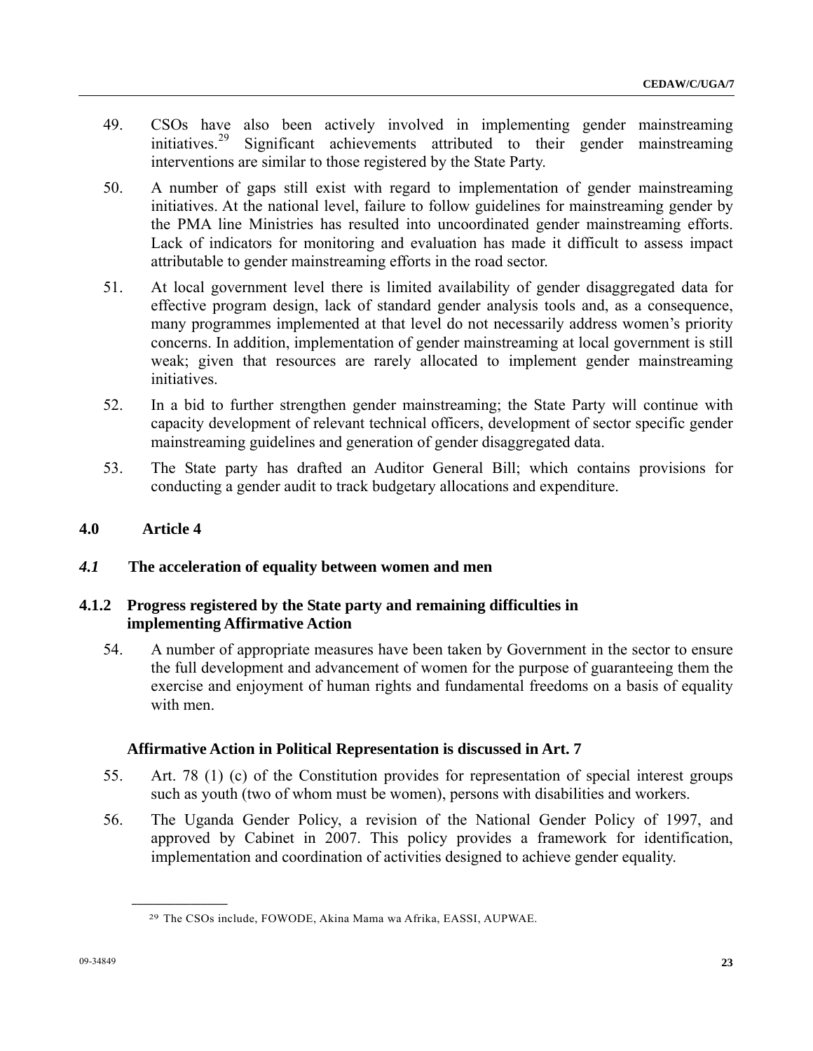49. CSOs have also been actively involved in implementing gender mainstreaming initiatives.[29] Significant achievements attributed to their gender mainstreaming interventions are similar to those registered by the State Party.

50. A number of gaps still exist with regard to implementation of gender mainstreaming initiatives. At the national level, failure to follow guidelines for mainstreaming gender by the PMA line Ministries has resulted into uncoordinated gender mainstreaming efforts. Lack of indicators for monitoring and evaluation has made it difficult to assess impact attributable to gender mainstreaming efforts in the road sector.

51. At local government level there is limited availability of gender disaggregated data for effective program design, lack of standard gender analysis tools and, as a consequence, many programmes implemented at that level do not necessarily address women's priority concerns. In addition, implementation of gender mainstreaming at local government is still weak; given that resources are rarely allocated to implement gender mainstreaming initiatives.

52. In a bid to further strengthen gender mainstreaming; the State Party will continue with capacity development of relevant technical officers, development of sector specific gender mainstreaming guidelines and generation of gender disaggregated data.

53. The State party has drafted an Auditor General Bill; which contains provisions for conducting a gender audit to track budgetary allocations and expenditure.

## 4.0 Article 4

### *4.1* The acceleration of equality between women and men

### 4.1.2 Progress registered by the State party and remaining difficulties in implementing Affirmative Action

54. A number of appropriate measures have been taken by Government in the sector to ensure the full development and advancement of women for the purpose of guaranteeing them the exercise and enjoyment of human rights and fundamental freedoms on a basis of equality with men.

**Affirmative Action in Political Representation is discussed in Art. 7**

55. Art. 78 (1) (c) of the Constitution provides for representation of special interest groups such as youth (two of whom must be women), persons with disabilities and workers.

56. The Uganda Gender Policy, a revision of the National Gender Policy of 1997, and approved by Cabinet in 2007. This policy provides a framework for identification, implementation and coordination of activities designed to achieve gender equality.

---

[29] The CSOs include, FOWODE, Akina Mama wa Afrika, EASSI, AUPWAE.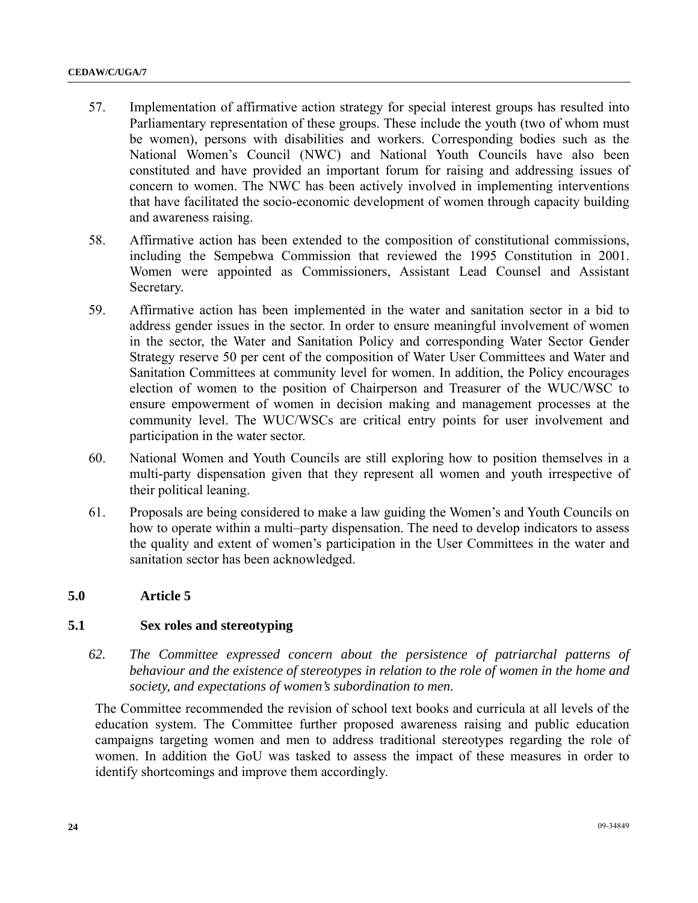57. Implementation of affirmative action strategy for special interest groups has resulted into Parliamentary representation of these groups. These include the youth (two of whom must be women), persons with disabilities and workers. Corresponding bodies such as the National Women's Council (NWC) and National Youth Councils have also been constituted and have provided an important forum for raising and addressing issues of concern to women. The NWC has been actively involved in implementing interventions that have facilitated the socio-economic development of women through capacity building and awareness raising.

58. Affirmative action has been extended to the composition of constitutional commissions, including the Sempebwa Commission that reviewed the 1995 Constitution in 2001. Women were appointed as Commissioners, Assistant Lead Counsel and Assistant Secretary.

59. Affirmative action has been implemented in the water and sanitation sector in a bid to address gender issues in the sector. In order to ensure meaningful involvement of women in the sector, the Water and Sanitation Policy and corresponding Water Sector Gender Strategy reserve 50 per cent of the composition of Water User Committees and Water and Sanitation Committees at community level for women. In addition, the Policy encourages election of women to the position of Chairperson and Treasurer of the WUC/WSC to ensure empowerment of women in decision making and management processes at the community level. The WUC/WSCs are critical entry points for user involvement and participation in the water sector.

60. National Women and Youth Councils are still exploring how to position themselves in a multi-party dispensation given that they represent all women and youth irrespective of their political leaning.

61. Proposals are being considered to make a law guiding the Women's and Youth Councils on how to operate within a multi–party dispensation. The need to develop indicators to assess the quality and extent of women's participation in the User Committees in the water and sanitation sector has been acknowledged.

## 5.0 Article 5

### 5.1 Sex roles and stereotyping

*62. The Committee expressed concern about the persistence of patriarchal patterns of behaviour and the existence of stereotypes in relation to the role of women in the home and society, and expectations of women's subordination to men.*

The Committee recommended the revision of school text books and curricula at all levels of the education system. The Committee further proposed awareness raising and public education campaigns targeting women and men to address traditional stereotypes regarding the role of women. In addition the GoU was tasked to assess the impact of these measures in order to identify shortcomings and improve them accordingly.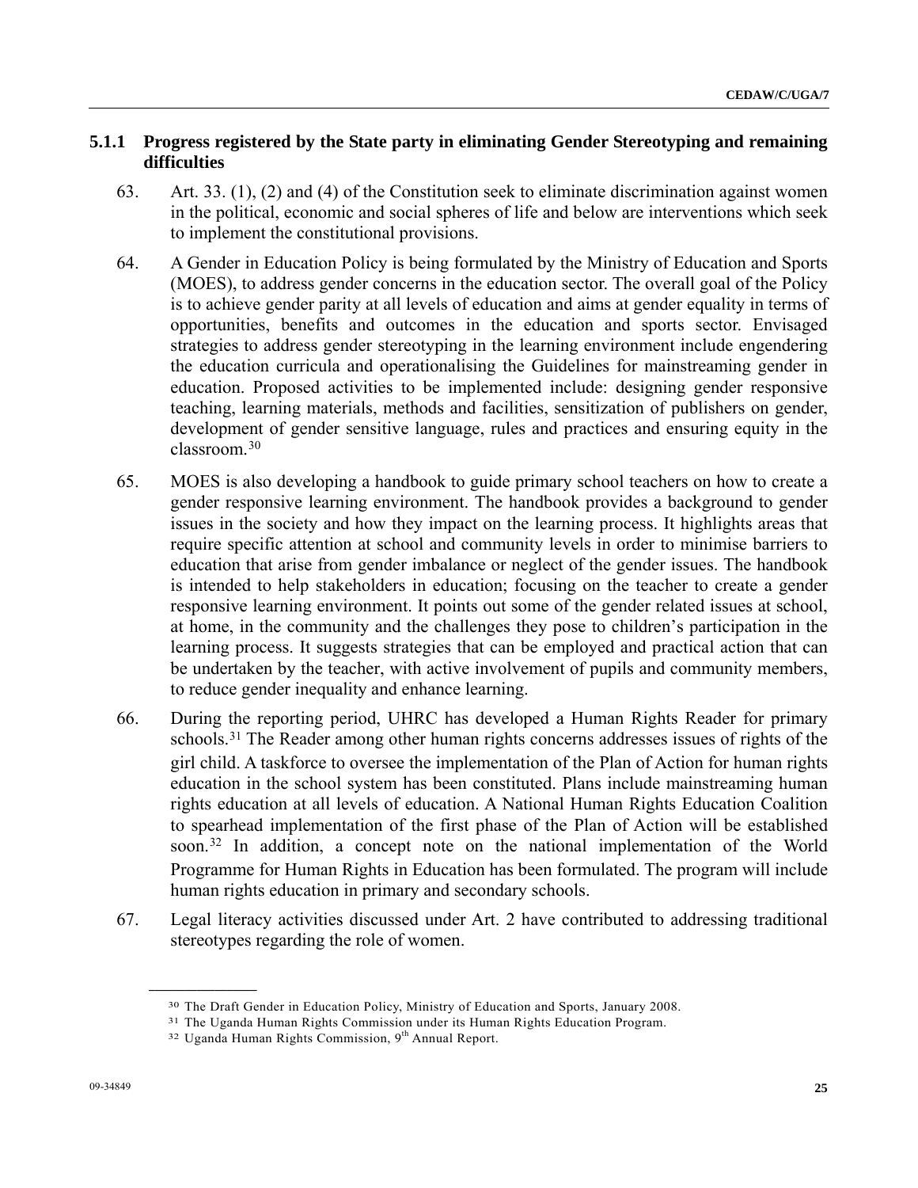### 5.1.1 Progress registered by the State party in eliminating Gender Stereotyping and remaining difficulties

63. Art. 33. (1), (2) and (4) of the Constitution seek to eliminate discrimination against women in the political, economic and social spheres of life and below are interventions which seek to implement the constitutional provisions.

64. A Gender in Education Policy is being formulated by the Ministry of Education and Sports (MOES), to address gender concerns in the education sector. The overall goal of the Policy is to achieve gender parity at all levels of education and aims at gender equality in terms of opportunities, benefits and outcomes in the education and sports sector. Envisaged strategies to address gender stereotyping in the learning environment include engendering the education curricula and operationalising the Guidelines for mainstreaming gender in education. Proposed activities to be implemented include: designing gender responsive teaching, learning materials, methods and facilities, sensitization of publishers on gender, development of gender sensitive language, rules and practices and ensuring equity in the classroom.[30]

65. MOES is also developing a handbook to guide primary school teachers on how to create a gender responsive learning environment. The handbook provides a background to gender issues in the society and how they impact on the learning process. It highlights areas that require specific attention at school and community levels in order to minimise barriers to education that arise from gender imbalance or neglect of the gender issues. The handbook is intended to help stakeholders in education; focusing on the teacher to create a gender responsive learning environment. It points out some of the gender related issues at school, at home, in the community and the challenges they pose to children's participation in the learning process. It suggests strategies that can be employed and practical action that can be undertaken by the teacher, with active involvement of pupils and community members, to reduce gender inequality and enhance learning.

66. During the reporting period, UHRC has developed a Human Rights Reader for primary schools.[31] The Reader among other human rights concerns addresses issues of rights of the girl child. A taskforce to oversee the implementation of the Plan of Action for human rights education in the school system has been constituted. Plans include mainstreaming human rights education at all levels of education. A National Human Rights Education Coalition to spearhead implementation of the first phase of the Plan of Action will be established soon.[32] In addition, a concept note on the national implementation of the World Programme for Human Rights in Education has been formulated. The program will include human rights education in primary and secondary schools.

67. Legal literacy activities discussed under Art. 2 have contributed to addressing traditional stereotypes regarding the role of women.

---

[30] The Draft Gender in Education Policy, Ministry of Education and Sports, January 2008.

[31] The Uganda Human Rights Commission under its Human Rights Education Program.

[32] Uganda Human Rights Commission, 9th Annual Report.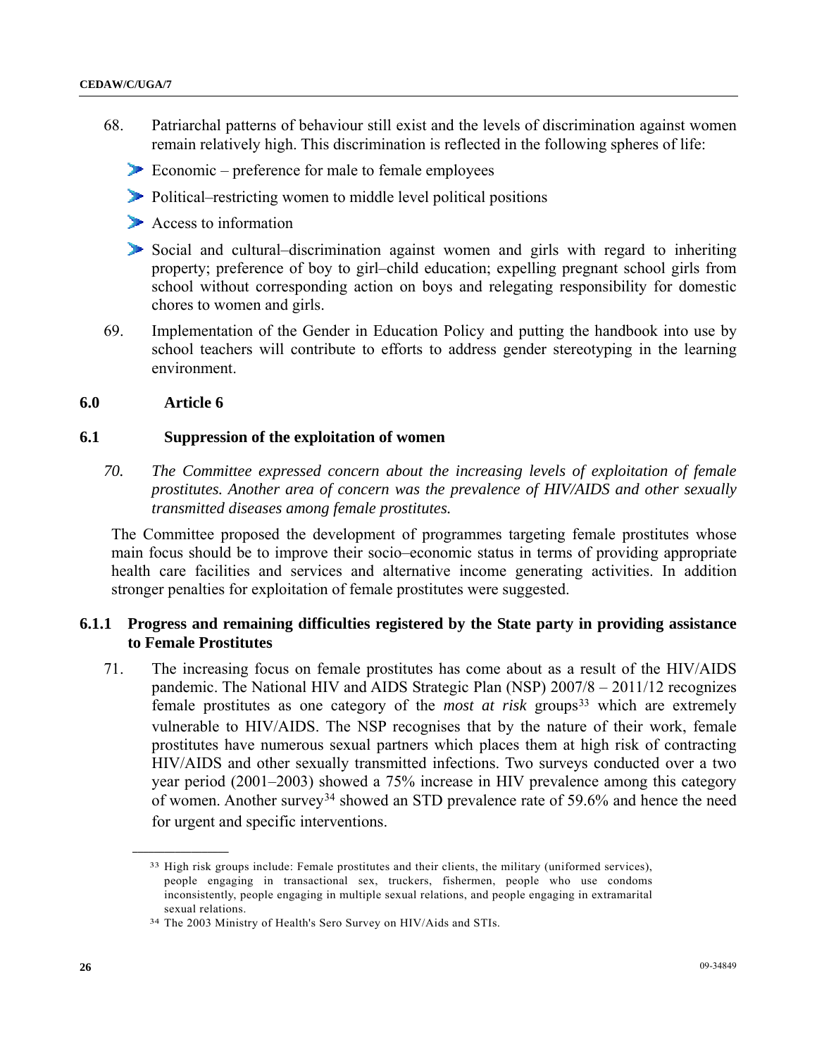68. Patriarchal patterns of behaviour still exist and the levels of discrimination against women remain relatively high. This discrimination is reflected in the following spheres of life:

- Economic – preference for male to female employees
- Political–restricting women to middle level political positions
- Access to information
- Social and cultural–discrimination against women and girls with regard to inheriting property; preference of boy to girl–child education; expelling pregnant school girls from school without corresponding action on boys and relegating responsibility for domestic chores to women and girls.

69. Implementation of the Gender in Education Policy and putting the handbook into use by school teachers will contribute to efforts to address gender stereotyping in the learning environment.

## 6.0 Article 6

### 6.1 Suppression of the exploitation of women

*70. The Committee expressed concern about the increasing levels of exploitation of female prostitutes. Another area of concern was the prevalence of HIV/AIDS and other sexually transmitted diseases among female prostitutes.*

The Committee proposed the development of programmes targeting female prostitutes whose main focus should be to improve their socio–economic status in terms of providing appropriate health care facilities and services and alternative income generating activities. In addition stronger penalties for exploitation of female prostitutes were suggested.

#### 6.1.1 Progress and remaining difficulties registered by the State party in providing assistance to Female Prostitutes

71. The increasing focus on female prostitutes has come about as a result of the HIV/AIDS pandemic. The National HIV and AIDS Strategic Plan (NSP) 2007/8 – 2011/12 recognizes female prostitutes as one category of the *most at risk* groups[33] which are extremely vulnerable to HIV/AIDS. The NSP recognises that by the nature of their work, female prostitutes have numerous sexual partners which places them at high risk of contracting HIV/AIDS and other sexually transmitted infections. Two surveys conducted over a two year period (2001–2003) showed a 75% increase in HIV prevalence among this category of women. Another survey[34] showed an STD prevalence rate of 59.6% and hence the need for urgent and specific interventions.

---

[33] High risk groups include: Female prostitutes and their clients, the military (uniformed services), people engaging in transactional sex, truckers, fishermen, people who use condoms inconsistently, people engaging in multiple sexual relations, and people engaging in extramarital sexual relations.

[34] The 2003 Ministry of Health's Sero Survey on HIV/Aids and STIs.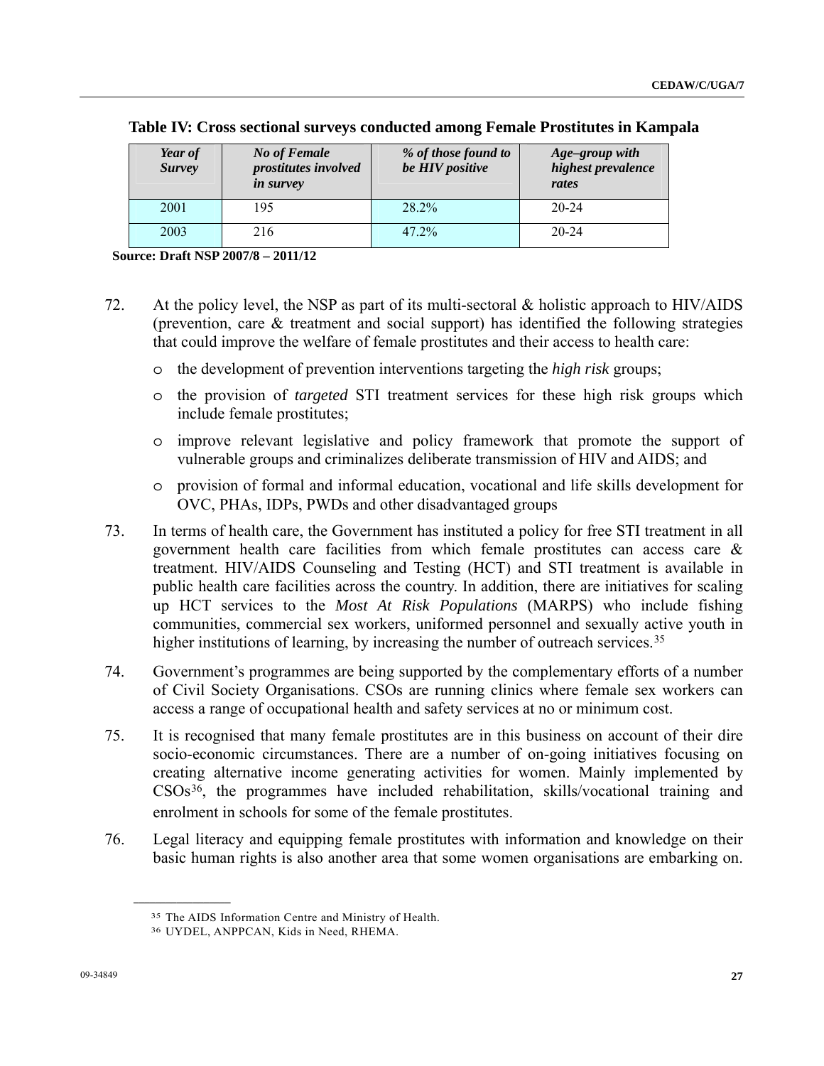**Table IV: Cross sectional surveys conducted among Female Prostitutes in Kampala**

| *Year of Survey* | *No of Female prostitutes involved in survey* | *% of those found to be HIV positive* | *Age–group with highest prevalence rates* |
|---|---|---|---|
| 2001 | 195 | 28.2% | 20-24 |
| 2003 | 216 | 47.2% | 20-24 |

**Source: Draft NSP 2007/8 – 2011/12**

72. At the policy level, the NSP as part of its multi-sectoral & holistic approach to HIV/AIDS (prevention, care & treatment and social support) has identified the following strategies that could improve the welfare of female prostitutes and their access to health care:

   - the development of prevention interventions targeting the *high risk* groups;
   - the provision of *targeted* STI treatment services for these high risk groups which include female prostitutes;
   - improve relevant legislative and policy framework that promote the support of vulnerable groups and criminalizes deliberate transmission of HIV and AIDS; and
   - provision of formal and informal education, vocational and life skills development for OVC, PHAs, IDPs, PWDs and other disadvantaged groups

73. In terms of health care, the Government has instituted a policy for free STI treatment in all government health care facilities from which female prostitutes can access care & treatment. HIV/AIDS Counseling and Testing (HCT) and STI treatment is available in public health care facilities across the country. In addition, there are initiatives for scaling up HCT services to the *Most At Risk Populations* (MARPS) who include fishing communities, commercial sex workers, uniformed personnel and sexually active youth in higher institutions of learning, by increasing the number of outreach services.[35]

74. Government's programmes are being supported by the complementary efforts of a number of Civil Society Organisations. CSOs are running clinics where female sex workers can access a range of occupational health and safety services at no or minimum cost.

75. It is recognised that many female prostitutes are in this business on account of their dire socio-economic circumstances. There are a number of on-going initiatives focusing on creating alternative income generating activities for women. Mainly implemented by CSOs[36], the programmes have included rehabilitation, skills/vocational training and enrolment in schools for some of the female prostitutes.

76. Legal literacy and equipping female prostitutes with information and knowledge on their basic human rights is also another area that some women organisations are embarking on.

---

[35] The AIDS Information Centre and Ministry of Health.

[36] UYDEL, ANPPCAN, Kids in Need, RHEMA.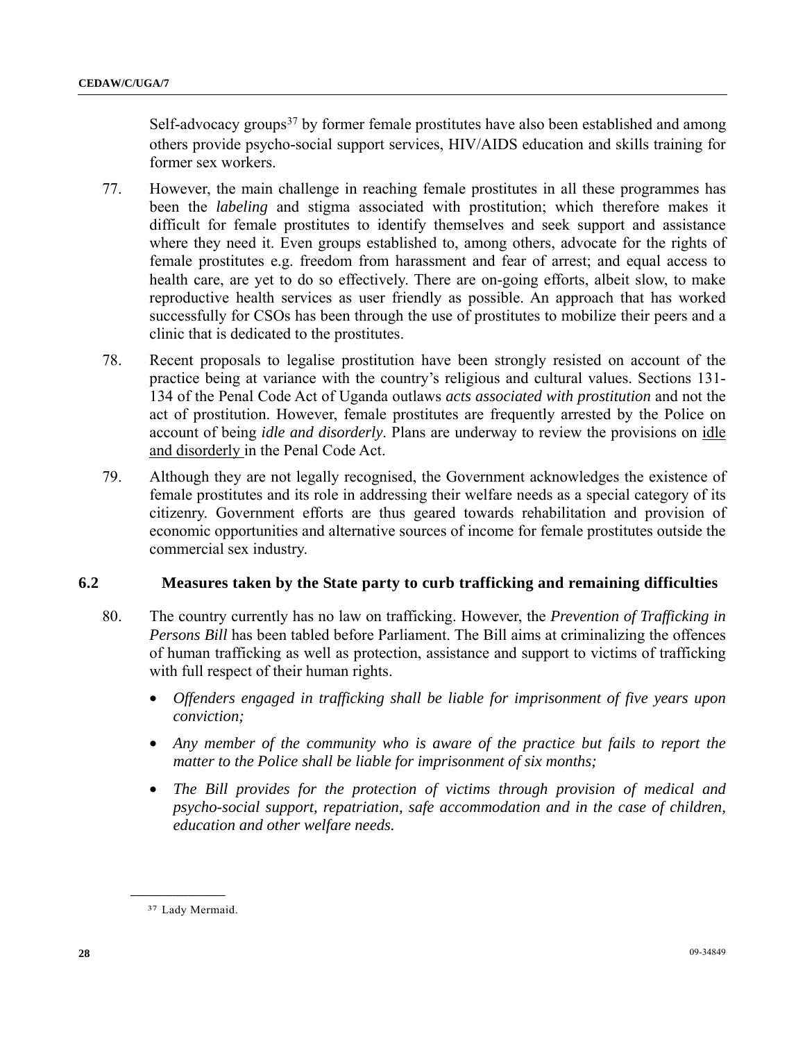Self-advocacy groups[37] by former female prostitutes have also been established and among others provide psycho-social support services, HIV/AIDS education and skills training for former sex workers.

77. However, the main challenge in reaching female prostitutes in all these programmes has been the *labeling* and stigma associated with prostitution; which therefore makes it difficult for female prostitutes to identify themselves and seek support and assistance where they need it. Even groups established to, among others, advocate for the rights of female prostitutes e.g. freedom from harassment and fear of arrest; and equal access to health care, are yet to do so effectively. There are on-going efforts, albeit slow, to make reproductive health services as user friendly as possible. An approach that has worked successfully for CSOs has been through the use of prostitutes to mobilize their peers and a clinic that is dedicated to the prostitutes.

78. Recent proposals to legalise prostitution have been strongly resisted on account of the practice being at variance with the country's religious and cultural values. Sections 131-134 of the Penal Code Act of Uganda outlaws *acts associated with prostitution* and not the act of prostitution. However, female prostitutes are frequently arrested by the Police on account of being *idle and disorderly*. Plans are underway to review the provisions on <u>idle and disorderly</u> in the Penal Code Act.

79. Although they are not legally recognised, the Government acknowledges the existence of female prostitutes and its role in addressing their welfare needs as a special category of its citizenry. Government efforts are thus geared towards rehabilitation and provision of economic opportunities and alternative sources of income for female prostitutes outside the commercial sex industry.

## 6.2 Measures taken by the State party to curb trafficking and remaining difficulties

80. The country currently has no law on trafficking. However, the *Prevention of Trafficking in Persons Bill* has been tabled before Parliament. The Bill aims at criminalizing the offences of human trafficking as well as protection, assistance and support to victims of trafficking with full respect of their human rights.

- ***Offenders engaged in trafficking shall be liable for imprisonment of five years upon conviction;***
- ***Any member of the community who is aware of the practice but fails to report the matter to the Police shall be liable for imprisonment of six months;***
- ***The Bill provides for the protection of victims through provision of medical and psycho-social support, repatriation, safe accommodation and in the case of children, education and other welfare needs.***

---

[37] Lady Mermaid.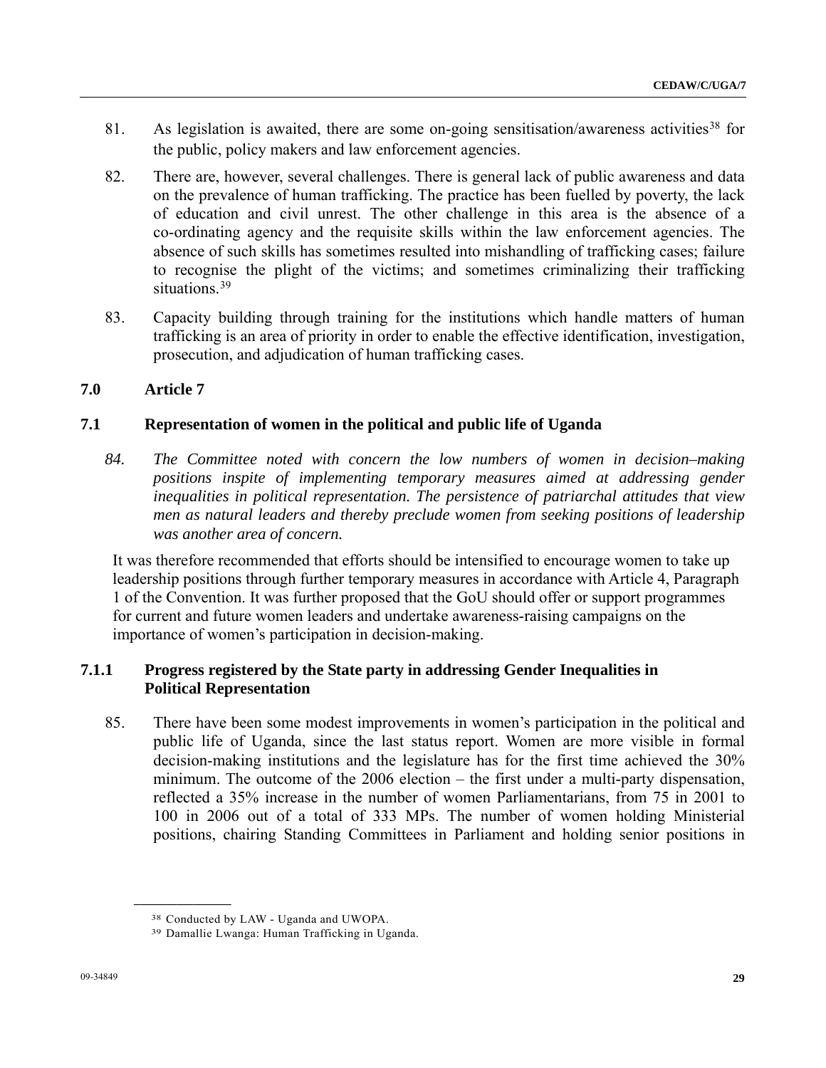81. As legislation is awaited, there are some on-going sensitisation/awareness activities[38] for the public, policy makers and law enforcement agencies.

82. There are, however, several challenges. There is general lack of public awareness and data on the prevalence of human trafficking. The practice has been fuelled by poverty, the lack of education and civil unrest. The other challenge in this area is the absence of a co-ordinating agency and the requisite skills within the law enforcement agencies. The absence of such skills has sometimes resulted into mishandling of trafficking cases; failure to recognise the plight of the victims; and sometimes criminalizing their trafficking situations.[39]

83. Capacity building through training for the institutions which handle matters of human trafficking is an area of priority in order to enable the effective identification, investigation, prosecution, and adjudication of human trafficking cases.

## 7.0 Article 7

### 7.1 Representation of women in the political and public life of Uganda

*84. The Committee noted with concern the low numbers of women in decision–making positions inspite of implementing temporary measures aimed at addressing gender inequalities in political representation. The persistence of patriarchal attitudes that view men as natural leaders and thereby preclude women from seeking positions of leadership was another area of concern.*

It was therefore recommended that efforts should be intensified to encourage women to take up leadership positions through further temporary measures in accordance with Article 4, Paragraph 1 of the Convention. It was further proposed that the GoU should offer or support programmes for current and future women leaders and undertake awareness-raising campaigns on the importance of women's participation in decision-making.

#### 7.1.1 Progress registered by the State party in addressing Gender Inequalities in Political Representation

85. There have been some modest improvements in women's participation in the political and public life of Uganda, since the last status report. Women are more visible in formal decision-making institutions and the legislature has for the first time achieved the 30% minimum. The outcome of the 2006 election – the first under a multi-party dispensation, reflected a 35% increase in the number of women Parliamentarians, from 75 in 2001 to 100 in 2006 out of a total of 333 MPs. The number of women holding Ministerial positions, chairing Standing Committees in Parliament and holding senior positions in

---

[38] Conducted by LAW - Uganda and UWOPA.

[39] Damallie Lwanga: Human Trafficking in Uganda.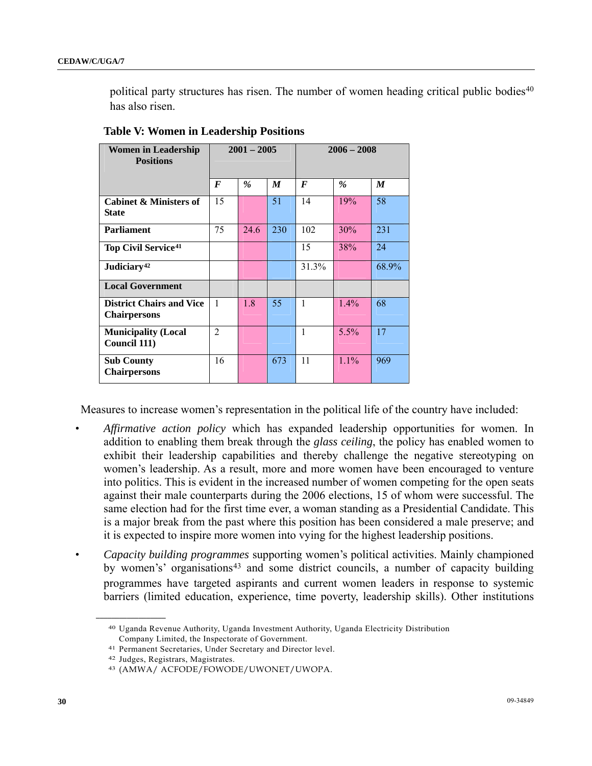political party structures has risen. The number of women heading critical public bodies[40] has also risen.

**Table V: Women in Leadership Positions**

| Women in Leadership Positions | 2001 – 2005 | | | 2006 – 2008 | | |
|---|---|---|---|---|---|---|
| | ***F*** | ***%*** | ***M*** | ***F*** | ***%*** | ***M*** |
| **Cabinet & Ministers of State** | 15 | | 51 | 14 | 19% | 58 |
| **Parliament** | 75 | 24.6 | 230 | 102 | 30% | 231 |
| **Top Civil Service**[41] | | | | 15 | 38% | 24 |
| **Judiciary**[42] | | | | 31.3% | | 68.9% |
| **Local Government** | | | | | | |
| **District Chairs and Vice Chairpersons** | 1 | 1.8 | 55 | 1 | 1.4% | 68 |
| **Municipality (Local Council 111)** | 2 | | | 1 | 5.5% | 17 |
| **Sub County Chairpersons** | 16 | | 673 | 11 | 1.1% | 969 |

Measures to increase women's representation in the political life of the country have included:

- *Affirmative action policy* which has expanded leadership opportunities for women. In addition to enabling them break through the *glass ceiling*, the policy has enabled women to exhibit their leadership capabilities and thereby challenge the negative stereotyping on women's leadership. As a result, more and more women have been encouraged to venture into politics. This is evident in the increased number of women competing for the open seats against their male counterparts during the 2006 elections, 15 of whom were successful. The same election had for the first time ever, a woman standing as a Presidential Candidate. This is a major break from the past where this position has been considered a male preserve; and it is expected to inspire more women into vying for the highest leadership positions.
- *Capacity building programmes* supporting women's political activities. Mainly championed by women's' organisations[43] and some district councils, a number of capacity building programmes have targeted aspirants and current women leaders in response to systemic barriers (limited education, experience, time poverty, leadership skills). Other institutions

---

[40] Uganda Revenue Authority, Uganda Investment Authority, Uganda Electricity Distribution Company Limited, the Inspectorate of Government.

[41] Permanent Secretaries, Under Secretary and Director level.

[42] Judges, Registrars, Magistrates.

[43] (AMWA/ ACFODE/FOWODE/UWONET/UWOPA.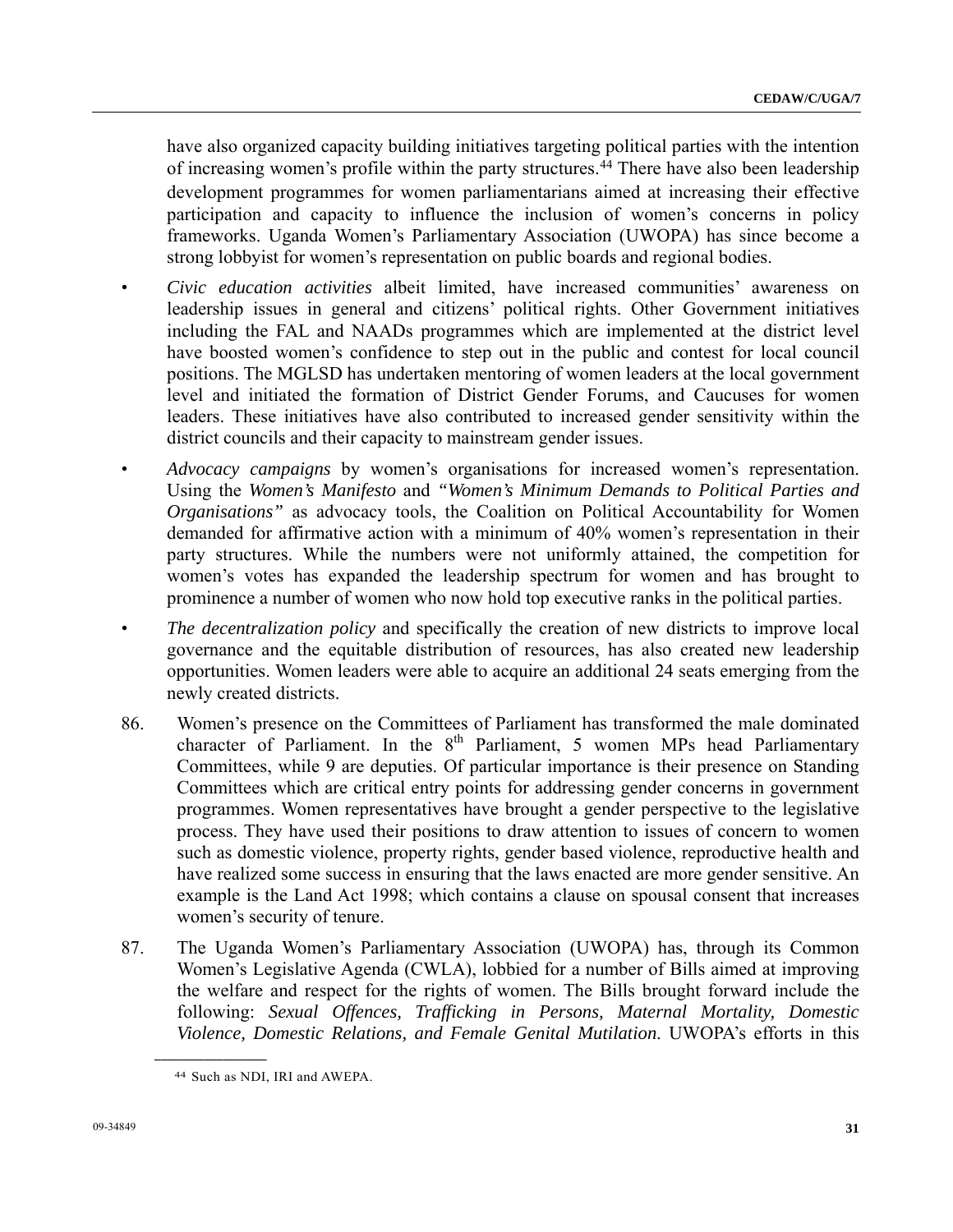have also organized capacity building initiatives targeting political parties with the intention of increasing women's profile within the party structures.[44] There have also been leadership development programmes for women parliamentarians aimed at increasing their effective participation and capacity to influence the inclusion of women's concerns in policy frameworks. Uganda Women's Parliamentary Association (UWOPA) has since become a strong lobbyist for women's representation on public boards and regional bodies.

- *Civic education activities* albeit limited, have increased communities' awareness on leadership issues in general and citizens' political rights. Other Government initiatives including the FAL and NAADs programmes which are implemented at the district level have boosted women's confidence to step out in the public and contest for local council positions. The MGLSD has undertaken mentoring of women leaders at the local government level and initiated the formation of District Gender Forums, and Caucuses for women leaders. These initiatives have also contributed to increased gender sensitivity within the district councils and their capacity to mainstream gender issues.
- *Advocacy campaigns* by women's organisations for increased women's representation. Using the *Women's Manifesto* and *"Women's Minimum Demands to Political Parties and Organisations"* as advocacy tools, the Coalition on Political Accountability for Women demanded for affirmative action with a minimum of 40% women's representation in their party structures. While the numbers were not uniformly attained, the competition for women's votes has expanded the leadership spectrum for women and has brought to prominence a number of women who now hold top executive ranks in the political parties.
- *The decentralization policy* and specifically the creation of new districts to improve local governance and the equitable distribution of resources, has also created new leadership opportunities. Women leaders were able to acquire an additional 24 seats emerging from the newly created districts.

86. Women's presence on the Committees of Parliament has transformed the male dominated character of Parliament. In the 8th Parliament, 5 women MPs head Parliamentary Committees, while 9 are deputies. Of particular importance is their presence on Standing Committees which are critical entry points for addressing gender concerns in government programmes. Women representatives have brought a gender perspective to the legislative process. They have used their positions to draw attention to issues of concern to women such as domestic violence, property rights, gender based violence, reproductive health and have realized some success in ensuring that the laws enacted are more gender sensitive. An example is the Land Act 1998; which contains a clause on spousal consent that increases women's security of tenure.

87. The Uganda Women's Parliamentary Association (UWOPA) has, through its Common Women's Legislative Agenda (CWLA), lobbied for a number of Bills aimed at improving the welfare and respect for the rights of women. The Bills brought forward include the following: *Sexual Offences, Trafficking in Persons, Maternal Mortality, Domestic Violence, Domestic Relations, and Female Genital Mutilation.* UWOPA's efforts in this

---

[44] Such as NDI, IRI and AWEPA.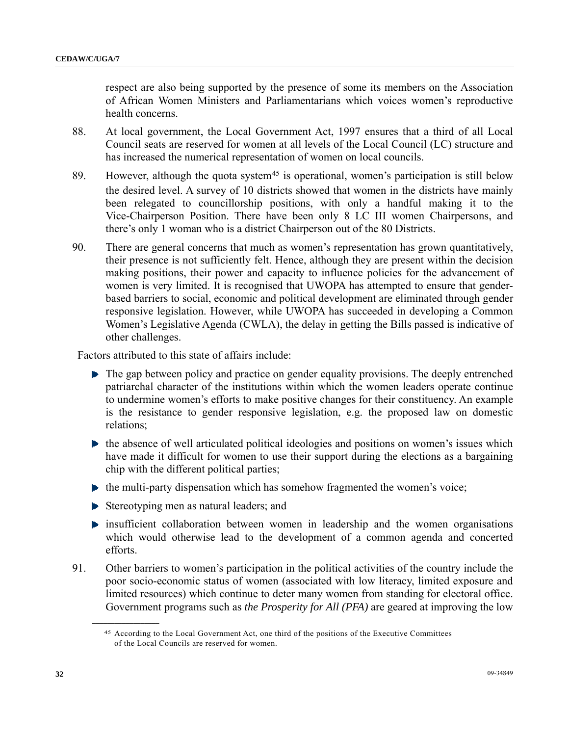respect are also being supported by the presence of some its members on the Association of African Women Ministers and Parliamentarians which voices women's reproductive health concerns.

88. At local government, the Local Government Act, 1997 ensures that a third of all Local Council seats are reserved for women at all levels of the Local Council (LC) structure and has increased the numerical representation of women on local councils.

89. However, although the quota system[45] is operational, women's participation is still below the desired level. A survey of 10 districts showed that women in the districts have mainly been relegated to councillorship positions, with only a handful making it to the Vice-Chairperson Position. There have been only 8 LC III women Chairpersons, and there's only 1 woman who is a district Chairperson out of the 80 Districts.

90. There are general concerns that much as women's representation has grown quantitatively, their presence is not sufficiently felt. Hence, although they are present within the decision making positions, their power and capacity to influence policies for the advancement of women is very limited. It is recognised that UWOPA has attempted to ensure that gender-based barriers to social, economic and political development are eliminated through gender responsive legislation. However, while UWOPA has succeeded in developing a Common Women's Legislative Agenda (CWLA), the delay in getting the Bills passed is indicative of other challenges.

Factors attributed to this state of affairs include:

- The gap between policy and practice on gender equality provisions. The deeply entrenched patriarchal character of the institutions within which the women leaders operate continue to undermine women's efforts to make positive changes for their constituency. An example is the resistance to gender responsive legislation, e.g. the proposed law on domestic relations;
- the absence of well articulated political ideologies and positions on women's issues which have made it difficult for women to use their support during the elections as a bargaining chip with the different political parties;
- the multi-party dispensation which has somehow fragmented the women's voice;
- Stereotyping men as natural leaders; and
- insufficient collaboration between women in leadership and the women organisations which would otherwise lead to the development of a common agenda and concerted efforts.

91. Other barriers to women's participation in the political activities of the country include the poor socio-economic status of women (associated with low literacy, limited exposure and limited resources) which continue to deter many women from standing for electoral office. Government programs such as *the Prosperity for All (PFA)* are geared at improving the low

[45] According to the Local Government Act, one third of the positions of the Executive Committees of the Local Councils are reserved for women.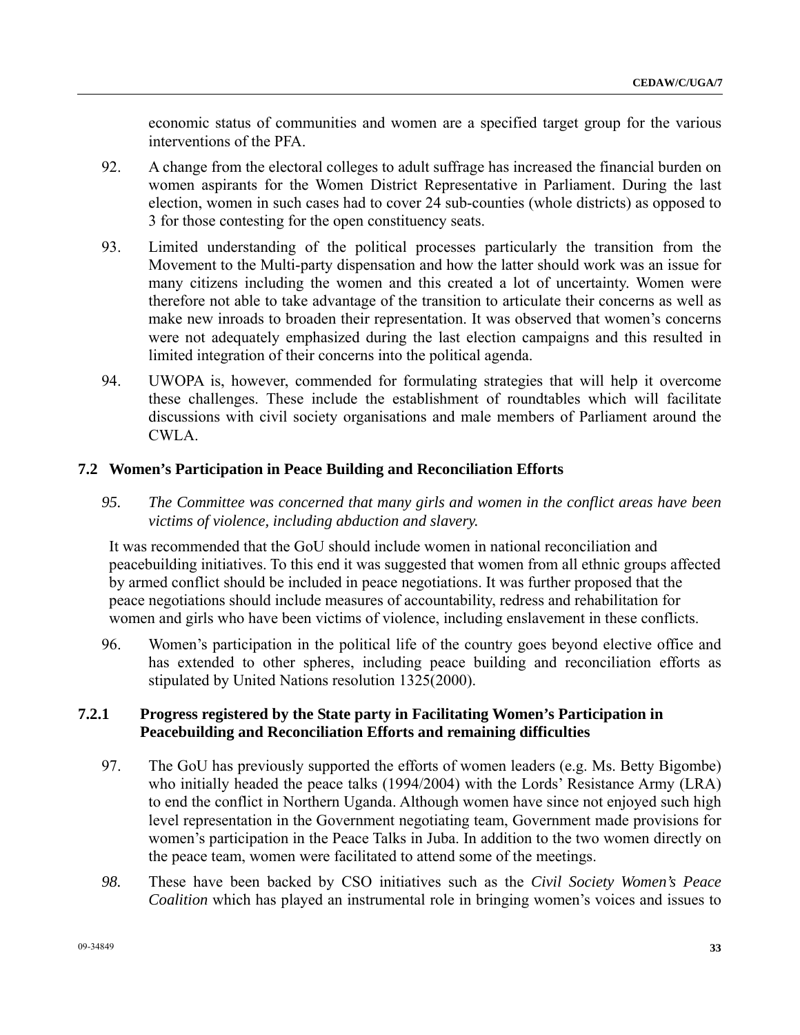economic status of communities and women are a specified target group for the various interventions of the PFA.

92. A change from the electoral colleges to adult suffrage has increased the financial burden on women aspirants for the Women District Representative in Parliament. During the last election, women in such cases had to cover 24 sub-counties (whole districts) as opposed to 3 for those contesting for the open constituency seats.

93. Limited understanding of the political processes particularly the transition from the Movement to the Multi-party dispensation and how the latter should work was an issue for many citizens including the women and this created a lot of uncertainty. Women were therefore not able to take advantage of the transition to articulate their concerns as well as make new inroads to broaden their representation. It was observed that women's concerns were not adequately emphasized during the last election campaigns and this resulted in limited integration of their concerns into the political agenda.

94. UWOPA is, however, commended for formulating strategies that will help it overcome these challenges. These include the establishment of roundtables which will facilitate discussions with civil society organisations and male members of Parliament around the CWLA.

## 7.2 Women's Participation in Peace Building and Reconciliation Efforts

*95. The Committee was concerned that many girls and women in the conflict areas have been victims of violence, including abduction and slavery.*

It was recommended that the GoU should include women in national reconciliation and peacebuilding initiatives. To this end it was suggested that women from all ethnic groups affected by armed conflict should be included in peace negotiations. It was further proposed that the peace negotiations should include measures of accountability, redress and rehabilitation for women and girls who have been victims of violence, including enslavement in these conflicts.

96. Women's participation in the political life of the country goes beyond elective office and has extended to other spheres, including peace building and reconciliation efforts as stipulated by United Nations resolution 1325(2000).

### 7.2.1 Progress registered by the State party in Facilitating Women's Participation in Peacebuilding and Reconciliation Efforts and remaining difficulties

97. The GoU has previously supported the efforts of women leaders (e.g. Ms. Betty Bigombe) who initially headed the peace talks (1994/2004) with the Lords' Resistance Army (LRA) to end the conflict in Northern Uganda. Although women have since not enjoyed such high level representation in the Government negotiating team, Government made provisions for women's participation in the Peace Talks in Juba. In addition to the two women directly on the peace team, women were facilitated to attend some of the meetings.

*98.* These have been backed by CSO initiatives such as the *Civil Society Women's Peace Coalition* which has played an instrumental role in bringing women's voices and issues to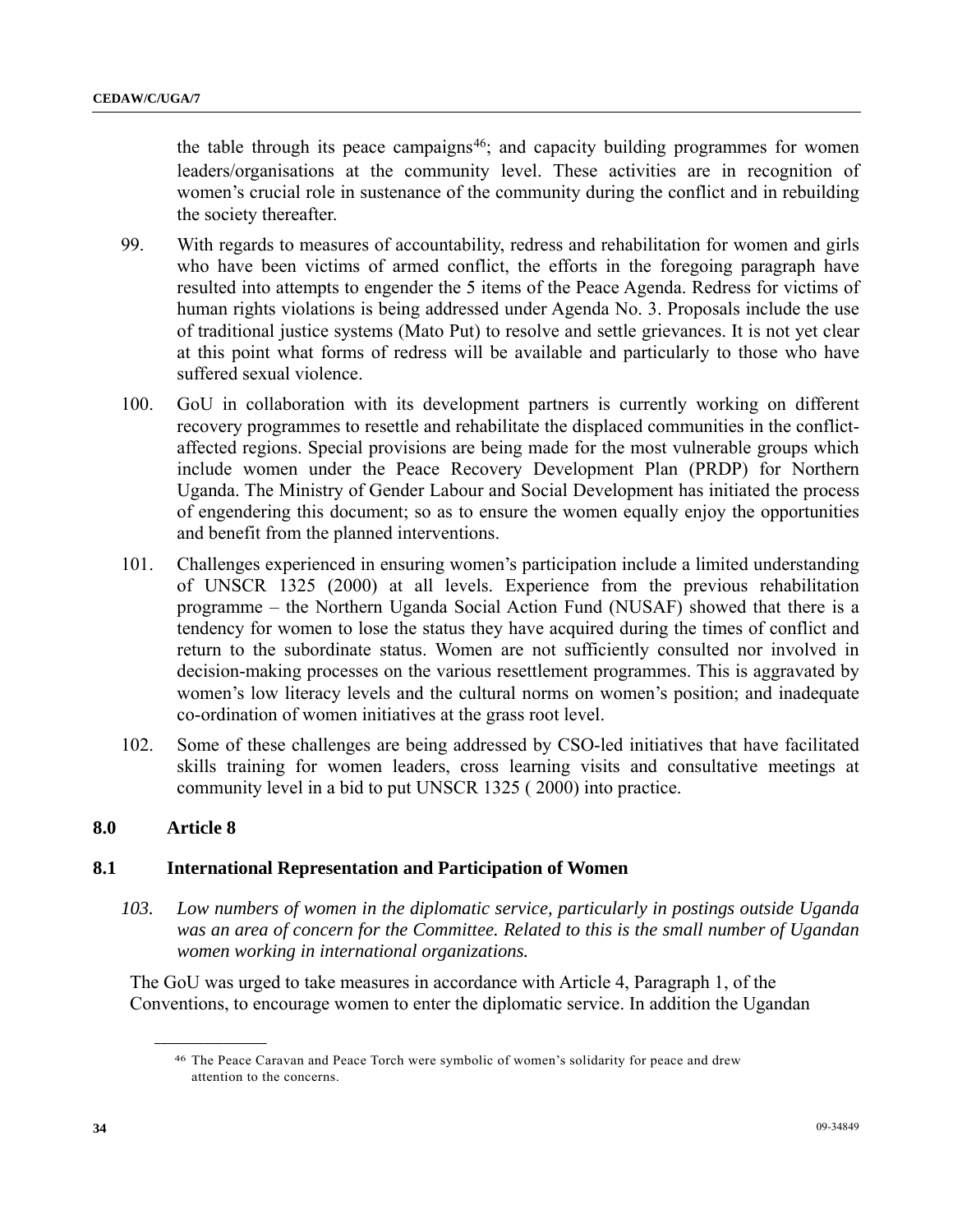the table through its peace campaigns[46]; and capacity building programmes for women leaders/organisations at the community level. These activities are in recognition of women's crucial role in sustenance of the community during the conflict and in rebuilding the society thereafter.

99. With regards to measures of accountability, redress and rehabilitation for women and girls who have been victims of armed conflict, the efforts in the foregoing paragraph have resulted into attempts to engender the 5 items of the Peace Agenda. Redress for victims of human rights violations is being addressed under Agenda No. 3. Proposals include the use of traditional justice systems (Mato Put) to resolve and settle grievances. It is not yet clear at this point what forms of redress will be available and particularly to those who have suffered sexual violence.

100. GoU in collaboration with its development partners is currently working on different recovery programmes to resettle and rehabilitate the displaced communities in the conflict-affected regions. Special provisions are being made for the most vulnerable groups which include women under the Peace Recovery Development Plan (PRDP) for Northern Uganda. The Ministry of Gender Labour and Social Development has initiated the process of engendering this document; so as to ensure the women equally enjoy the opportunities and benefit from the planned interventions.

101. Challenges experienced in ensuring women's participation include a limited understanding of UNSCR 1325 (2000) at all levels. Experience from the previous rehabilitation programme – the Northern Uganda Social Action Fund (NUSAF) showed that there is a tendency for women to lose the status they have acquired during the times of conflict and return to the subordinate status. Women are not sufficiently consulted nor involved in decision-making processes on the various resettlement programmes. This is aggravated by women's low literacy levels and the cultural norms on women's position; and inadequate co-ordination of women initiatives at the grass root level.

102. Some of these challenges are being addressed by CSO-led initiatives that have facilitated skills training for women leaders, cross learning visits and consultative meetings at community level in a bid to put UNSCR 1325 ( 2000) into practice.

## 8.0 Article 8

### 8.1 International Representation and Participation of Women

*103. Low numbers of women in the diplomatic service, particularly in postings outside Uganda was an area of concern for the Committee. Related to this is the small number of Ugandan women working in international organizations.*

The GoU was urged to take measures in accordance with Article 4, Paragraph 1, of the Conventions, to encourage women to enter the diplomatic service. In addition the Ugandan

---

[46] The Peace Caravan and Peace Torch were symbolic of women's solidarity for peace and drew attention to the concerns.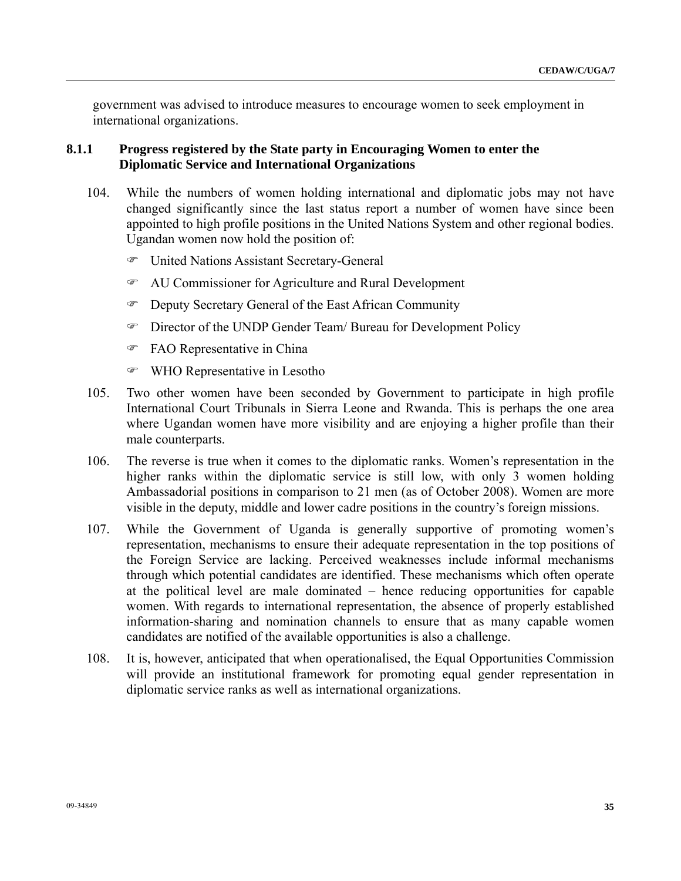government was advised to introduce measures to encourage women to seek employment in international organizations.

### 8.1.1 Progress registered by the State party in Encouraging Women to enter the Diplomatic Service and International Organizations

104. While the numbers of women holding international and diplomatic jobs may not have changed significantly since the last status report a number of women have since been appointed to high profile positions in the United Nations System and other regional bodies. Ugandan women now hold the position of:

- United Nations Assistant Secretary-General
- AU Commissioner for Agriculture and Rural Development
- Deputy Secretary General of the East African Community
- Director of the UNDP Gender Team/ Bureau for Development Policy
- FAO Representative in China
- WHO Representative in Lesotho

105. Two other women have been seconded by Government to participate in high profile International Court Tribunals in Sierra Leone and Rwanda. This is perhaps the one area where Ugandan women have more visibility and are enjoying a higher profile than their male counterparts.

106. The reverse is true when it comes to the diplomatic ranks. Women's representation in the higher ranks within the diplomatic service is still low, with only 3 women holding Ambassadorial positions in comparison to 21 men (as of October 2008). Women are more visible in the deputy, middle and lower cadre positions in the country's foreign missions.

107. While the Government of Uganda is generally supportive of promoting women's representation, mechanisms to ensure their adequate representation in the top positions of the Foreign Service are lacking. Perceived weaknesses include informal mechanisms through which potential candidates are identified. These mechanisms which often operate at the political level are male dominated – hence reducing opportunities for capable women. With regards to international representation, the absence of properly established information-sharing and nomination channels to ensure that as many capable women candidates are notified of the available opportunities is also a challenge.

108. It is, however, anticipated that when operationalised, the Equal Opportunities Commission will provide an institutional framework for promoting equal gender representation in diplomatic service ranks as well as international organizations.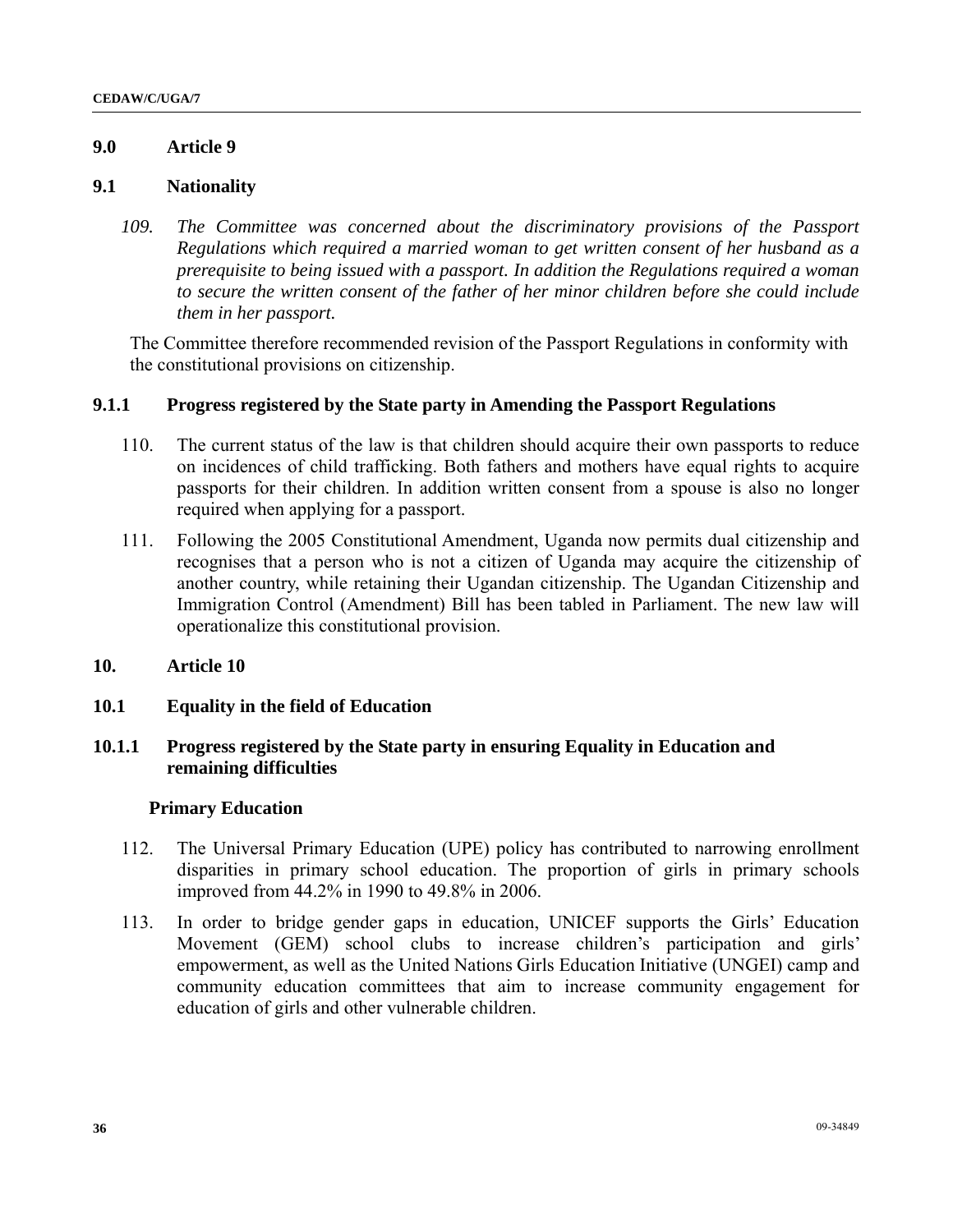## 9.0 Article 9

### 9.1 Nationality

109. *The Committee was concerned about the discriminatory provisions of the Passport Regulations which required a married woman to get written consent of her husband as a prerequisite to being issued with a passport. In addition the Regulations required a woman to secure the written consent of the father of her minor children before she could include them in her passport.*

The Committee therefore recommended revision of the Passport Regulations in conformity with the constitutional provisions on citizenship.

#### 9.1.1 Progress registered by the State party in Amending the Passport Regulations

110. The current status of the law is that children should acquire their own passports to reduce on incidences of child trafficking. Both fathers and mothers have equal rights to acquire passports for their children. In addition written consent from a spouse is also no longer required when applying for a passport.

111. Following the 2005 Constitutional Amendment, Uganda now permits dual citizenship and recognises that a person who is not a citizen of Uganda may acquire the citizenship of another country, while retaining their Ugandan citizenship. The Ugandan Citizenship and Immigration Control (Amendment) Bill has been tabled in Parliament. The new law will operationalize this constitutional provision.

## 10. Article 10

### 10.1 Equality in the field of Education

#### 10.1.1 Progress registered by the State party in ensuring Equality in Education and remaining difficulties

**Primary Education**

112. The Universal Primary Education (UPE) policy has contributed to narrowing enrollment disparities in primary school education. The proportion of girls in primary schools improved from 44.2% in 1990 to 49.8% in 2006.

113. In order to bridge gender gaps in education, UNICEF supports the Girls' Education Movement (GEM) school clubs to increase children's participation and girls' empowerment, as well as the United Nations Girls Education Initiative (UNGEI) camp and community education committees that aim to increase community engagement for education of girls and other vulnerable children.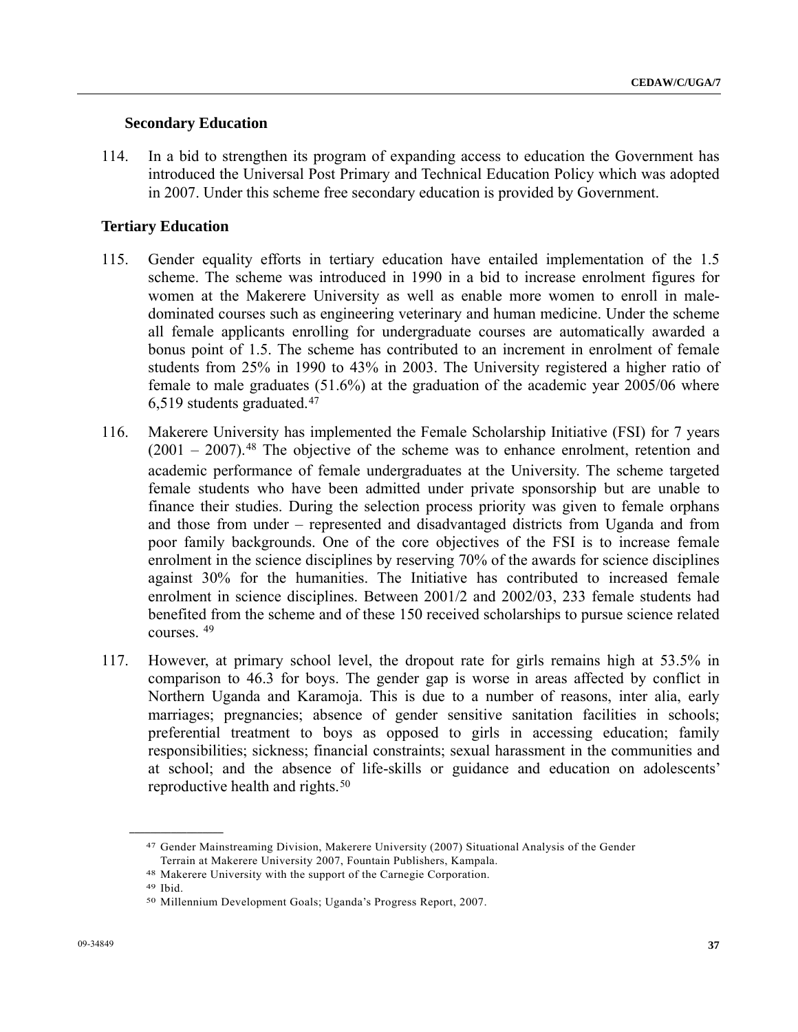### Secondary Education

114. In a bid to strengthen its program of expanding access to education the Government has introduced the Universal Post Primary and Technical Education Policy which was adopted in 2007. Under this scheme free secondary education is provided by Government.

### Tertiary Education

115. Gender equality efforts in tertiary education have entailed implementation of the 1.5 scheme. The scheme was introduced in 1990 in a bid to increase enrolment figures for women at the Makerere University as well as enable more women to enroll in male-dominated courses such as engineering veterinary and human medicine. Under the scheme all female applicants enrolling for undergraduate courses are automatically awarded a bonus point of 1.5. The scheme has contributed to an increment in enrolment of female students from 25% in 1990 to 43% in 2003. The University registered a higher ratio of female to male graduates (51.6%) at the graduation of the academic year 2005/06 where 6,519 students graduated.[47]

116. Makerere University has implemented the Female Scholarship Initiative (FSI) for 7 years (2001 – 2007).[48] The objective of the scheme was to enhance enrolment, retention and academic performance of female undergraduates at the University. The scheme targeted female students who have been admitted under private sponsorship but are unable to finance their studies. During the selection process priority was given to female orphans and those from under – represented and disadvantaged districts from Uganda and from poor family backgrounds. One of the core objectives of the FSI is to increase female enrolment in the science disciplines by reserving 70% of the awards for science disciplines against 30% for the humanities. The Initiative has contributed to increased female enrolment in science disciplines. Between 2001/2 and 2002/03, 233 female students had benefited from the scheme and of these 150 received scholarships to pursue science related courses. [49]

117. However, at primary school level, the dropout rate for girls remains high at 53.5% in comparison to 46.3 for boys. The gender gap is worse in areas affected by conflict in Northern Uganda and Karamoja. This is due to a number of reasons, inter alia, early marriages; pregnancies; absence of gender sensitive sanitation facilities in schools; preferential treatment to boys as opposed to girls in accessing education; family responsibilities; sickness; financial constraints; sexual harassment in the communities and at school; and the absence of life-skills or guidance and education on adolescents' reproductive health and rights.[50]

---

[47] Gender Mainstreaming Division, Makerere University (2007) Situational Analysis of the Gender Terrain at Makerere University 2007, Fountain Publishers, Kampala.

[48] Makerere University with the support of the Carnegie Corporation.

[49] Ibid.

[50] Millennium Development Goals; Uganda's Progress Report, 2007.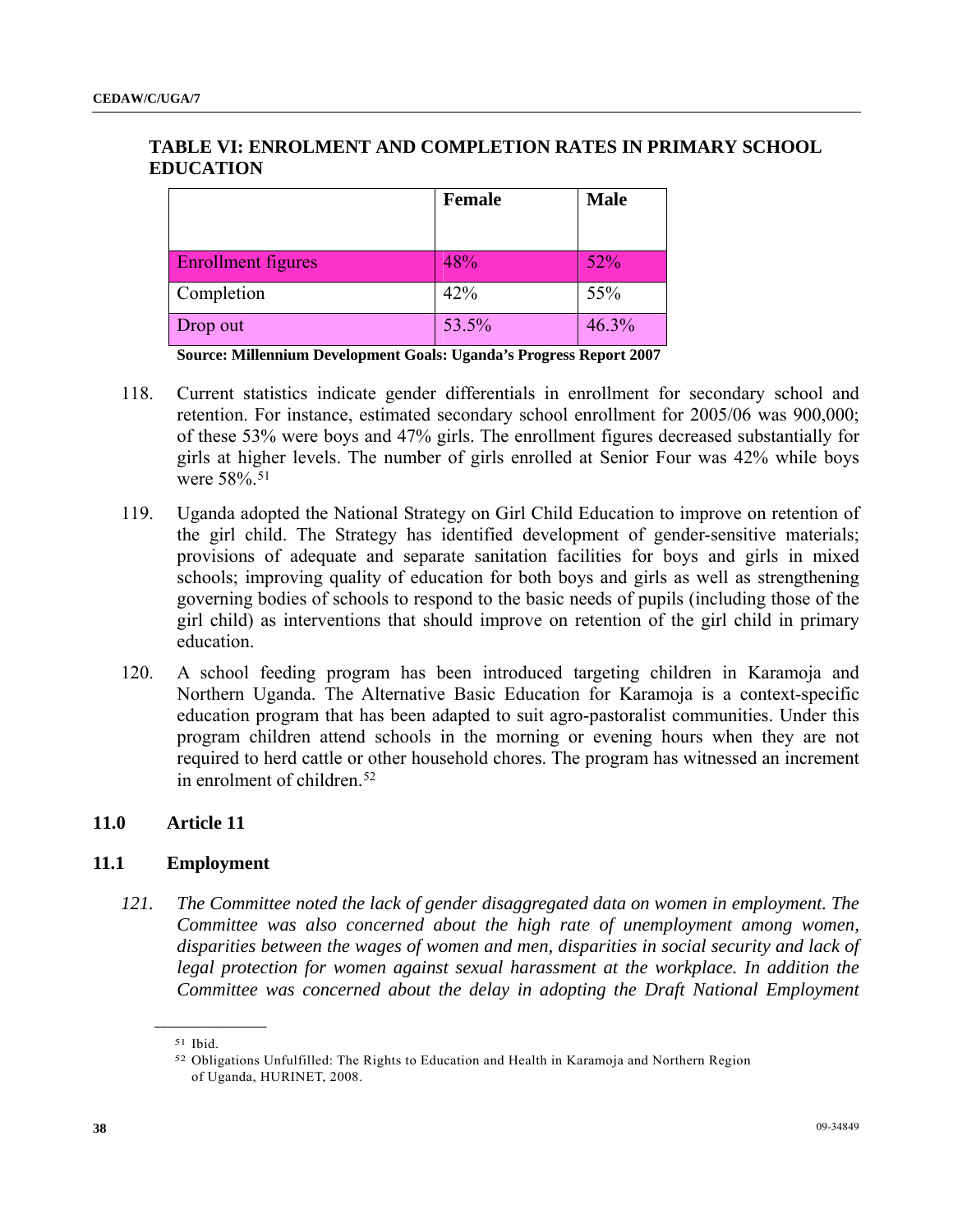**TABLE VI: ENROLMENT AND COMPLETION RATES IN PRIMARY SCHOOL EDUCATION**

| | Female | Male |
|---|---|---|
| Enrollment figures | 48% | 52% |
| Completion | 42% | 55% |
| Drop out | 53.5% | 46.3% |

**Source: Millennium Development Goals: Uganda's Progress Report 2007**

118. Current statistics indicate gender differentials in enrollment for secondary school and retention. For instance, estimated secondary school enrollment for 2005/06 was 900,000; of these 53% were boys and 47% girls. The enrollment figures decreased substantially for girls at higher levels. The number of girls enrolled at Senior Four was 42% while boys were 58%.[51]

119. Uganda adopted the National Strategy on Girl Child Education to improve on retention of the girl child. The Strategy has identified development of gender-sensitive materials; provisions of adequate and separate sanitation facilities for boys and girls in mixed schools; improving quality of education for both boys and girls as well as strengthening governing bodies of schools to respond to the basic needs of pupils (including those of the girl child) as interventions that should improve on retention of the girl child in primary education.

120. A school feeding program has been introduced targeting children in Karamoja and Northern Uganda. The Alternative Basic Education for Karamoja is a context-specific education program that has been adapted to suit agro-pastoralist communities. Under this program children attend schools in the morning or evening hours when they are not required to herd cattle or other household chores. The program has witnessed an increment in enrolment of children.[52]

## 11.0 Article 11

### 11.1 Employment

*121. The Committee noted the lack of gender disaggregated data on women in employment. The Committee was also concerned about the high rate of unemployment among women, disparities between the wages of women and men, disparities in social security and lack of legal protection for women against sexual harassment at the workplace. In addition the Committee was concerned about the delay in adopting the Draft National Employment*

---

[51] Ibid.

[52] Obligations Unfulfilled: The Rights to Education and Health in Karamoja and Northern Region of Uganda, HURINET, 2008.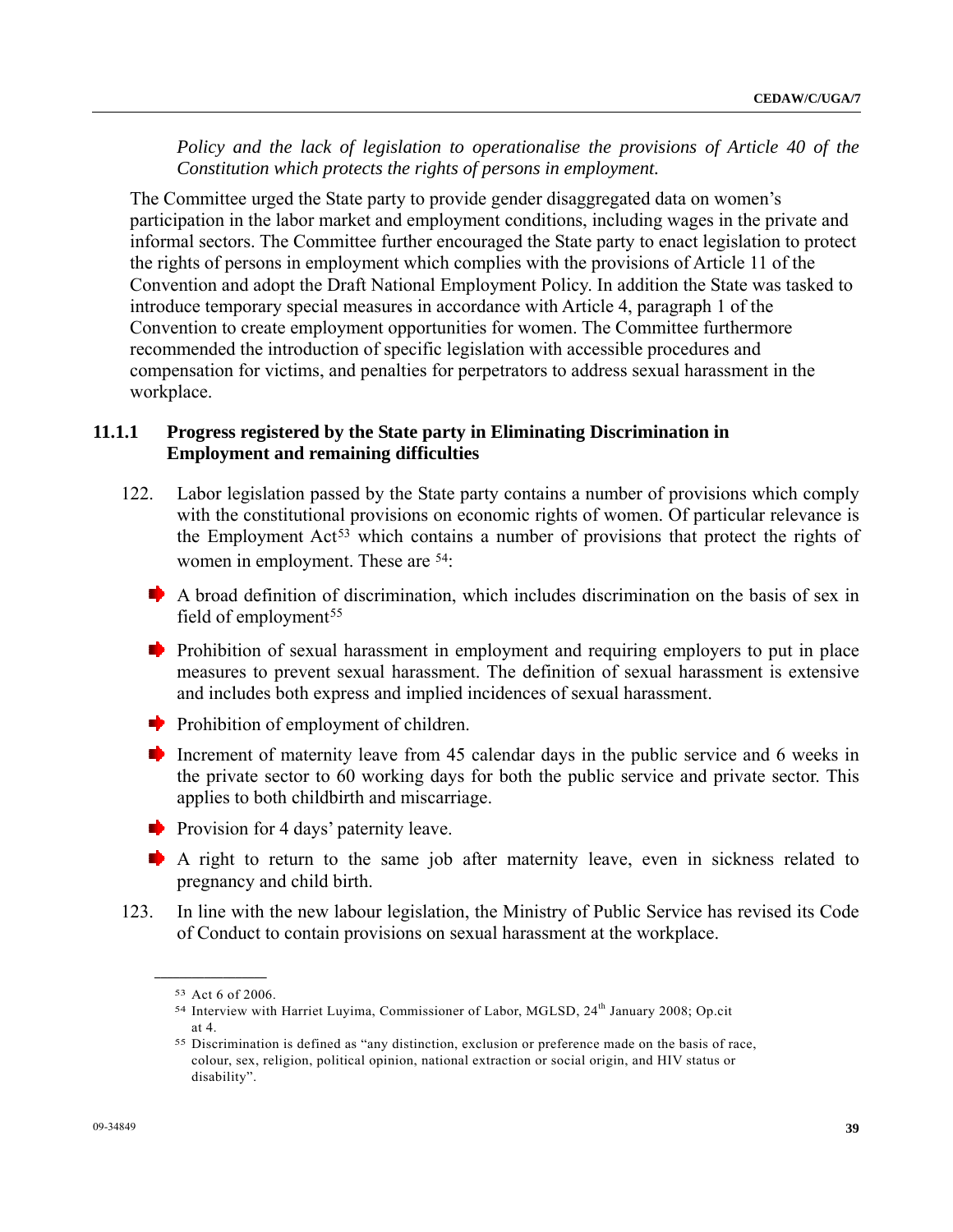*Policy and the lack of legislation to operationalise the provisions of Article 40 of the Constitution which protects the rights of persons in employment.*

The Committee urged the State party to provide gender disaggregated data on women's participation in the labor market and employment conditions, including wages in the private and informal sectors. The Committee further encouraged the State party to enact legislation to protect the rights of persons in employment which complies with the provisions of Article 11 of the Convention and adopt the Draft National Employment Policy. In addition the State was tasked to introduce temporary special measures in accordance with Article 4, paragraph 1 of the Convention to create employment opportunities for women. The Committee furthermore recommended the introduction of specific legislation with accessible procedures and compensation for victims, and penalties for perpetrators to address sexual harassment in the workplace.

### 11.1.1 Progress registered by the State party in Eliminating Discrimination in Employment and remaining difficulties

122. Labor legislation passed by the State party contains a number of provisions which comply with the constitutional provisions on economic rights of women. Of particular relevance is the Employment Act[53] which contains a number of provisions that protect the rights of women in employment. These are [54]:

- A broad definition of discrimination, which includes discrimination on the basis of sex in field of employment[55]
- Prohibition of sexual harassment in employment and requiring employers to put in place measures to prevent sexual harassment. The definition of sexual harassment is extensive and includes both express and implied incidences of sexual harassment.
- Prohibition of employment of children.
- Increment of maternity leave from 45 calendar days in the public service and 6 weeks in the private sector to 60 working days for both the public service and private sector. This applies to both childbirth and miscarriage.
- Provision for 4 days' paternity leave.
- A right to return to the same job after maternity leave, even in sickness related to pregnancy and child birth.

123. In line with the new labour legislation, the Ministry of Public Service has revised its Code of Conduct to contain provisions on sexual harassment at the workplace.

---

[53] Act 6 of 2006.

[54] Interview with Harriet Luyima, Commissioner of Labor, MGLSD, 24th January 2008; Op.cit at 4.

[55] Discrimination is defined as "any distinction, exclusion or preference made on the basis of race, colour, sex, religion, political opinion, national extraction or social origin, and HIV status or disability".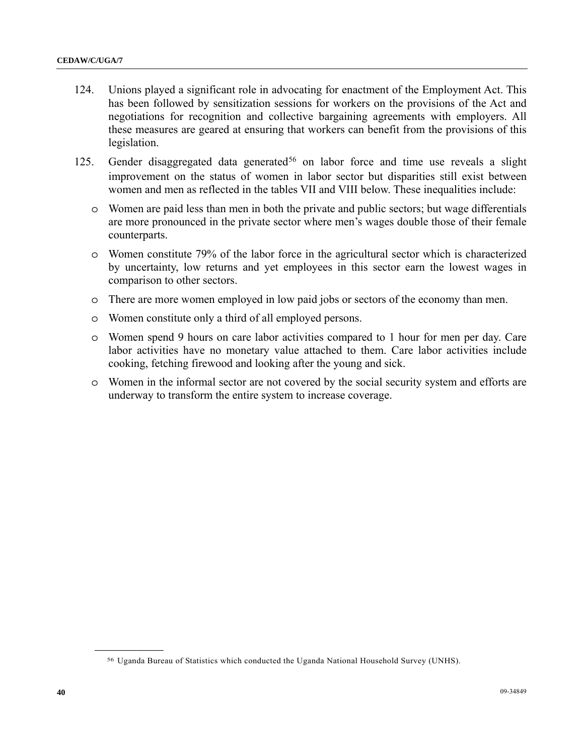124. Unions played a significant role in advocating for enactment of the Employment Act. This has been followed by sensitization sessions for workers on the provisions of the Act and negotiations for recognition and collective bargaining agreements with employers. All these measures are geared at ensuring that workers can benefit from the provisions of this legislation.

125. Gender disaggregated data generated[56] on labor force and time use reveals a slight improvement on the status of women in labor sector but disparities still exist between women and men as reflected in the tables VII and VIII below. These inequalities include:

- Women are paid less than men in both the private and public sectors; but wage differentials are more pronounced in the private sector where men's wages double those of their female counterparts.
- Women constitute 79% of the labor force in the agricultural sector which is characterized by uncertainty, low returns and yet employees in this sector earn the lowest wages in comparison to other sectors.
- There are more women employed in low paid jobs or sectors of the economy than men.
- Women constitute only a third of all employed persons.
- Women spend 9 hours on care labor activities compared to 1 hour for men per day. Care labor activities have no monetary value attached to them. Care labor activities include cooking, fetching firewood and looking after the young and sick.
- Women in the informal sector are not covered by the social security system and efforts are underway to transform the entire system to increase coverage.

---

[56] Uganda Bureau of Statistics which conducted the Uganda National Household Survey (UNHS).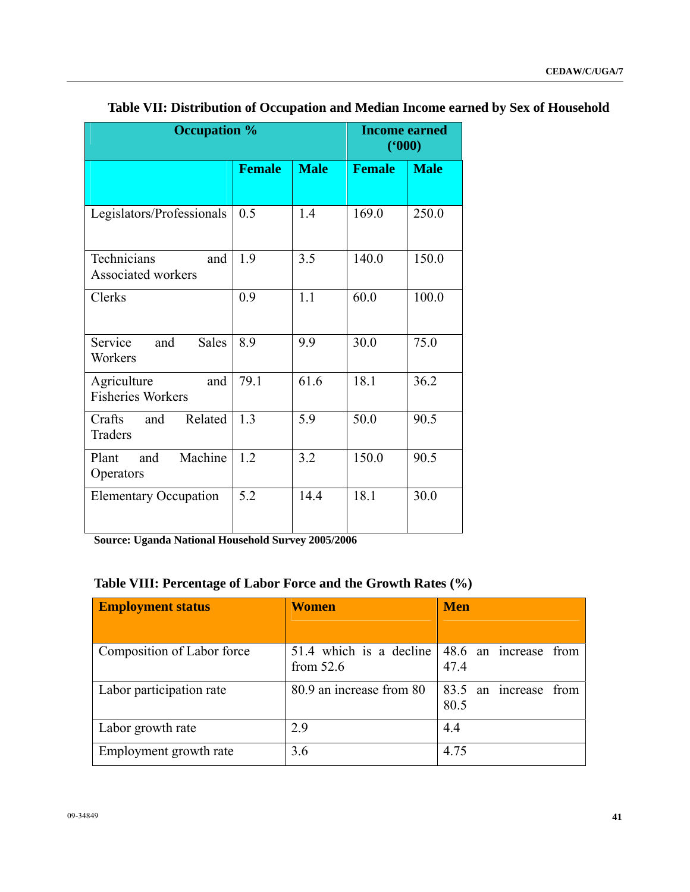**Table VII: Distribution of Occupation and Median Income earned by Sex of Household**

| Occupation % | | | Income earned ('000) | |
|---|---|---|---|---|
| | **Female** | **Male** | **Female** | **Male** |
| Legislators/Professionals | 0.5 | 1.4 | 169.0 | 250.0 |
| Technicians and Associated workers | 1.9 | 3.5 | 140.0 | 150.0 |
| Clerks | 0.9 | 1.1 | 60.0 | 100.0 |
| Service and Sales Workers | 8.9 | 9.9 | 30.0 | 75.0 |
| Agriculture and Fisheries Workers | 79.1 | 61.6 | 18.1 | 36.2 |
| Crafts and Related Traders | 1.3 | 5.9 | 50.0 | 90.5 |
| Plant and Machine Operators | 1.2 | 3.2 | 150.0 | 90.5 |
| Elementary Occupation | 5.2 | 14.4 | 18.1 | 30.0 |

**Source: Uganda National Household Survey 2005/2006**

**Table VIII: Percentage of Labor Force and the Growth Rates (%)**

| Employment status | Women | Men |
|---|---|---|
| Composition of Labor force | 51.4 which is a decline from 52.6 | 48.6 an increase from 47.4 |
| Labor participation rate | 80.9 an increase from 80 | 83.5 an increase from 80.5 |
| Labor growth rate | 2.9 | 4.4 |
| Employment growth rate | 3.6 | 4.75 |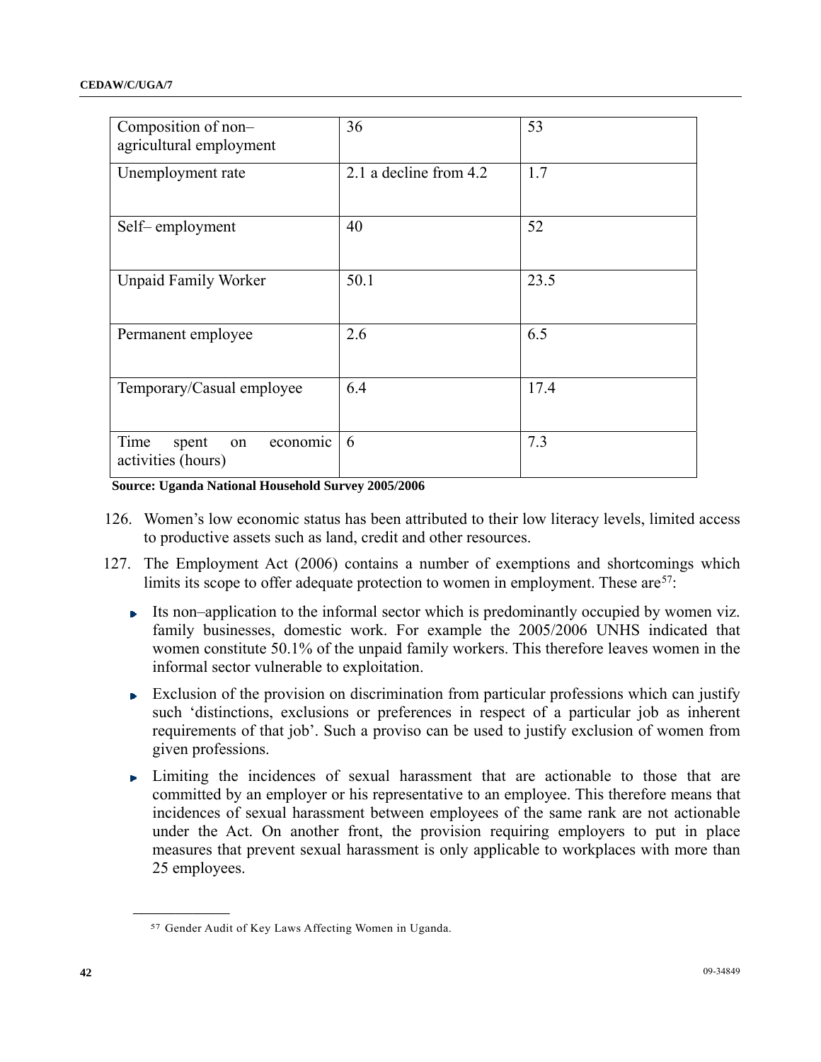| Composition of non–agricultural employment | 36 | 53 |
|---|---|---|
| Unemployment rate | 2.1 a decline from 4.2 | 1.7 |
| Self– employment | 40 | 52 |
| Unpaid Family Worker | 50.1 | 23.5 |
| Permanent employee | 2.6 | 6.5 |
| Temporary/Casual employee | 6.4 | 17.4 |
| Time spent on economic activities (hours) | 6 | 7.3 |

**Source: Uganda National Household Survey 2005/2006**

126. Women's low economic status has been attributed to their low literacy levels, limited access to productive assets such as land, credit and other resources.

127. The Employment Act (2006) contains a number of exemptions and shortcomings which limits its scope to offer adequate protection to women in employment. These are[57]:

- Its non–application to the informal sector which is predominantly occupied by women viz. family businesses, domestic work. For example the 2005/2006 UNHS indicated that women constitute 50.1% of the unpaid family workers. This therefore leaves women in the informal sector vulnerable to exploitation.
- Exclusion of the provision on discrimination from particular professions which can justify such 'distinctions, exclusions or preferences in respect of a particular job as inherent requirements of that job'. Such a proviso can be used to justify exclusion of women from given professions.
- Limiting the incidences of sexual harassment that are actionable to those that are committed by an employer or his representative to an employee. This therefore means that incidences of sexual harassment between employees of the same rank are not actionable under the Act. On another front, the provision requiring employers to put in place measures that prevent sexual harassment is only applicable to workplaces with more than 25 employees.

[57] Gender Audit of Key Laws Affecting Women in Uganda.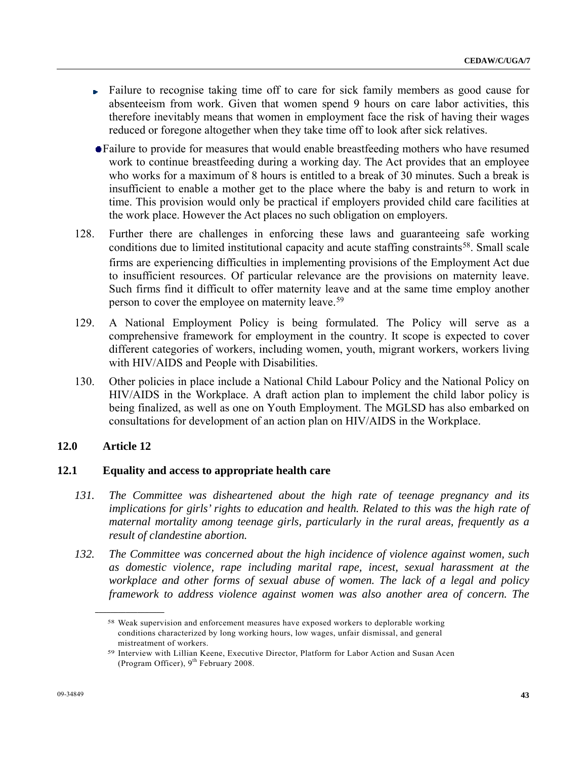- Failure to recognise taking time off to care for sick family members as good cause for absenteeism from work. Given that women spend 9 hours on care labor activities, this therefore inevitably means that women in employment face the risk of having their wages reduced or foregone altogether when they take time off to look after sick relatives.

- Failure to provide for measures that would enable breastfeeding mothers who have resumed work to continue breastfeeding during a working day. The Act provides that an employee who works for a maximum of 8 hours is entitled to a break of 30 minutes. Such a break is insufficient to enable a mother get to the place where the baby is and return to work in time. This provision would only be practical if employers provided child care facilities at the work place. However the Act places no such obligation on employers.

128. Further there are challenges in enforcing these laws and guaranteeing safe working conditions due to limited institutional capacity and acute staffing constraints[58]. Small scale firms are experiencing difficulties in implementing provisions of the Employment Act due to insufficient resources. Of particular relevance are the provisions on maternity leave. Such firms find it difficult to offer maternity leave and at the same time employ another person to cover the employee on maternity leave.[59]

129. A National Employment Policy is being formulated. The Policy will serve as a comprehensive framework for employment in the country. It scope is expected to cover different categories of workers, including women, youth, migrant workers, workers living with HIV/AIDS and People with Disabilities.

130. Other policies in place include a National Child Labour Policy and the National Policy on HIV/AIDS in the Workplace. A draft action plan to implement the child labor policy is being finalized, as well as one on Youth Employment. The MGLSD has also embarked on consultations for development of an action plan on HIV/AIDS in the Workplace.

## 12.0 Article 12

### 12.1 Equality and access to appropriate health care

*131. The Committee was disheartened about the high rate of teenage pregnancy and its implications for girls' rights to education and health. Related to this was the high rate of maternal mortality among teenage girls, particularly in the rural areas, frequently as a result of clandestine abortion.*

*132. The Committee was concerned about the high incidence of violence against women, such as domestic violence, rape including marital rape, incest, sexual harassment at the workplace and other forms of sexual abuse of women. The lack of a legal and policy framework to address violence against women was also another area of concern. The*

---

[58] Weak supervision and enforcement measures have exposed workers to deplorable working conditions characterized by long working hours, low wages, unfair dismissal, and general mistreatment of workers.

[59] Interview with Lillian Keene, Executive Director, Platform for Labor Action and Susan Acen (Program Officer), 9th February 2008.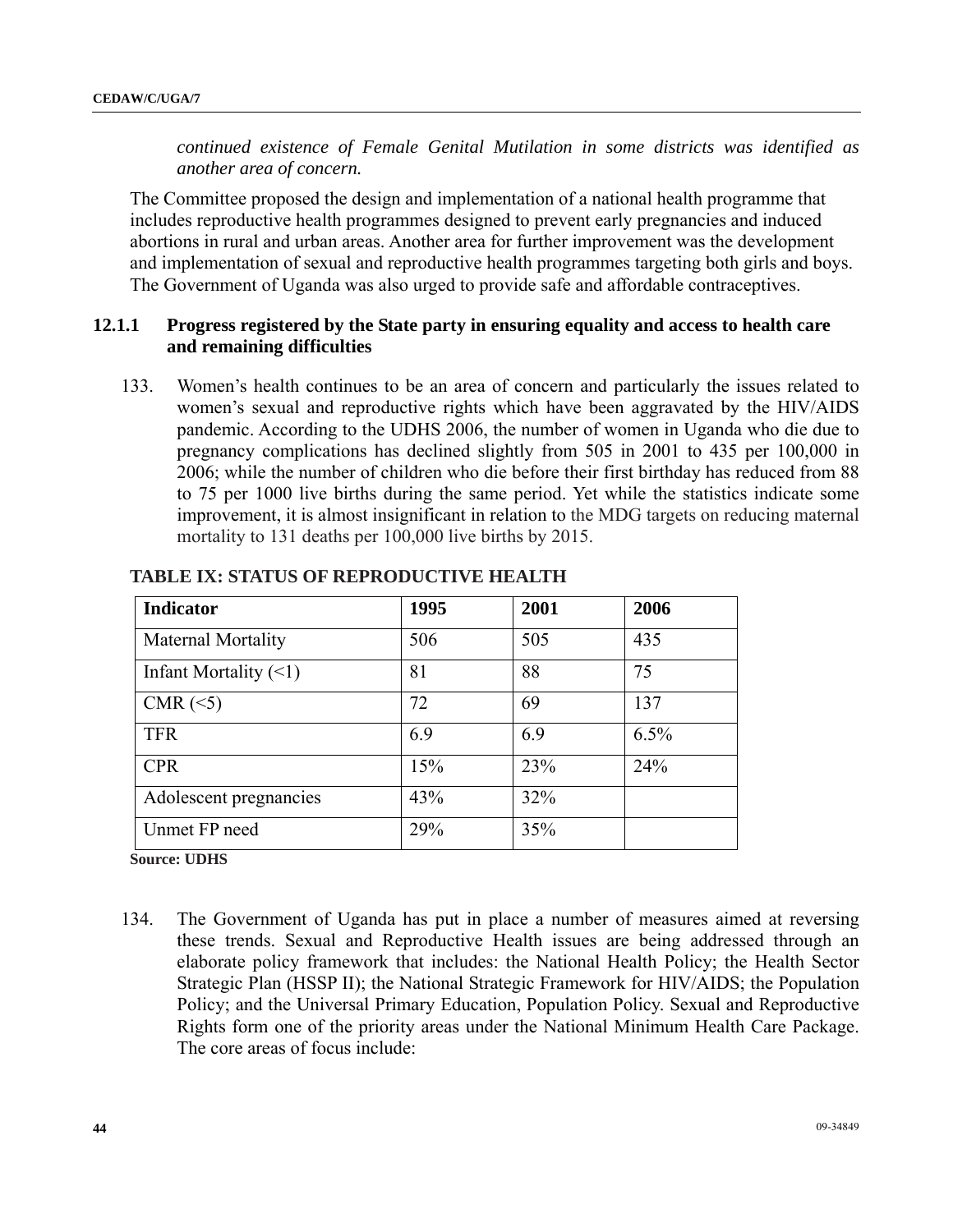*continued existence of Female Genital Mutilation in some districts was identified as another area of concern.*

The Committee proposed the design and implementation of a national health programme that includes reproductive health programmes designed to prevent early pregnancies and induced abortions in rural and urban areas. Another area for further improvement was the development and implementation of sexual and reproductive health programmes targeting both girls and boys. The Government of Uganda was also urged to provide safe and affordable contraceptives.

### 12.1.1 Progress registered by the State party in ensuring equality and access to health care and remaining difficulties

133. Women's health continues to be an area of concern and particularly the issues related to women's sexual and reproductive rights which have been aggravated by the HIV/AIDS pandemic. According to the UDHS 2006, the number of women in Uganda who die due to pregnancy complications has declined slightly from 505 in 2001 to 435 per 100,000 in 2006; while the number of children who die before their first birthday has reduced from 88 to 75 per 1000 live births during the same period. Yet while the statistics indicate some improvement, it is almost insignificant in relation to the MDG targets on reducing maternal mortality to 131 deaths per 100,000 live births by 2015.

**TABLE IX: STATUS OF REPRODUCTIVE HEALTH**

| Indicator | 1995 | 2001 | 2006 |
|---|---|---|---|
| Maternal Mortality | 506 | 505 | 435 |
| Infant Mortality (<1) | 81 | 88 | 75 |
| CMR (<5) | 72 | 69 | 137 |
| TFR | 6.9 | 6.9 | 6.5% |
| CPR | 15% | 23% | 24% |
| Adolescent pregnancies | 43% | 32% | |
| Unmet FP need | 29% | 35% | |

**Source: UDHS**

134. The Government of Uganda has put in place a number of measures aimed at reversing these trends. Sexual and Reproductive Health issues are being addressed through an elaborate policy framework that includes: the National Health Policy; the Health Sector Strategic Plan (HSSP II); the National Strategic Framework for HIV/AIDS; the Population Policy; and the Universal Primary Education, Population Policy. Sexual and Reproductive Rights form one of the priority areas under the National Minimum Health Care Package. The core areas of focus include: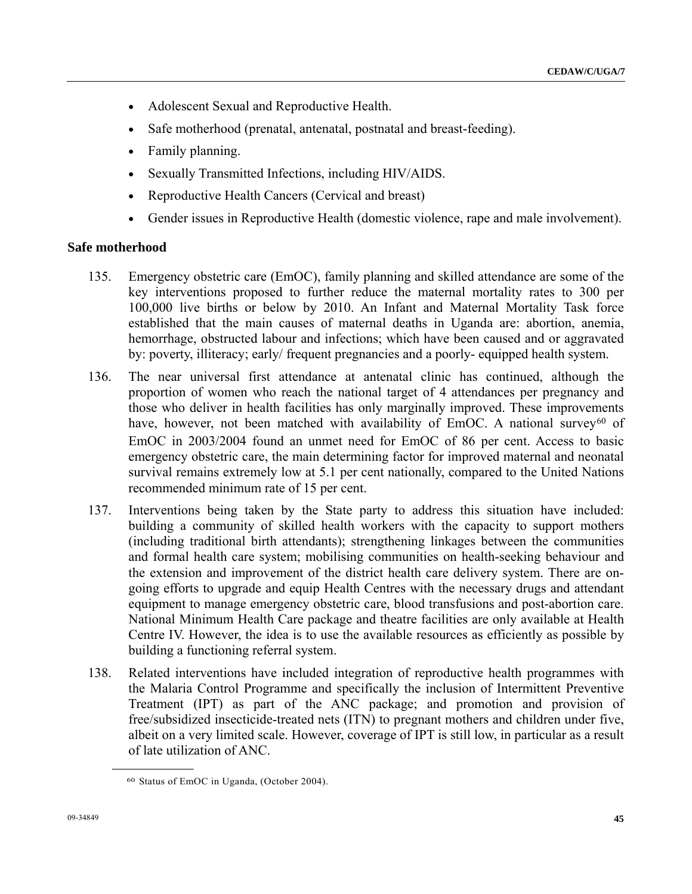- Adolescent Sexual and Reproductive Health.
- Safe motherhood (prenatal, antenatal, postnatal and breast-feeding).
- Family planning.
- Sexually Transmitted Infections, including HIV/AIDS.
- Reproductive Health Cancers (Cervical and breast)
- Gender issues in Reproductive Health (domestic violence, rape and male involvement).

**Safe motherhood**

135. Emergency obstetric care (EmOC), family planning and skilled attendance are some of the key interventions proposed to further reduce the maternal mortality rates to 300 per 100,000 live births or below by 2010. An Infant and Maternal Mortality Task force established that the main causes of maternal deaths in Uganda are: abortion, anemia, hemorrhage, obstructed labour and infections; which have been caused and or aggravated by: poverty, illiteracy; early/ frequent pregnancies and a poorly- equipped health system.

136. The near universal first attendance at antenatal clinic has continued, although the proportion of women who reach the national target of 4 attendances per pregnancy and those who deliver in health facilities has only marginally improved. These improvements have, however, not been matched with availability of EmOC. A national survey[60] of EmOC in 2003/2004 found an unmet need for EmOC of 86 per cent. Access to basic emergency obstetric care, the main determining factor for improved maternal and neonatal survival remains extremely low at 5.1 per cent nationally, compared to the United Nations recommended minimum rate of 15 per cent.

137. Interventions being taken by the State party to address this situation have included: building a community of skilled health workers with the capacity to support mothers (including traditional birth attendants); strengthening linkages between the communities and formal health care system; mobilising communities on health-seeking behaviour and the extension and improvement of the district health care delivery system. There are on-going efforts to upgrade and equip Health Centres with the necessary drugs and attendant equipment to manage emergency obstetric care, blood transfusions and post-abortion care. National Minimum Health Care package and theatre facilities are only available at Health Centre IV. However, the idea is to use the available resources as efficiently as possible by building a functioning referral system.

138. Related interventions have included integration of reproductive health programmes with the Malaria Control Programme and specifically the inclusion of Intermittent Preventive Treatment (IPT) as part of the ANC package; and promotion and provision of free/subsidized insecticide-treated nets (ITN) to pregnant mothers and children under five, albeit on a very limited scale. However, coverage of IPT is still low, in particular as a result of late utilization of ANC.

---

[60] Status of EmOC in Uganda, (October 2004).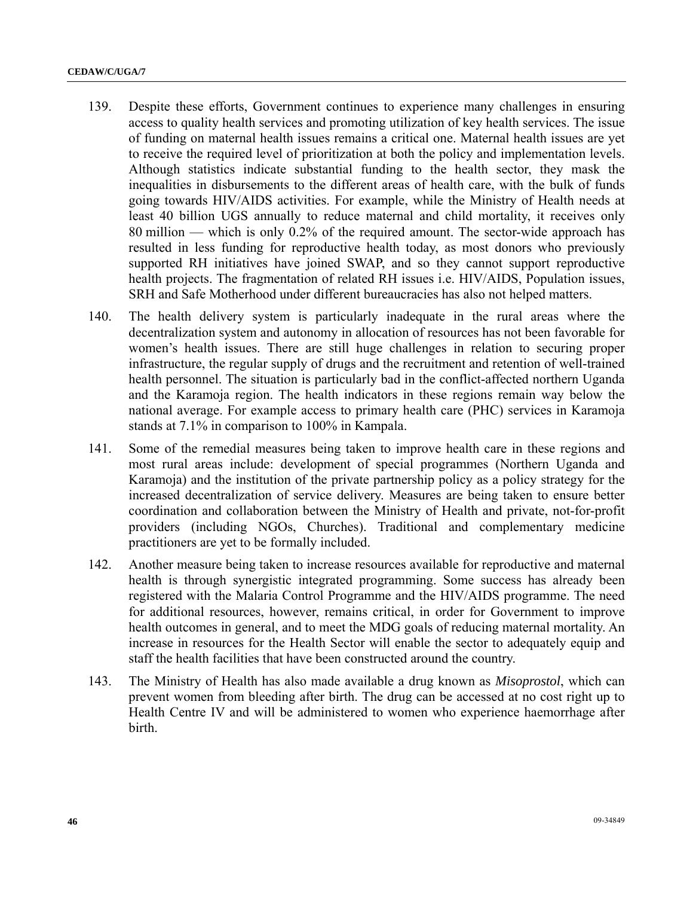139. Despite these efforts, Government continues to experience many challenges in ensuring access to quality health services and promoting utilization of key health services. The issue of funding on maternal health issues remains a critical one. Maternal health issues are yet to receive the required level of prioritization at both the policy and implementation levels. Although statistics indicate substantial funding to the health sector, they mask the inequalities in disbursements to the different areas of health care, with the bulk of funds going towards HIV/AIDS activities. For example, while the Ministry of Health needs at least 40 billion UGS annually to reduce maternal and child mortality, it receives only 80 million — which is only 0.2% of the required amount. The sector-wide approach has resulted in less funding for reproductive health today, as most donors who previously supported RH initiatives have joined SWAP, and so they cannot support reproductive health projects. The fragmentation of related RH issues i.e. HIV/AIDS, Population issues, SRH and Safe Motherhood under different bureaucracies has also not helped matters.

140. The health delivery system is particularly inadequate in the rural areas where the decentralization system and autonomy in allocation of resources has not been favorable for women's health issues. There are still huge challenges in relation to securing proper infrastructure, the regular supply of drugs and the recruitment and retention of well-trained health personnel. The situation is particularly bad in the conflict-affected northern Uganda and the Karamoja region. The health indicators in these regions remain way below the national average. For example access to primary health care (PHC) services in Karamoja stands at 7.1% in comparison to 100% in Kampala.

141. Some of the remedial measures being taken to improve health care in these regions and most rural areas include: development of special programmes (Northern Uganda and Karamoja) and the institution of the private partnership policy as a policy strategy for the increased decentralization of service delivery. Measures are being taken to ensure better coordination and collaboration between the Ministry of Health and private, not-for-profit providers (including NGOs, Churches). Traditional and complementary medicine practitioners are yet to be formally included.

142. Another measure being taken to increase resources available for reproductive and maternal health is through synergistic integrated programming. Some success has already been registered with the Malaria Control Programme and the HIV/AIDS programme. The need for additional resources, however, remains critical, in order for Government to improve health outcomes in general, and to meet the MDG goals of reducing maternal mortality. An increase in resources for the Health Sector will enable the sector to adequately equip and staff the health facilities that have been constructed around the country.

143. The Ministry of Health has also made available a drug known as *Misoprostol*, which can prevent women from bleeding after birth. The drug can be accessed at no cost right up to Health Centre IV and will be administered to women who experience haemorrhage after birth.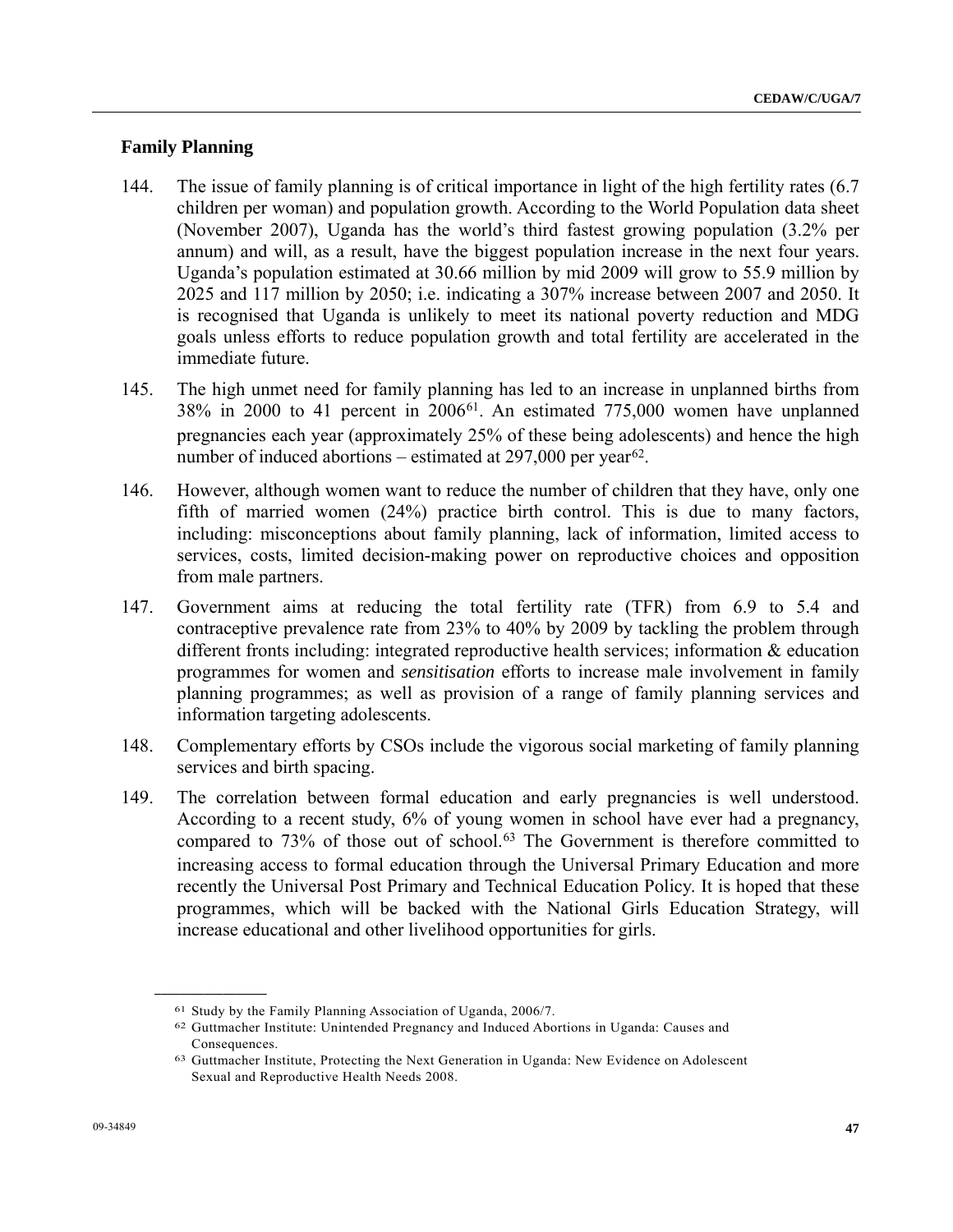## Family Planning

144. The issue of family planning is of critical importance in light of the high fertility rates (6.7 children per woman) and population growth. According to the World Population data sheet (November 2007), Uganda has the world's third fastest growing population (3.2% per annum) and will, as a result, have the biggest population increase in the next four years. Uganda's population estimated at 30.66 million by mid 2009 will grow to 55.9 million by 2025 and 117 million by 2050; i.e. indicating a 307% increase between 2007 and 2050. It is recognised that Uganda is unlikely to meet its national poverty reduction and MDG goals unless efforts to reduce population growth and total fertility are accelerated in the immediate future.

145. The high unmet need for family planning has led to an increase in unplanned births from 38% in 2000 to 41 percent in 2006[61]. An estimated 775,000 women have unplanned pregnancies each year (approximately 25% of these being adolescents) and hence the high number of induced abortions – estimated at 297,000 per year[62].

146. However, although women want to reduce the number of children that they have, only one fifth of married women (24%) practice birth control. This is due to many factors, including: misconceptions about family planning, lack of information, limited access to services, costs, limited decision-making power on reproductive choices and opposition from male partners.

147. Government aims at reducing the total fertility rate (TFR) from 6.9 to 5.4 and contraceptive prevalence rate from 23% to 40% by 2009 by tackling the problem through different fronts including: integrated reproductive health services; information & education programmes for women and *sensitisation* efforts to increase male involvement in family planning programmes; as well as provision of a range of family planning services and information targeting adolescents.

148. Complementary efforts by CSOs include the vigorous social marketing of family planning services and birth spacing.

149. The correlation between formal education and early pregnancies is well understood. According to a recent study, 6% of young women in school have ever had a pregnancy, compared to 73% of those out of school.[63] The Government is therefore committed to increasing access to formal education through the Universal Primary Education and more recently the Universal Post Primary and Technical Education Policy. It is hoped that these programmes, which will be backed with the National Girls Education Strategy, will increase educational and other livelihood opportunities for girls.

---

[61] Study by the Family Planning Association of Uganda, 2006/7.

[62] Guttmacher Institute: Unintended Pregnancy and Induced Abortions in Uganda: Causes and Consequences.

[63] Guttmacher Institute, Protecting the Next Generation in Uganda: New Evidence on Adolescent Sexual and Reproductive Health Needs 2008.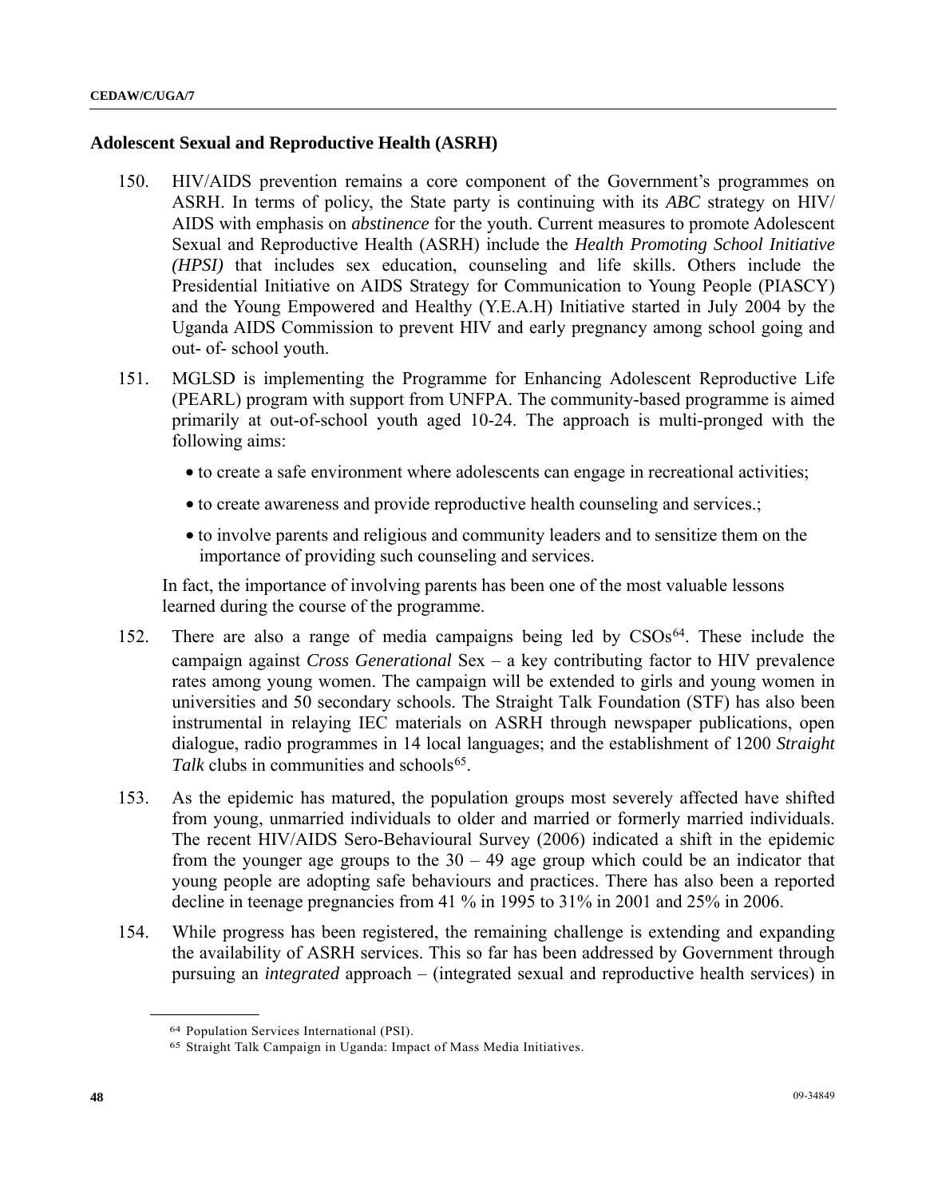## Adolescent Sexual and Reproductive Health (ASRH)

150. HIV/AIDS prevention remains a core component of the Government's programmes on ASRH. In terms of policy, the State party is continuing with its *ABC* strategy on HIV/AIDS with emphasis on *abstinence* for the youth. Current measures to promote Adolescent Sexual and Reproductive Health (ASRH) include the *Health Promoting School Initiative (HPSI)* that includes sex education, counseling and life skills. Others include the Presidential Initiative on AIDS Strategy for Communication to Young People (PIASCY) and the Young Empowered and Healthy (Y.E.A.H) Initiative started in July 2004 by the Uganda AIDS Commission to prevent HIV and early pregnancy among school going and out- of- school youth.

151. MGLSD is implementing the Programme for Enhancing Adolescent Reproductive Life (PEARL) program with support from UNFPA. The community-based programme is aimed primarily at out-of-school youth aged 10-24. The approach is multi-pronged with the following aims:

- to create a safe environment where adolescents can engage in recreational activities;
- to create awareness and provide reproductive health counseling and services.;
- to involve parents and religious and community leaders and to sensitize them on the importance of providing such counseling and services.

In fact, the importance of involving parents has been one of the most valuable lessons learned during the course of the programme.

152. There are also a range of media campaigns being led by CSOs[64]. These include the campaign against *Cross Generational* Sex – a key contributing factor to HIV prevalence rates among young women. The campaign will be extended to girls and young women in universities and 50 secondary schools. The Straight Talk Foundation (STF) has also been instrumental in relaying IEC materials on ASRH through newspaper publications, open dialogue, radio programmes in 14 local languages; and the establishment of 1200 *Straight Talk* clubs in communities and schools[65].

153. As the epidemic has matured, the population groups most severely affected have shifted from young, unmarried individuals to older and married or formerly married individuals. The recent HIV/AIDS Sero-Behavioural Survey (2006) indicated a shift in the epidemic from the younger age groups to the 30 – 49 age group which could be an indicator that young people are adopting safe behaviours and practices. There has also been a reported decline in teenage pregnancies from 41 % in 1995 to 31% in 2001 and 25% in 2006.

154. While progress has been registered, the remaining challenge is extending and expanding the availability of ASRH services. This so far has been addressed by Government through pursuing an *integrated* approach – (integrated sexual and reproductive health services) in

---

[64] Population Services International (PSI).

[65] Straight Talk Campaign in Uganda: Impact of Mass Media Initiatives.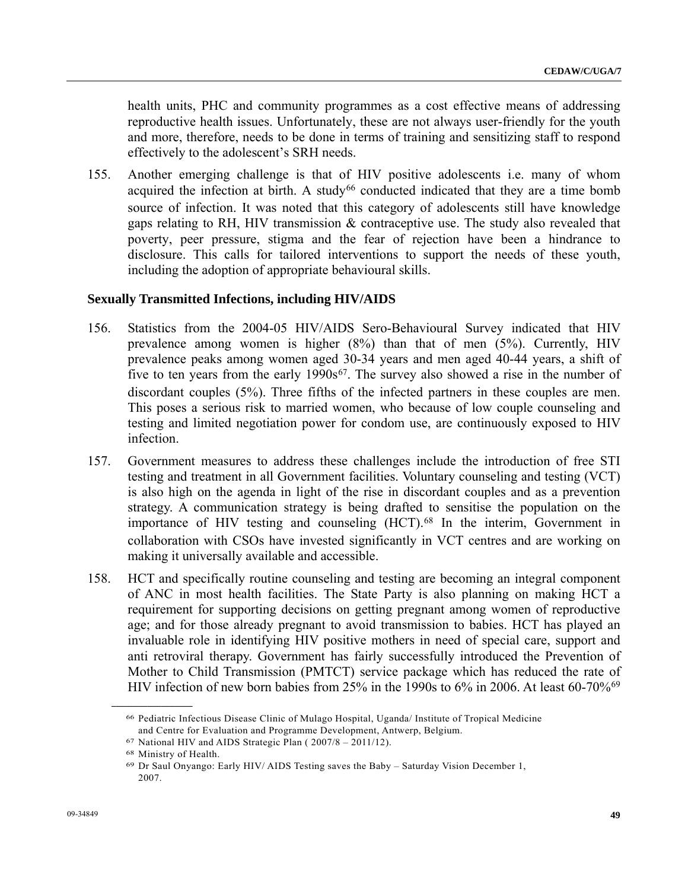health units, PHC and community programmes as a cost effective means of addressing reproductive health issues. Unfortunately, these are not always user-friendly for the youth and more, therefore, needs to be done in terms of training and sensitizing staff to respond effectively to the adolescent's SRH needs.

155. Another emerging challenge is that of HIV positive adolescents i.e. many of whom acquired the infection at birth. A study[66] conducted indicated that they are a time bomb source of infection. It was noted that this category of adolescents still have knowledge gaps relating to RH, HIV transmission & contraceptive use. The study also revealed that poverty, peer pressure, stigma and the fear of rejection have been a hindrance to disclosure. This calls for tailored interventions to support the needs of these youth, including the adoption of appropriate behavioural skills.

**Sexually Transmitted Infections, including HIV/AIDS**

156. Statistics from the 2004-05 HIV/AIDS Sero-Behavioural Survey indicated that HIV prevalence among women is higher (8%) than that of men (5%). Currently, HIV prevalence peaks among women aged 30-34 years and men aged 40-44 years, a shift of five to ten years from the early 1990s[67]. The survey also showed a rise in the number of discordant couples (5%). Three fifths of the infected partners in these couples are men. This poses a serious risk to married women, who because of low couple counseling and testing and limited negotiation power for condom use, are continuously exposed to HIV infection.

157. Government measures to address these challenges include the introduction of free STI testing and treatment in all Government facilities. Voluntary counseling and testing (VCT) is also high on the agenda in light of the rise in discordant couples and as a prevention strategy. A communication strategy is being drafted to sensitise the population on the importance of HIV testing and counseling (HCT).[68] In the interim, Government in collaboration with CSOs have invested significantly in VCT centres and are working on making it universally available and accessible.

158. HCT and specifically routine counseling and testing are becoming an integral component of ANC in most health facilities. The State Party is also planning on making HCT a requirement for supporting decisions on getting pregnant among women of reproductive age; and for those already pregnant to avoid transmission to babies. HCT has played an invaluable role in identifying HIV positive mothers in need of special care, support and anti retroviral therapy. Government has fairly successfully introduced the Prevention of Mother to Child Transmission (PMTCT) service package which has reduced the rate of HIV infection of new born babies from 25% in the 1990s to 6% in 2006. At least 60-70%[69]

---

[66] Pediatric Infectious Disease Clinic of Mulago Hospital, Uganda/ Institute of Tropical Medicine and Centre for Evaluation and Programme Development, Antwerp, Belgium.

[67] National HIV and AIDS Strategic Plan ( 2007/8 – 2011/12).

[68] Ministry of Health.

[69] Dr Saul Onyango: Early HIV/ AIDS Testing saves the Baby – Saturday Vision December 1, 2007.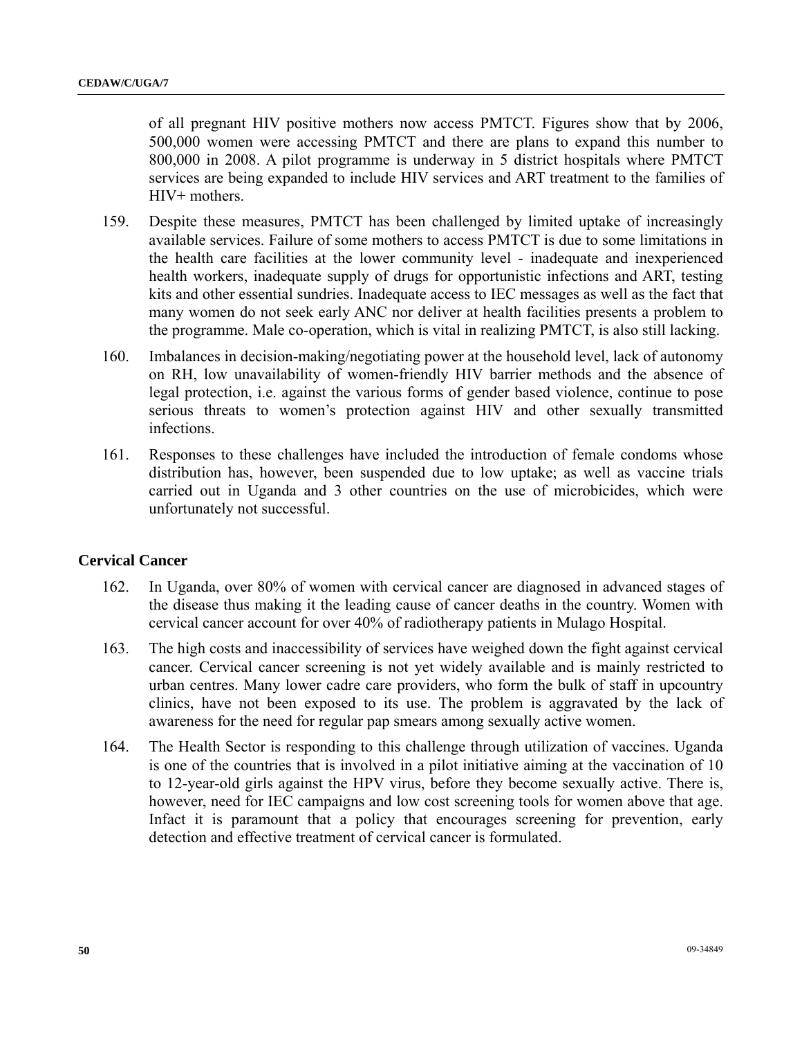of all pregnant HIV positive mothers now access PMTCT. Figures show that by 2006, 500,000 women were accessing PMTCT and there are plans to expand this number to 800,000 in 2008. A pilot programme is underway in 5 district hospitals where PMTCT services are being expanded to include HIV services and ART treatment to the families of HIV+ mothers.

159. Despite these measures, PMTCT has been challenged by limited uptake of increasingly available services. Failure of some mothers to access PMTCT is due to some limitations in the health care facilities at the lower community level - inadequate and inexperienced health workers, inadequate supply of drugs for opportunistic infections and ART, testing kits and other essential sundries. Inadequate access to IEC messages as well as the fact that many women do not seek early ANC nor deliver at health facilities presents a problem to the programme. Male co-operation, which is vital in realizing PMTCT, is also still lacking.

160. Imbalances in decision-making/negotiating power at the household level, lack of autonomy on RH, low unavailability of women-friendly HIV barrier methods and the absence of legal protection, i.e. against the various forms of gender based violence, continue to pose serious threats to women's protection against HIV and other sexually transmitted infections.

161. Responses to these challenges have included the introduction of female condoms whose distribution has, however, been suspended due to low uptake; as well as vaccine trials carried out in Uganda and 3 other countries on the use of microbicides, which were unfortunately not successful.

### Cervical Cancer

162. In Uganda, over 80% of women with cervical cancer are diagnosed in advanced stages of the disease thus making it the leading cause of cancer deaths in the country. Women with cervical cancer account for over 40% of radiotherapy patients in Mulago Hospital.

163. The high costs and inaccessibility of services have weighed down the fight against cervical cancer. Cervical cancer screening is not yet widely available and is mainly restricted to urban centres. Many lower cadre care providers, who form the bulk of staff in upcountry clinics, have not been exposed to its use. The problem is aggravated by the lack of awareness for the need for regular pap smears among sexually active women.

164. The Health Sector is responding to this challenge through utilization of vaccines. Uganda is one of the countries that is involved in a pilot initiative aiming at the vaccination of 10 to 12-year-old girls against the HPV virus, before they become sexually active. There is, however, need for IEC campaigns and low cost screening tools for women above that age. Infact it is paramount that a policy that encourages screening for prevention, early detection and effective treatment of cervical cancer is formulated.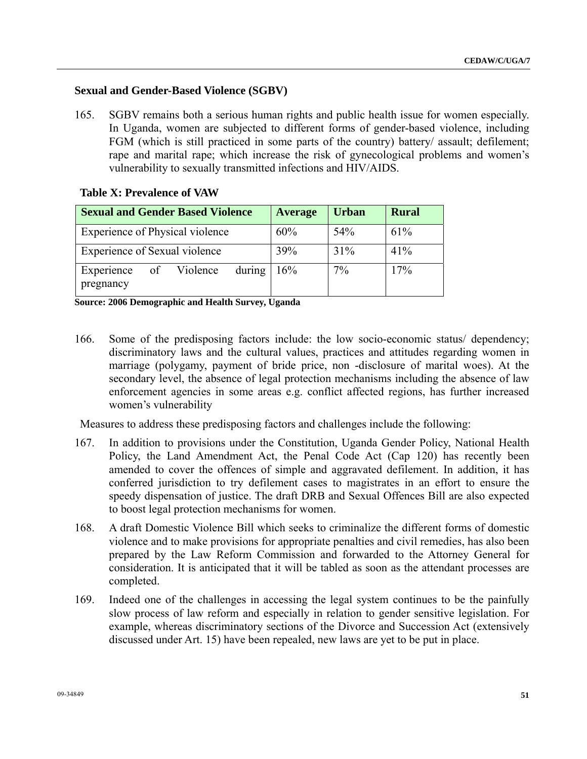## Sexual and Gender-Based Violence (SGBV)

165. SGBV remains both a serious human rights and public health issue for women especially. In Uganda, women are subjected to different forms of gender-based violence, including FGM (which is still practiced in some parts of the country) battery/ assault; defilement; rape and marital rape; which increase the risk of gynecological problems and women's vulnerability to sexually transmitted infections and HIV/AIDS.

**Table X: Prevalence of VAW**

| Sexual and Gender Based Violence | Average | Urban | Rural |
|---|---|---|---|
| Experience of Physical violence | 60% | 54% | 61% |
| Experience of Sexual violence | 39% | 31% | 41% |
| Experience of Violence during pregnancy | 16% | 7% | 17% |

**Source: 2006 Demographic and Health Survey, Uganda**

166. Some of the predisposing factors include: the low socio-economic status/ dependency; discriminatory laws and the cultural values, practices and attitudes regarding women in marriage (polygamy, payment of bride price, non -disclosure of marital woes). At the secondary level, the absence of legal protection mechanisms including the absence of law enforcement agencies in some areas e.g. conflict affected regions, has further increased women's vulnerability

Measures to address these predisposing factors and challenges include the following:

167. In addition to provisions under the Constitution, Uganda Gender Policy, National Health Policy, the Land Amendment Act, the Penal Code Act (Cap 120) has recently been amended to cover the offences of simple and aggravated defilement. In addition, it has conferred jurisdiction to try defilement cases to magistrates in an effort to ensure the speedy dispensation of justice. The draft DRB and Sexual Offences Bill are also expected to boost legal protection mechanisms for women.

168. A draft Domestic Violence Bill which seeks to criminalize the different forms of domestic violence and to make provisions for appropriate penalties and civil remedies, has also been prepared by the Law Reform Commission and forwarded to the Attorney General for consideration. It is anticipated that it will be tabled as soon as the attendant processes are completed.

169. Indeed one of the challenges in accessing the legal system continues to be the painfully slow process of law reform and especially in relation to gender sensitive legislation. For example, whereas discriminatory sections of the Divorce and Succession Act (extensively discussed under Art. 15) have been repealed, new laws are yet to be put in place.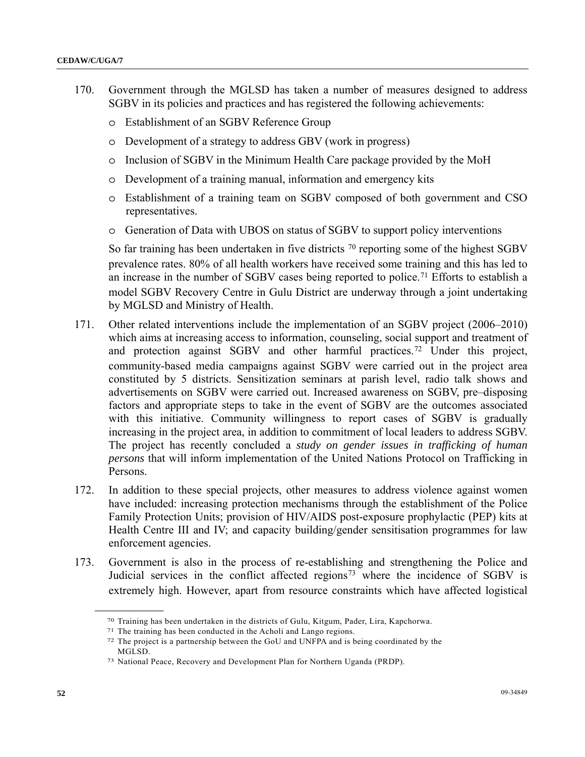170. Government through the MGLSD has taken a number of measures designed to address SGBV in its policies and practices and has registered the following achievements:

   - Establishment of an SGBV Reference Group
   - Development of a strategy to address GBV (work in progress)
   - Inclusion of SGBV in the Minimum Health Care package provided by the MoH
   - Development of a training manual, information and emergency kits
   - Establishment of a training team on SGBV composed of both government and CSO representatives.
   - Generation of Data with UBOS on status of SGBV to support policy interventions

   So far training has been undertaken in five districts [70] reporting some of the highest SGBV prevalence rates. 80% of all health workers have received some training and this has led to an increase in the number of SGBV cases being reported to police.[71] Efforts to establish a model SGBV Recovery Centre in Gulu District are underway through a joint undertaking by MGLSD and Ministry of Health.

171. Other related interventions include the implementation of an SGBV project (2006–2010) which aims at increasing access to information, counseling, social support and treatment of and protection against SGBV and other harmful practices.[72] Under this project, community-based media campaigns against SGBV were carried out in the project area constituted by 5 districts. Sensitization seminars at parish level, radio talk shows and advertisements on SGBV were carried out. Increased awareness on SGBV, pre–disposing factors and appropriate steps to take in the event of SGBV are the outcomes associated with this initiative. Community willingness to report cases of SGBV is gradually increasing in the project area, in addition to commitment of local leaders to address SGBV. The project has recently concluded a *study on gender issues in trafficking of human persons* that will inform implementation of the United Nations Protocol on Trafficking in Persons.

172. In addition to these special projects, other measures to address violence against women have included: increasing protection mechanisms through the establishment of the Police Family Protection Units; provision of HIV/AIDS post-exposure prophylactic (PEP) kits at Health Centre III and IV; and capacity building/gender sensitisation programmes for law enforcement agencies.

173. Government is also in the process of re-establishing and strengthening the Police and Judicial services in the conflict affected regions[73] where the incidence of SGBV is extremely high. However, apart from resource constraints which have affected logistical

---

[70] Training has been undertaken in the districts of Gulu, Kitgum, Pader, Lira, Kapchorwa.

[71] The training has been conducted in the Acholi and Lango regions.

[72] The project is a partnership between the GoU and UNFPA and is being coordinated by the MGLSD.

[73] National Peace, Recovery and Development Plan for Northern Uganda (PRDP).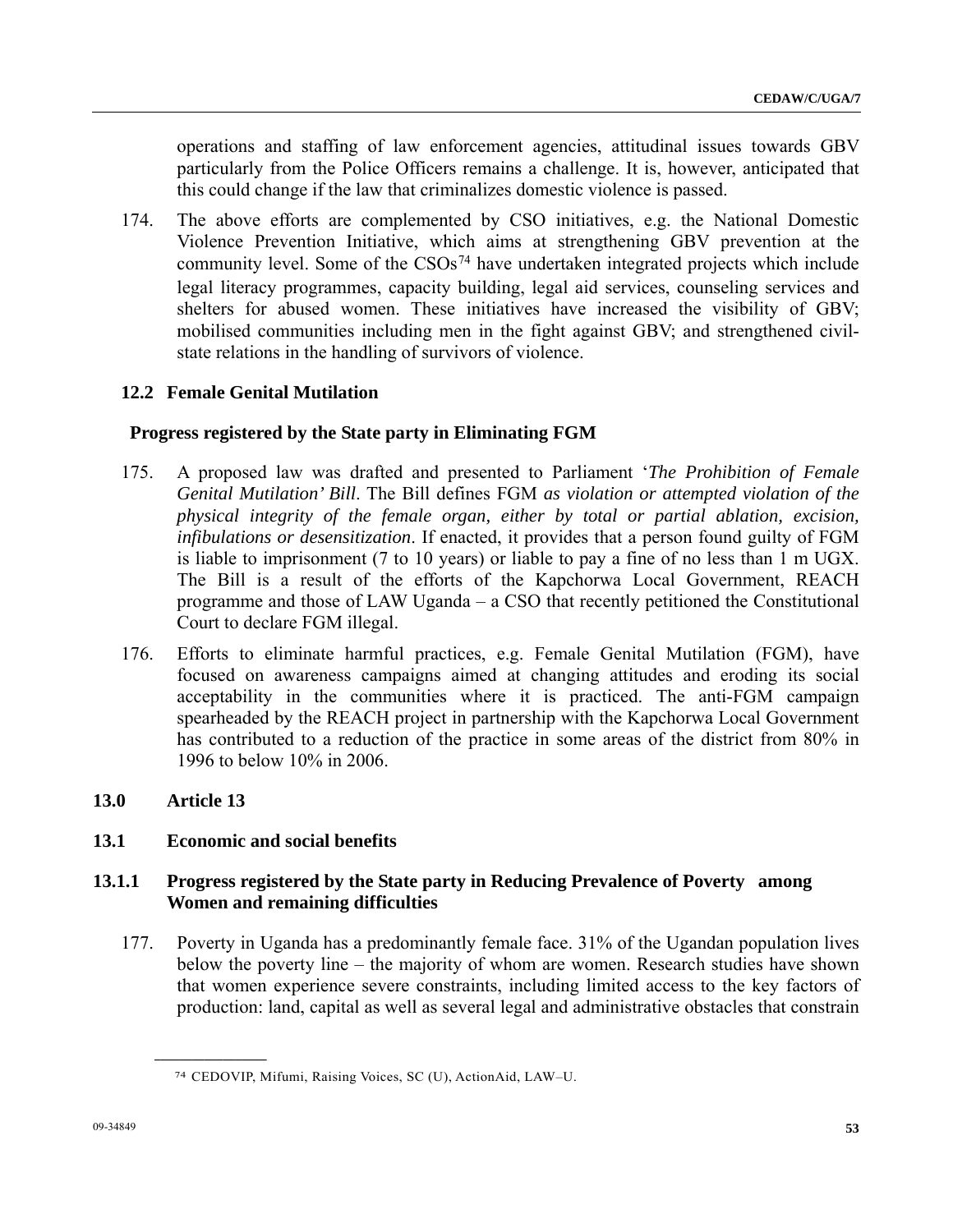operations and staffing of law enforcement agencies, attitudinal issues towards GBV particularly from the Police Officers remains a challenge. It is, however, anticipated that this could change if the law that criminalizes domestic violence is passed.

174. The above efforts are complemented by CSO initiatives, e.g. the National Domestic Violence Prevention Initiative, which aims at strengthening GBV prevention at the community level. Some of the CSOs[74] have undertaken integrated projects which include legal literacy programmes, capacity building, legal aid services, counseling services and shelters for abused women. These initiatives have increased the visibility of GBV; mobilised communities including men in the fight against GBV; and strengthened civil-state relations in the handling of survivors of violence.

### 12.2 Female Genital Mutilation

#### Progress registered by the State party in Eliminating FGM

175. A proposed law was drafted and presented to Parliament '*The Prohibition of Female Genital Mutilation' Bill*. The Bill defines FGM *as violation or attempted violation of the physical integrity of the female organ, either by total or partial ablation, excision, infibulations or desensitization*. If enacted, it provides that a person found guilty of FGM is liable to imprisonment (7 to 10 years) or liable to pay a fine of no less than 1 m UGX. The Bill is a result of the efforts of the Kapchorwa Local Government, REACH programme and those of LAW Uganda – a CSO that recently petitioned the Constitutional Court to declare FGM illegal.

176. Efforts to eliminate harmful practices, e.g. Female Genital Mutilation (FGM), have focused on awareness campaigns aimed at changing attitudes and eroding its social acceptability in the communities where it is practiced. The anti-FGM campaign spearheaded by the REACH project in partnership with the Kapchorwa Local Government has contributed to a reduction of the practice in some areas of the district from 80% in 1996 to below 10% in 2006.

## 13.0 Article 13

### 13.1 Economic and social benefits

#### 13.1.1 Progress registered by the State party in Reducing Prevalence of Poverty among Women and remaining difficulties

177. Poverty in Uganda has a predominantly female face. 31% of the Ugandan population lives below the poverty line – the majority of whom are women. Research studies have shown that women experience severe constraints, including limited access to the key factors of production: land, capital as well as several legal and administrative obstacles that constrain

---

[74] CEDOVIP, Mifumi, Raising Voices, SC (U), ActionAid, LAW–U.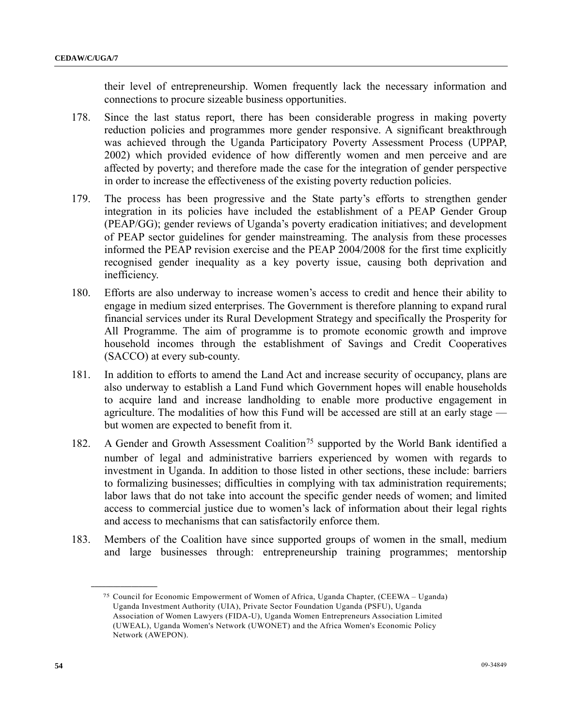their level of entrepreneurship. Women frequently lack the necessary information and connections to procure sizeable business opportunities.

178. Since the last status report, there has been considerable progress in making poverty reduction policies and programmes more gender responsive. A significant breakthrough was achieved through the Uganda Participatory Poverty Assessment Process (UPPAP, 2002) which provided evidence of how differently women and men perceive and are affected by poverty; and therefore made the case for the integration of gender perspective in order to increase the effectiveness of the existing poverty reduction policies.

179. The process has been progressive and the State party's efforts to strengthen gender integration in its policies have included the establishment of a PEAP Gender Group (PEAP/GG); gender reviews of Uganda's poverty eradication initiatives; and development of PEAP sector guidelines for gender mainstreaming. The analysis from these processes informed the PEAP revision exercise and the PEAP 2004/2008 for the first time explicitly recognised gender inequality as a key poverty issue, causing both deprivation and inefficiency.

180. Efforts are also underway to increase women's access to credit and hence their ability to engage in medium sized enterprises. The Government is therefore planning to expand rural financial services under its Rural Development Strategy and specifically the Prosperity for All Programme. The aim of programme is to promote economic growth and improve household incomes through the establishment of Savings and Credit Cooperatives (SACCO) at every sub-county.

181. In addition to efforts to amend the Land Act and increase security of occupancy, plans are also underway to establish a Land Fund which Government hopes will enable households to acquire land and increase landholding to enable more productive engagement in agriculture. The modalities of how this Fund will be accessed are still at an early stage — but women are expected to benefit from it.

182. A Gender and Growth Assessment Coalition[75] supported by the World Bank identified a number of legal and administrative barriers experienced by women with regards to investment in Uganda. In addition to those listed in other sections, these include: barriers to formalizing businesses; difficulties in complying with tax administration requirements; labor laws that do not take into account the specific gender needs of women; and limited access to commercial justice due to women's lack of information about their legal rights and access to mechanisms that can satisfactorily enforce them.

183. Members of the Coalition have since supported groups of women in the small, medium and large businesses through: entrepreneurship training programmes; mentorship

---

[75] Council for Economic Empowerment of Women of Africa, Uganda Chapter, (CEEWA – Uganda) Uganda Investment Authority (UIA), Private Sector Foundation Uganda (PSFU), Uganda Association of Women Lawyers (FIDA-U), Uganda Women Entrepreneurs Association Limited (UWEAL), Uganda Women's Network (UWONET) and the Africa Women's Economic Policy Network (AWEPON).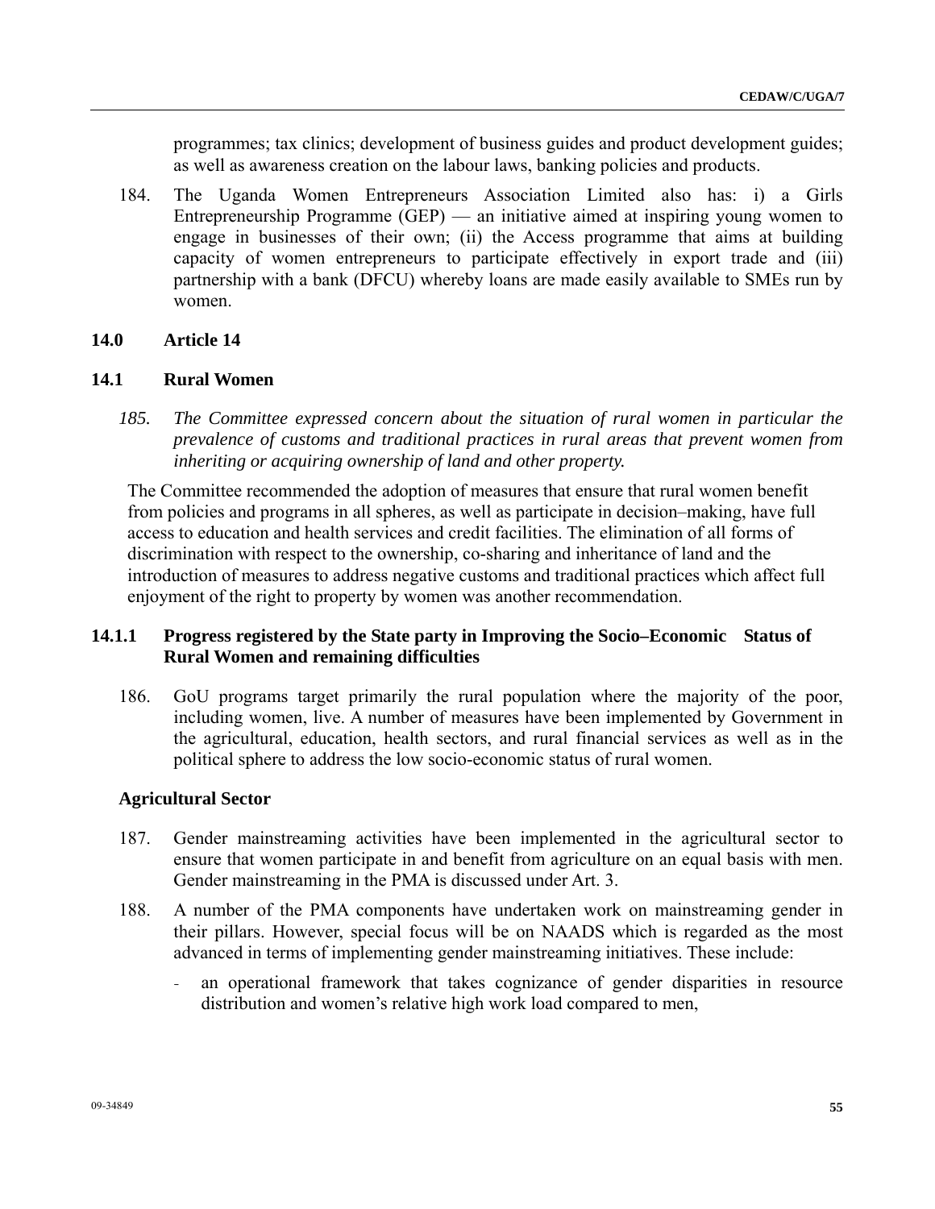programmes; tax clinics; development of business guides and product development guides; as well as awareness creation on the labour laws, banking policies and products.

184. The Uganda Women Entrepreneurs Association Limited also has: i) a Girls Entrepreneurship Programme (GEP) — an initiative aimed at inspiring young women to engage in businesses of their own; (ii) the Access programme that aims at building capacity of women entrepreneurs to participate effectively in export trade and (iii) partnership with a bank (DFCU) whereby loans are made easily available to SMEs run by women.

## 14.0 Article 14

### 14.1 Rural Women

*185. The Committee expressed concern about the situation of rural women in particular the prevalence of customs and traditional practices in rural areas that prevent women from inheriting or acquiring ownership of land and other property.*

The Committee recommended the adoption of measures that ensure that rural women benefit from policies and programs in all spheres, as well as participate in decision–making, have full access to education and health services and credit facilities. The elimination of all forms of discrimination with respect to the ownership, co-sharing and inheritance of land and the introduction of measures to address negative customs and traditional practices which affect full enjoyment of the right to property by women was another recommendation.

#### 14.1.1 Progress registered by the State party in Improving the Socio–Economic Status of Rural Women and remaining difficulties

186. GoU programs target primarily the rural population where the majority of the poor, including women, live. A number of measures have been implemented by Government in the agricultural, education, health sectors, and rural financial services as well as in the political sphere to address the low socio-economic status of rural women.

**Agricultural Sector**

187. Gender mainstreaming activities have been implemented in the agricultural sector to ensure that women participate in and benefit from agriculture on an equal basis with men. Gender mainstreaming in the PMA is discussed under Art. 3.

188. A number of the PMA components have undertaken work on mainstreaming gender in their pillars. However, special focus will be on NAADS which is regarded as the most advanced in terms of implementing gender mainstreaming initiatives. These include:

- an operational framework that takes cognizance of gender disparities in resource distribution and women's relative high work load compared to men,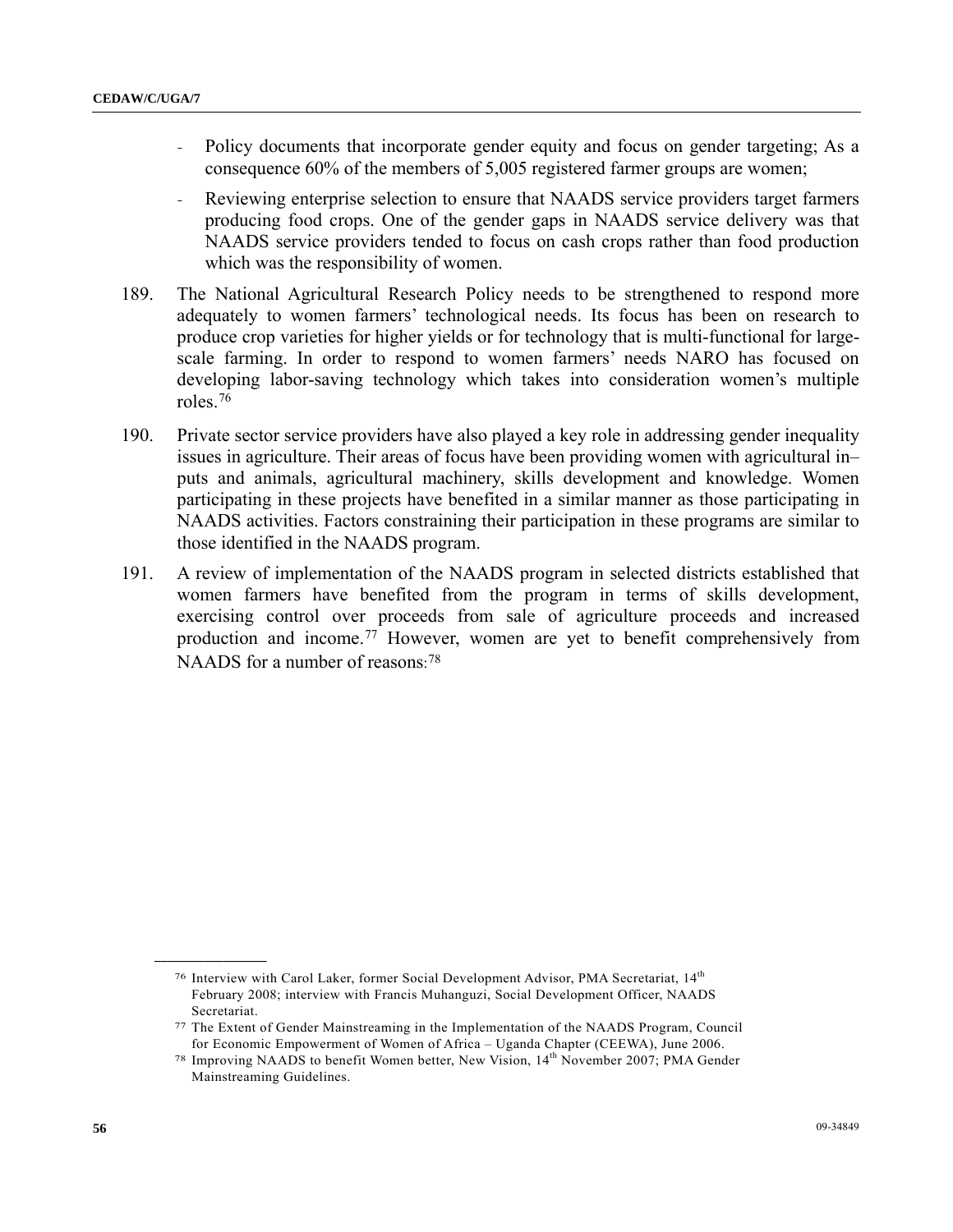- Policy documents that incorporate gender equity and focus on gender targeting; As a consequence 60% of the members of 5,005 registered farmer groups are women;
- Reviewing enterprise selection to ensure that NAADS service providers target farmers producing food crops. One of the gender gaps in NAADS service delivery was that NAADS service providers tended to focus on cash crops rather than food production which was the responsibility of women.

189. The National Agricultural Research Policy needs to be strengthened to respond more adequately to women farmers' technological needs. Its focus has been on research to produce crop varieties for higher yields or for technology that is multi-functional for large-scale farming. In order to respond to women farmers' needs NARO has focused on developing labor-saving technology which takes into consideration women's multiple roles.[76]

190. Private sector service providers have also played a key role in addressing gender inequality issues in agriculture. Their areas of focus have been providing women with agricultural in–puts and animals, agricultural machinery, skills development and knowledge. Women participating in these projects have benefited in a similar manner as those participating in NAADS activities. Factors constraining their participation in these programs are similar to those identified in the NAADS program.

191. A review of implementation of the NAADS program in selected districts established that women farmers have benefited from the program in terms of skills development, exercising control over proceeds from sale of agriculture proceeds and increased production and income.[77] However, women are yet to benefit comprehensively from NAADS for a number of reasons:[78]

---

[76] Interview with Carol Laker, former Social Development Advisor, PMA Secretariat, 14th February 2008; interview with Francis Muhanguzi, Social Development Officer, NAADS Secretariat.

[77] The Extent of Gender Mainstreaming in the Implementation of the NAADS Program, Council for Economic Empowerment of Women of Africa – Uganda Chapter (CEEWA), June 2006.

[78] Improving NAADS to benefit Women better, New Vision, 14th November 2007; PMA Gender Mainstreaming Guidelines.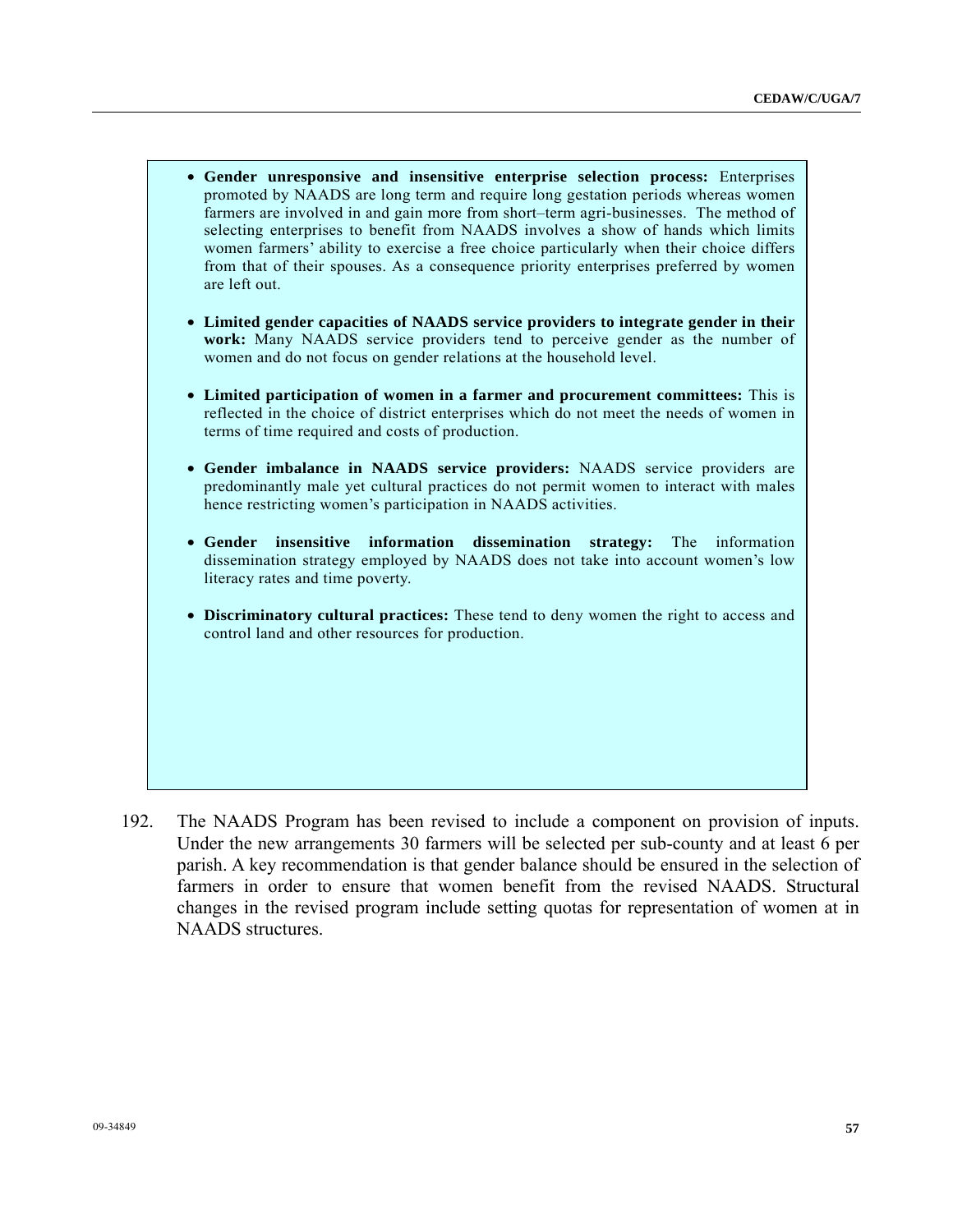- **Gender unresponsive and insensitive enterprise selection process:** Enterprises promoted by NAADS are long term and require long gestation periods whereas women farmers are involved in and gain more from short–term agri-businesses. The method of selecting enterprises to benefit from NAADS involves a show of hands which limits women farmers' ability to exercise a free choice particularly when their choice differs from that of their spouses. As a consequence priority enterprises preferred by women are left out.

- **Limited gender capacities of NAADS service providers to integrate gender in their work:** Many NAADS service providers tend to perceive gender as the number of women and do not focus on gender relations at the household level.

- **Limited participation of women in a farmer and procurement committees:** This is reflected in the choice of district enterprises which do not meet the needs of women in terms of time required and costs of production.

- **Gender imbalance in NAADS service providers:** NAADS service providers are predominantly male yet cultural practices do not permit women to interact with males hence restricting women's participation in NAADS activities.

- **Gender insensitive information dissemination strategy:** The information dissemination strategy employed by NAADS does not take into account women's low literacy rates and time poverty.

- **Discriminatory cultural practices:** These tend to deny women the right to access and control land and other resources for production.

192. The NAADS Program has been revised to include a component on provision of inputs. Under the new arrangements 30 farmers will be selected per sub-county and at least 6 per parish. A key recommendation is that gender balance should be ensured in the selection of farmers in order to ensure that women benefit from the revised NAADS. Structural changes in the revised program include setting quotas for representation of women at in NAADS structures.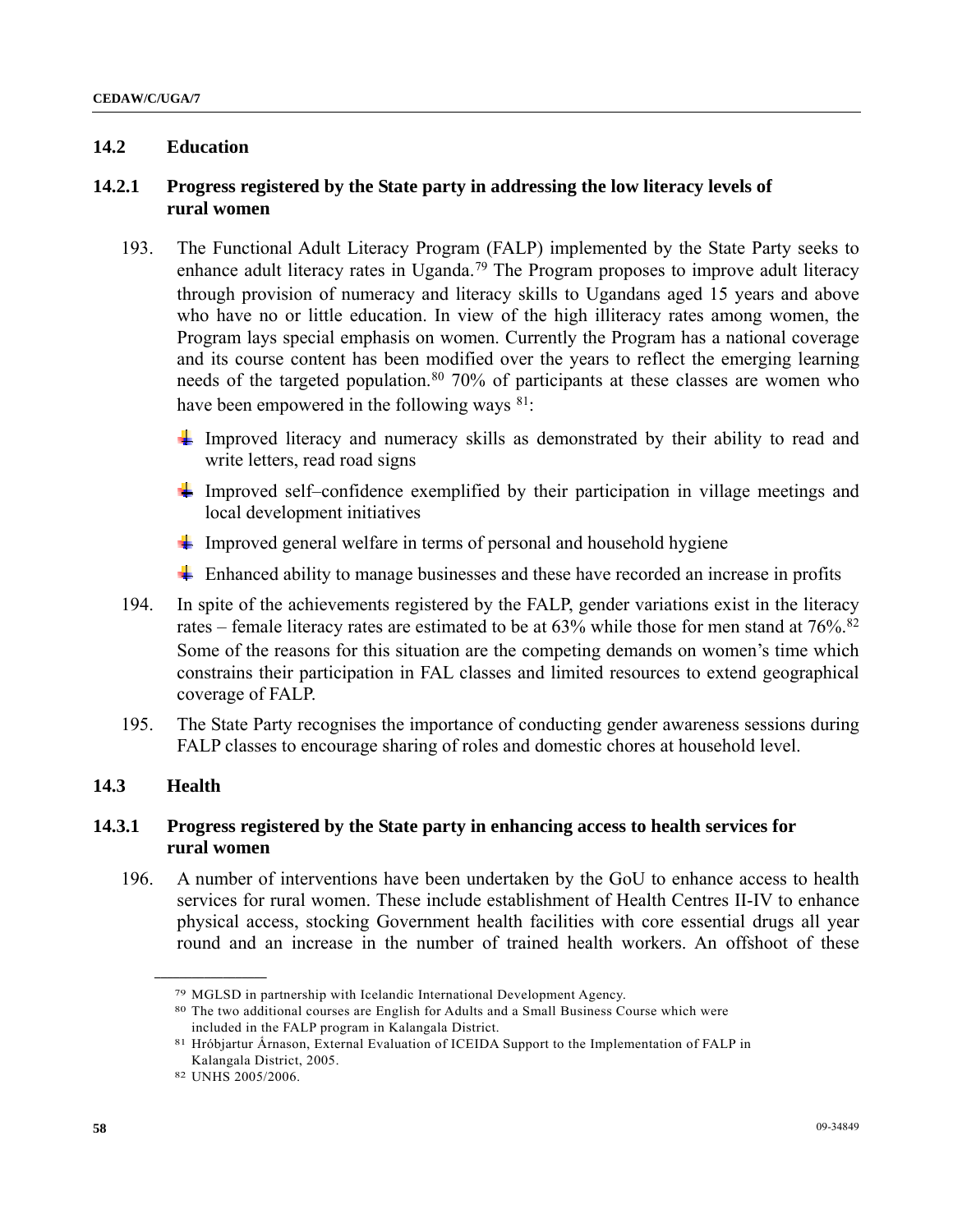### 14.2 Education

#### 14.2.1 Progress registered by the State party in addressing the low literacy levels of rural women

193. The Functional Adult Literacy Program (FALP) implemented by the State Party seeks to enhance adult literacy rates in Uganda.[79] The Program proposes to improve adult literacy through provision of numeracy and literacy skills to Ugandans aged 15 years and above who have no or little education. In view of the high illiteracy rates among women, the Program lays special emphasis on women. Currently the Program has a national coverage and its course content has been modified over the years to reflect the emerging learning needs of the targeted population.[80] 70% of participants at these classes are women who have been empowered in the following ways [81]:

- Improved literacy and numeracy skills as demonstrated by their ability to read and write letters, read road signs
- Improved self–confidence exemplified by their participation in village meetings and local development initiatives
- Improved general welfare in terms of personal and household hygiene
- Enhanced ability to manage businesses and these have recorded an increase in profits

194. In spite of the achievements registered by the FALP, gender variations exist in the literacy rates – female literacy rates are estimated to be at 63% while those for men stand at 76%.[82] Some of the reasons for this situation are the competing demands on women's time which constrains their participation in FAL classes and limited resources to extend geographical coverage of FALP.

195. The State Party recognises the importance of conducting gender awareness sessions during FALP classes to encourage sharing of roles and domestic chores at household level.

### 14.3 Health

#### 14.3.1 Progress registered by the State party in enhancing access to health services for rural women

196. A number of interventions have been undertaken by the GoU to enhance access to health services for rural women. These include establishment of Health Centres II-IV to enhance physical access, stocking Government health facilities with core essential drugs all year round and an increase in the number of trained health workers. An offshoot of these

---

[79] MGLSD in partnership with Icelandic International Development Agency.

[80] The two additional courses are English for Adults and a Small Business Course which were included in the FALP program in Kalangala District.

[81] Hróbjartur Árnason, External Evaluation of ICEIDA Support to the Implementation of FALP in Kalangala District, 2005.

[82] UNHS 2005/2006.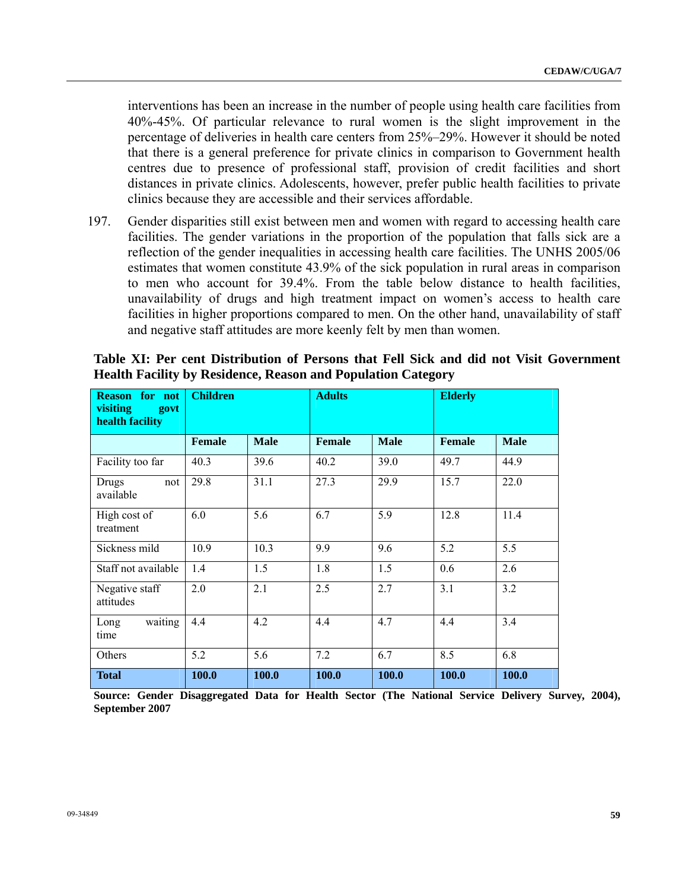interventions has been an increase in the number of people using health care facilities from 40%-45%. Of particular relevance to rural women is the slight improvement in the percentage of deliveries in health care centers from 25%–29%. However it should be noted that there is a general preference for private clinics in comparison to Government health centres due to presence of professional staff, provision of credit facilities and short distances in private clinics. Adolescents, however, prefer public health facilities to private clinics because they are accessible and their services affordable.

197. Gender disparities still exist between men and women with regard to accessing health care facilities. The gender variations in the proportion of the population that falls sick are a reflection of the gender inequalities in accessing health care facilities. The UNHS 2005/06 estimates that women constitute 43.9% of the sick population in rural areas in comparison to men who account for 39.4%. From the table below distance to health facilities, unavailability of drugs and high treatment impact on women's access to health care facilities in higher proportions compared to men. On the other hand, unavailability of staff and negative staff attitudes are more keenly felt by men than women.

**Table XI: Per cent Distribution of Persons that Fell Sick and did not Visit Government Health Facility by Residence, Reason and Population Category**

| Reason for not visiting govt health facility | Children | | Adults | | Elderly | |
|---|---|---|---|---|---|---|
| | **Female** | **Male** | **Female** | **Male** | **Female** | **Male** |
| Facility too far | 40.3 | 39.6 | 40.2 | 39.0 | 49.7 | 44.9 |
| Drugs not available | 29.8 | 31.1 | 27.3 | 29.9 | 15.7 | 22.0 |
| High cost of treatment | 6.0 | 5.6 | 6.7 | 5.9 | 12.8 | 11.4 |
| Sickness mild | 10.9 | 10.3 | 9.9 | 9.6 | 5.2 | 5.5 |
| Staff not available | 1.4 | 1.5 | 1.8 | 1.5 | 0.6 | 2.6 |
| Negative staff attitudes | 2.0 | 2.1 | 2.5 | 2.7 | 3.1 | 3.2 |
| Long waiting time | 4.4 | 4.2 | 4.4 | 4.7 | 4.4 | 3.4 |
| Others | 5.2 | 5.6 | 7.2 | 6.7 | 8.5 | 6.8 |
| **Total** | **100.0** | **100.0** | **100.0** | **100.0** | **100.0** | **100.0** |

**Source: Gender Disaggregated Data for Health Sector (The National Service Delivery Survey, 2004), September 2007**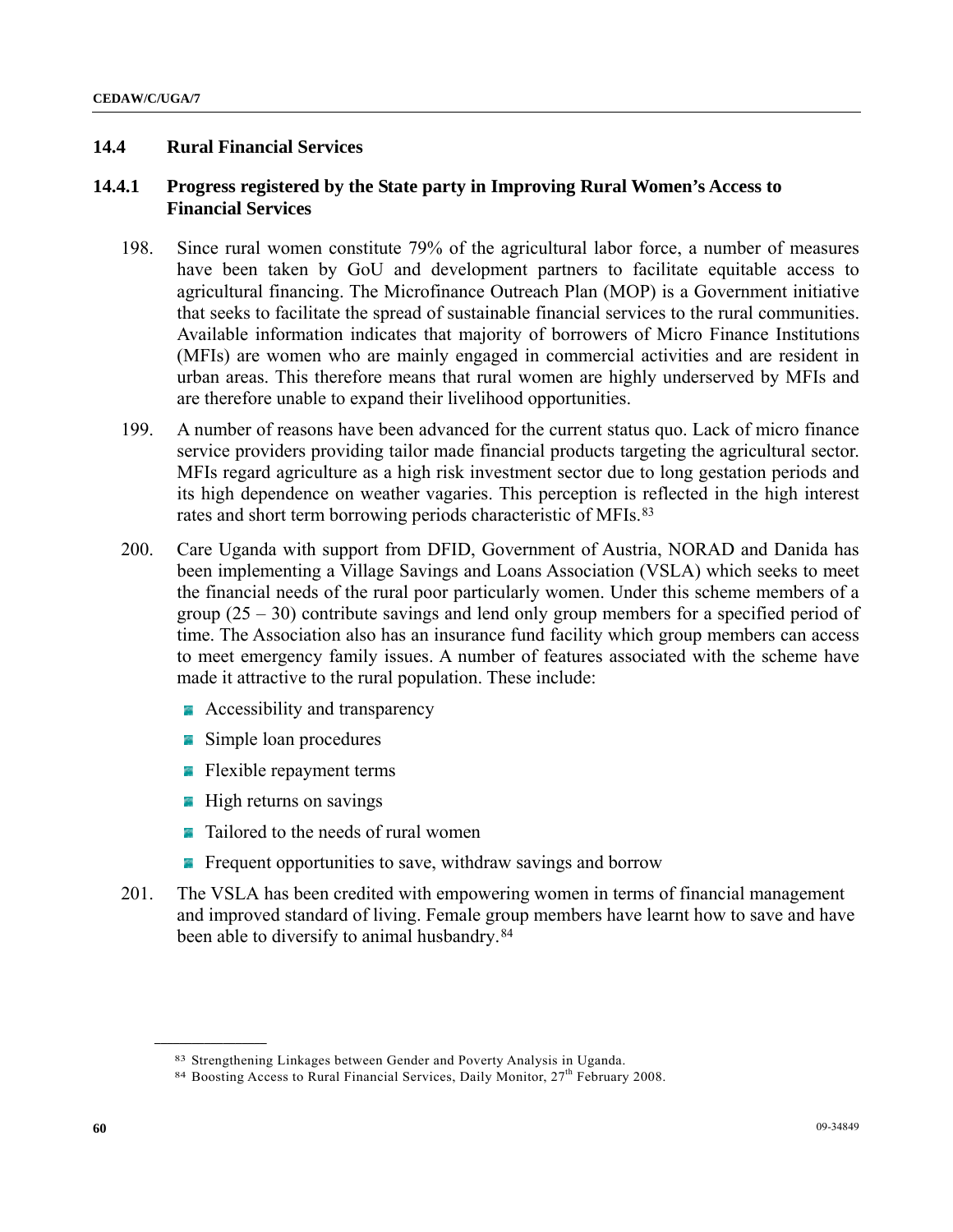## 14.4 Rural Financial Services

### 14.4.1 Progress registered by the State party in Improving Rural Women's Access to Financial Services

198. Since rural women constitute 79% of the agricultural labor force, a number of measures have been taken by GoU and development partners to facilitate equitable access to agricultural financing. The Microfinance Outreach Plan (MOP) is a Government initiative that seeks to facilitate the spread of sustainable financial services to the rural communities. Available information indicates that majority of borrowers of Micro Finance Institutions (MFIs) are women who are mainly engaged in commercial activities and are resident in urban areas. This therefore means that rural women are highly underserved by MFIs and are therefore unable to expand their livelihood opportunities.

199. A number of reasons have been advanced for the current status quo. Lack of micro finance service providers providing tailor made financial products targeting the agricultural sector. MFIs regard agriculture as a high risk investment sector due to long gestation periods and its high dependence on weather vagaries. This perception is reflected in the high interest rates and short term borrowing periods characteristic of MFIs.[83]

200. Care Uganda with support from DFID, Government of Austria, NORAD and Danida has been implementing a Village Savings and Loans Association (VSLA) which seeks to meet the financial needs of the rural poor particularly women. Under this scheme members of a group (25 – 30) contribute savings and lend only group members for a specified period of time. The Association also has an insurance fund facility which group members can access to meet emergency family issues. A number of features associated with the scheme have made it attractive to the rural population. These include:

- Accessibility and transparency
- Simple loan procedures
- Flexible repayment terms
- High returns on savings
- Tailored to the needs of rural women
- Frequent opportunities to save, withdraw savings and borrow

201. The VSLA has been credited with empowering women in terms of financial management and improved standard of living. Female group members have learnt how to save and have been able to diversify to animal husbandry.[84]

---

[83] Strengthening Linkages between Gender and Poverty Analysis in Uganda.

[84] Boosting Access to Rural Financial Services, Daily Monitor, 27th February 2008.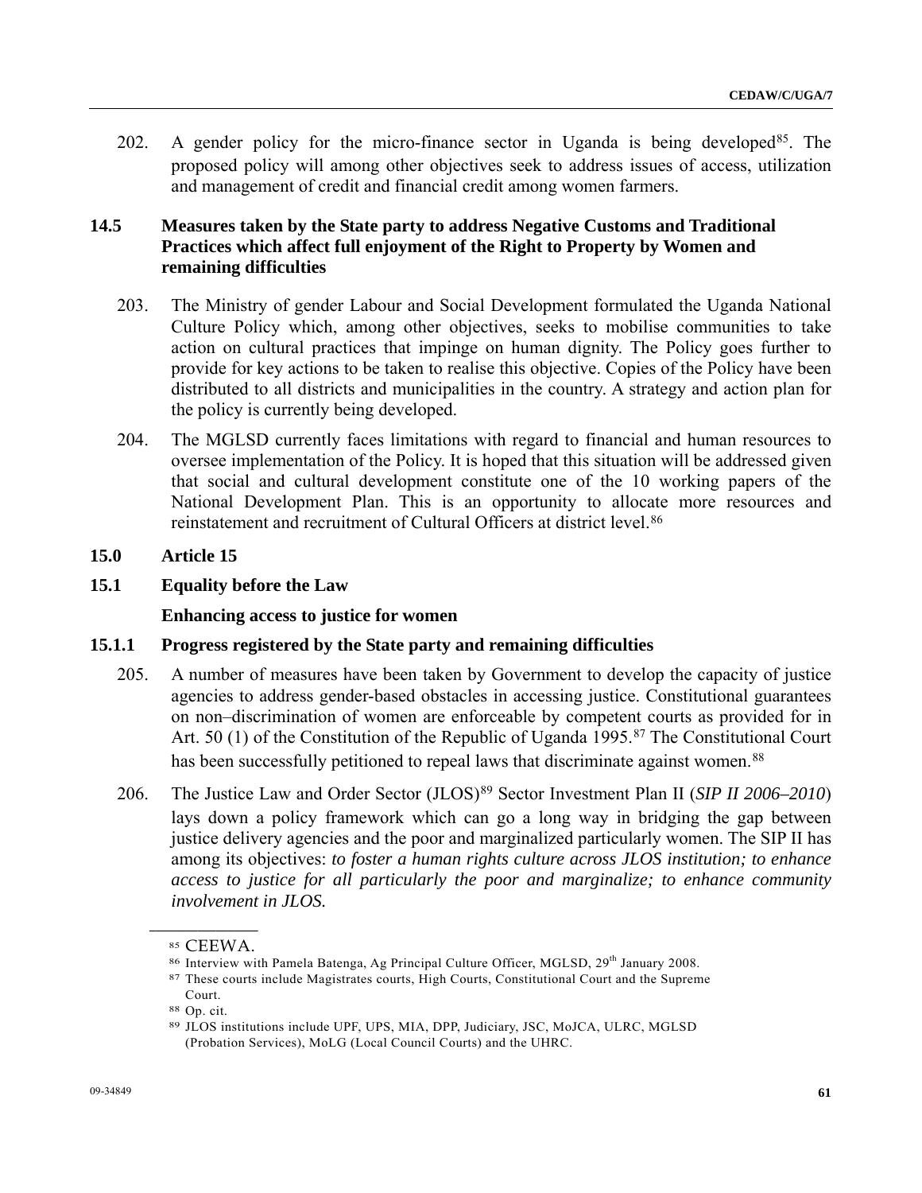202. A gender policy for the micro-finance sector in Uganda is being developed[85]. The proposed policy will among other objectives seek to address issues of access, utilization and management of credit and financial credit among women farmers.

### 14.5 Measures taken by the State party to address Negative Customs and Traditional Practices which affect full enjoyment of the Right to Property by Women and remaining difficulties

203. The Ministry of gender Labour and Social Development formulated the Uganda National Culture Policy which, among other objectives, seeks to mobilise communities to take action on cultural practices that impinge on human dignity. The Policy goes further to provide for key actions to be taken to realise this objective. Copies of the Policy have been distributed to all districts and municipalities in the country. A strategy and action plan for the policy is currently being developed.

204. The MGLSD currently faces limitations with regard to financial and human resources to oversee implementation of the Policy. It is hoped that this situation will be addressed given that social and cultural development constitute one of the 10 working papers of the National Development Plan. This is an opportunity to allocate more resources and reinstatement and recruitment of Cultural Officers at district level.[86]

## 15.0 Article 15

### 15.1 Equality before the Law

**Enhancing access to justice for women**

#### 15.1.1 Progress registered by the State party and remaining difficulties

205. A number of measures have been taken by Government to develop the capacity of justice agencies to address gender-based obstacles in accessing justice. Constitutional guarantees on non–discrimination of women are enforceable by competent courts as provided for in Art. 50 (1) of the Constitution of the Republic of Uganda 1995.[87] The Constitutional Court has been successfully petitioned to repeal laws that discriminate against women.[88]

206. The Justice Law and Order Sector (JLOS)[89] Sector Investment Plan II (*SIP II 2006–2010*) lays down a policy framework which can go a long way in bridging the gap between justice delivery agencies and the poor and marginalized particularly women. The SIP II has among its objectives: *to foster a human rights culture across JLOS institution; to enhance access to justice for all particularly the poor and marginalize; to enhance community involvement in JLOS.*

---

[85] CEEWA.

[86] Interview with Pamela Batenga, Ag Principal Culture Officer, MGLSD, 29th January 2008.

[87] These courts include Magistrates courts, High Courts, Constitutional Court and the Supreme Court.

[88] Op. cit.

[89] JLOS institutions include UPF, UPS, MIA, DPP, Judiciary, JSC, MoJCA, ULRC, MGLSD (Probation Services), MoLG (Local Council Courts) and the UHRC.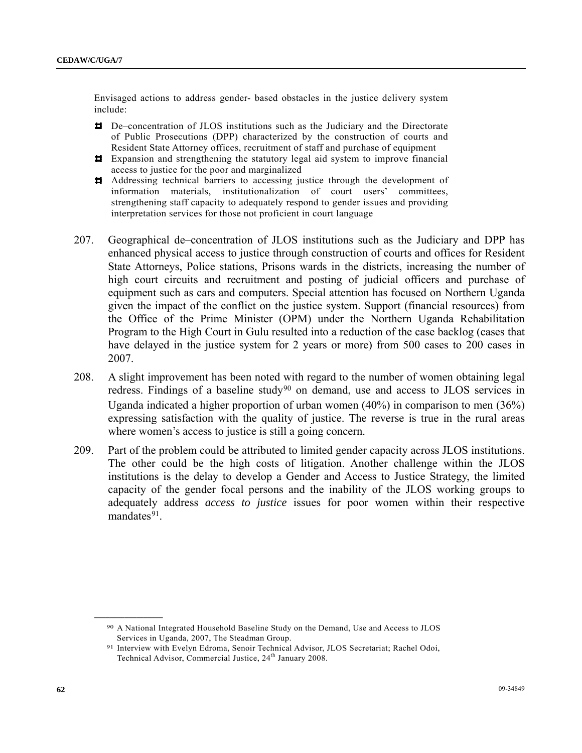Envisaged actions to address gender- based obstacles in the justice delivery system include:

- De–concentration of JLOS institutions such as the Judiciary and the Directorate of Public Prosecutions (DPP) characterized by the construction of courts and Resident State Attorney offices, recruitment of staff and purchase of equipment
- Expansion and strengthening the statutory legal aid system to improve financial access to justice for the poor and marginalized
- Addressing technical barriers to accessing justice through the development of information materials, institutionalization of court users' committees, strengthening staff capacity to adequately respond to gender issues and providing interpretation services for those not proficient in court language

207. Geographical de–concentration of JLOS institutions such as the Judiciary and DPP has enhanced physical access to justice through construction of courts and offices for Resident State Attorneys, Police stations, Prisons wards in the districts, increasing the number of high court circuits and recruitment and posting of judicial officers and purchase of equipment such as cars and computers. Special attention has focused on Northern Uganda given the impact of the conflict on the justice system. Support (financial resources) from the Office of the Prime Minister (OPM) under the Northern Uganda Rehabilitation Program to the High Court in Gulu resulted into a reduction of the case backlog (cases that have delayed in the justice system for 2 years or more) from 500 cases to 200 cases in 2007.

208. A slight improvement has been noted with regard to the number of women obtaining legal redress. Findings of a baseline study[90] on demand, use and access to JLOS services in Uganda indicated a higher proportion of urban women (40%) in comparison to men (36%) expressing satisfaction with the quality of justice. The reverse is true in the rural areas where women's access to justice is still a going concern.

209. Part of the problem could be attributed to limited gender capacity across JLOS institutions. The other could be the high costs of litigation. Another challenge within the JLOS institutions is the delay to develop a Gender and Access to Justice Strategy, the limited capacity of the gender focal persons and the inability of the JLOS working groups to adequately address *access to justice* issues for poor women within their respective mandates[91].

---

[90] A National Integrated Household Baseline Study on the Demand, Use and Access to JLOS Services in Uganda, 2007, The Steadman Group.

[91] Interview with Evelyn Edroma, Senoir Technical Advisor, JLOS Secretariat; Rachel Odoi, Technical Advisor, Commercial Justice, 24th January 2008.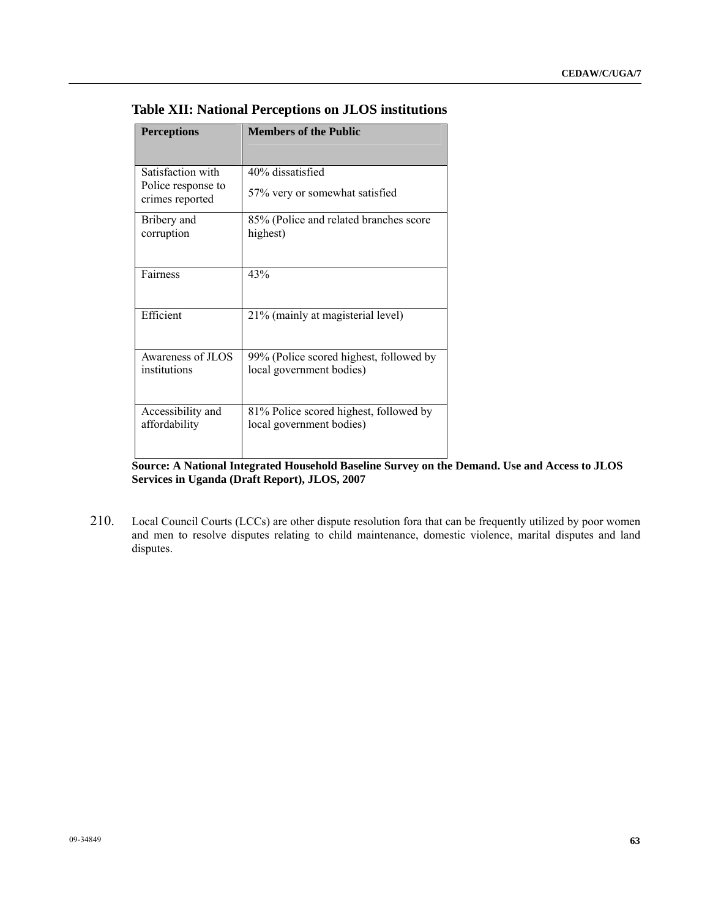**Table XII: National Perceptions on JLOS institutions**

| Perceptions | Members of the Public |
|---|---|
| Satisfaction with Police response to crimes reported | 40% dissatisfied<br>57% very or somewhat satisfied |
| Bribery and corruption | 85% (Police and related branches score highest) |
| Fairness | 43% |
| Efficient | 21% (mainly at magisterial level) |
| Awareness of JLOS institutions | 99% (Police scored highest, followed by local government bodies) |
| Accessibility and affordability | 81% Police scored highest, followed by local government bodies) |

**Source: A National Integrated Household Baseline Survey on the Demand. Use and Access to JLOS Services in Uganda (Draft Report), JLOS, 2007**

210. Local Council Courts (LCCs) are other dispute resolution fora that can be frequently utilized by poor women and men to resolve disputes relating to child maintenance, domestic violence, marital disputes and land disputes.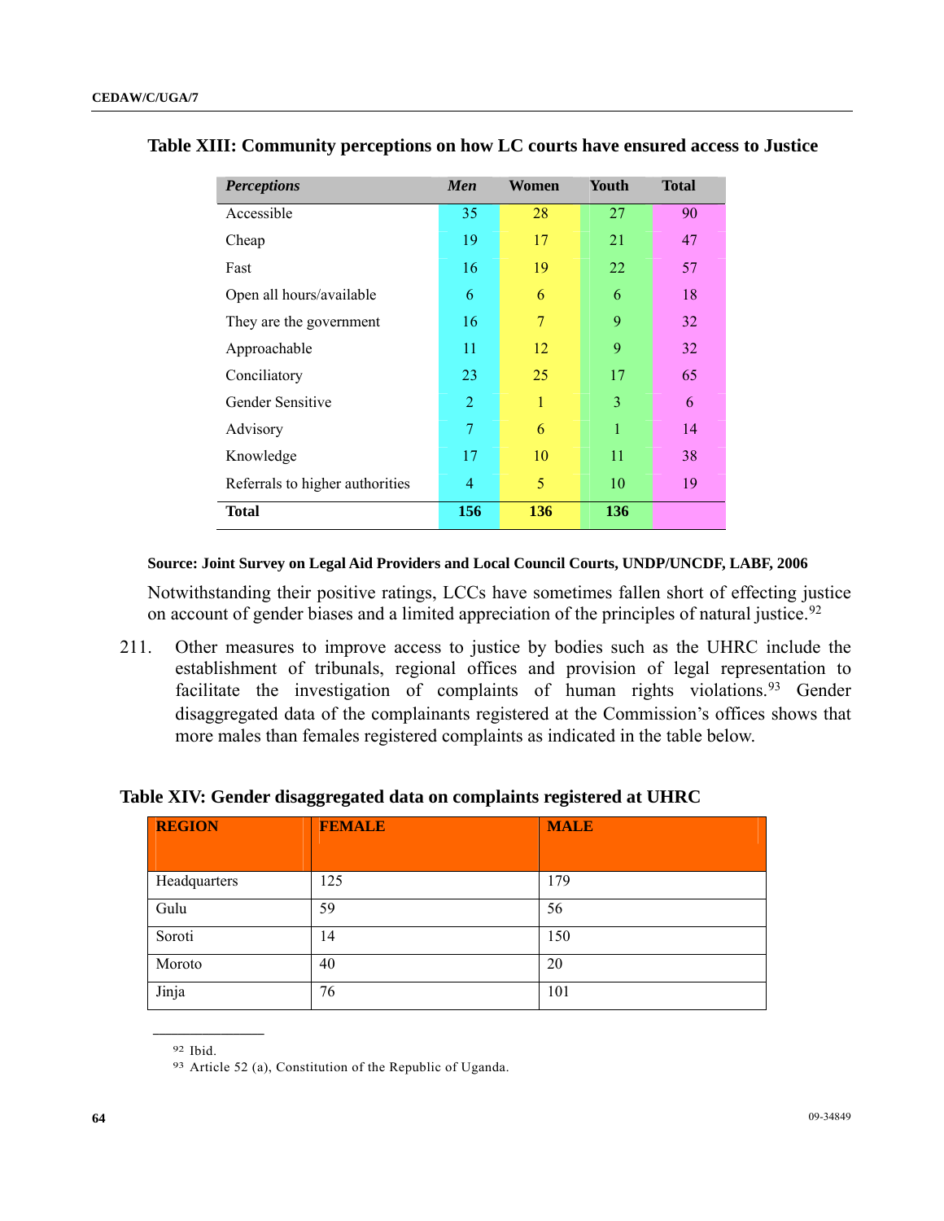**Table XIII: Community perceptions on how LC courts have ensured access to Justice**

| *Perceptions* | *Men* | Women | Youth | Total |
|---|---|---|---|---|
| Accessible | 35 | 28 | 27 | 90 |
| Cheap | 19 | 17 | 21 | 47 |
| Fast | 16 | 19 | 22 | 57 |
| Open all hours/available | 6 | 6 | 6 | 18 |
| They are the government | 16 | 7 | 9 | 32 |
| Approachable | 11 | 12 | 9 | 32 |
| Conciliatory | 23 | 25 | 17 | 65 |
| Gender Sensitive | 2 | 1 | 3 | 6 |
| Advisory | 7 | 6 | 1 | 14 |
| Knowledge | 17 | 10 | 11 | 38 |
| Referrals to higher authorities | 4 | 5 | 10 | 19 |
| **Total** | **156** | **136** | **136** | |

**Source: Joint Survey on Legal Aid Providers and Local Council Courts, UNDP/UNCDF, LABF, 2006**

Notwithstanding their positive ratings, LCCs have sometimes fallen short of effecting justice on account of gender biases and a limited appreciation of the principles of natural justice.[92]

211. Other measures to improve access to justice by bodies such as the UHRC include the establishment of tribunals, regional offices and provision of legal representation to facilitate the investigation of complaints of human rights violations.[93] Gender disaggregated data of the complainants registered at the Commission's offices shows that more males than females registered complaints as indicated in the table below.

**Table XIV: Gender disaggregated data on complaints registered at UHRC**

| REGION | FEMALE | MALE |
|---|---|---|
| Headquarters | 125 | 179 |
| Gulu | 59 | 56 |
| Soroti | 14 | 150 |
| Moroto | 40 | 20 |
| Jinja | 76 | 101 |

[92] Ibid.

[93] Article 52 (a), Constitution of the Republic of Uganda.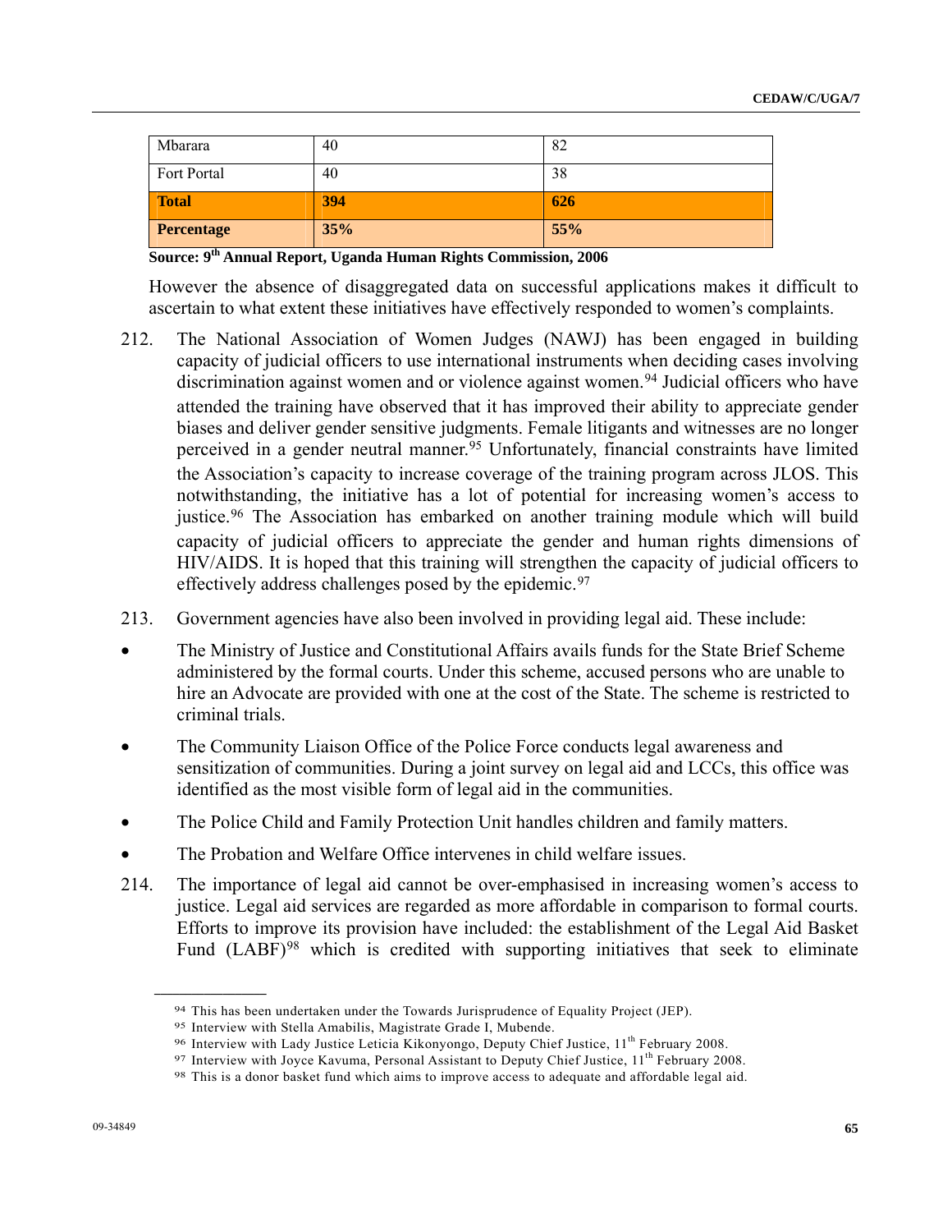| Mbarara | 40 | 82 |
|---|---|---|
| Fort Portal | 40 | 38 |
| **Total** | **394** | **626** |
| **Percentage** | **35%** | **55%** |

**Source: 9th Annual Report, Uganda Human Rights Commission, 2006**

However the absence of disaggregated data on successful applications makes it difficult to ascertain to what extent these initiatives have effectively responded to women's complaints.

212. The National Association of Women Judges (NAWJ) has been engaged in building capacity of judicial officers to use international instruments when deciding cases involving discrimination against women and or violence against women.[94] Judicial officers who have attended the training have observed that it has improved their ability to appreciate gender biases and deliver gender sensitive judgments. Female litigants and witnesses are no longer perceived in a gender neutral manner.[95] Unfortunately, financial constraints have limited the Association's capacity to increase coverage of the training program across JLOS. This notwithstanding, the initiative has a lot of potential for increasing women's access to justice.[96] The Association has embarked on another training module which will build capacity of judicial officers to appreciate the gender and human rights dimensions of HIV/AIDS. It is hoped that this training will strengthen the capacity of judicial officers to effectively address challenges posed by the epidemic.[97]

213. Government agencies have also been involved in providing legal aid. These include:

- The Ministry of Justice and Constitutional Affairs avails funds for the State Brief Scheme administered by the formal courts. Under this scheme, accused persons who are unable to hire an Advocate are provided with one at the cost of the State. The scheme is restricted to criminal trials.
- The Community Liaison Office of the Police Force conducts legal awareness and sensitization of communities. During a joint survey on legal aid and LCCs, this office was identified as the most visible form of legal aid in the communities.
- The Police Child and Family Protection Unit handles children and family matters.
- The Probation and Welfare Office intervenes in child welfare issues.

214. The importance of legal aid cannot be over-emphasised in increasing women's access to justice. Legal aid services are regarded as more affordable in comparison to formal courts. Efforts to improve its provision have included: the establishment of the Legal Aid Basket Fund (LABF)[98] which is credited with supporting initiatives that seek to eliminate

---

[94] This has been undertaken under the Towards Jurisprudence of Equality Project (JEP).

[95] Interview with Stella Amabilis, Magistrate Grade I, Mubende.

[96] Interview with Lady Justice Leticia Kikonyongo, Deputy Chief Justice, 11th February 2008.

[97] Interview with Joyce Kavuma, Personal Assistant to Deputy Chief Justice, 11th February 2008.

[98] This is a donor basket fund which aims to improve access to adequate and affordable legal aid.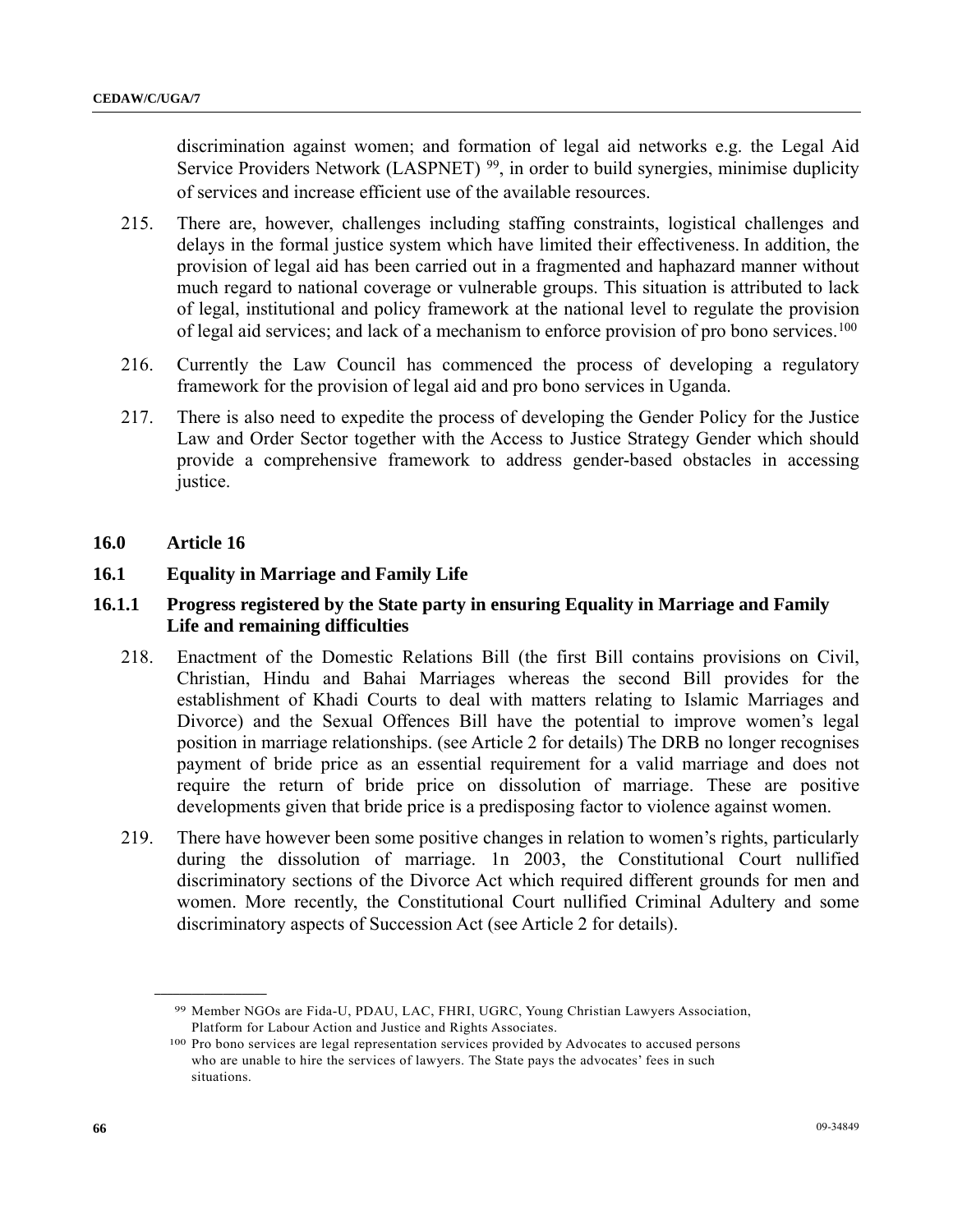discrimination against women; and formation of legal aid networks e.g. the Legal Aid Service Providers Network (LASPNET) [99], in order to build synergies, minimise duplicity of services and increase efficient use of the available resources.

215. There are, however, challenges including staffing constraints, logistical challenges and delays in the formal justice system which have limited their effectiveness. In addition, the provision of legal aid has been carried out in a fragmented and haphazard manner without much regard to national coverage or vulnerable groups. This situation is attributed to lack of legal, institutional and policy framework at the national level to regulate the provision of legal aid services; and lack of a mechanism to enforce provision of pro bono services.[100]

216. Currently the Law Council has commenced the process of developing a regulatory framework for the provision of legal aid and pro bono services in Uganda.

217. There is also need to expedite the process of developing the Gender Policy for the Justice Law and Order Sector together with the Access to Justice Strategy Gender which should provide a comprehensive framework to address gender-based obstacles in accessing justice.

## 16.0 Article 16

### 16.1 Equality in Marriage and Family Life

#### 16.1.1 Progress registered by the State party in ensuring Equality in Marriage and Family Life and remaining difficulties

218. Enactment of the Domestic Relations Bill (the first Bill contains provisions on Civil, Christian, Hindu and Bahai Marriages whereas the second Bill provides for the establishment of Khadi Courts to deal with matters relating to Islamic Marriages and Divorce) and the Sexual Offences Bill have the potential to improve women's legal position in marriage relationships. (see Article 2 for details) The DRB no longer recognises payment of bride price as an essential requirement for a valid marriage and does not require the return of bride price on dissolution of marriage. These are positive developments given that bride price is a predisposing factor to violence against women.

219. There have however been some positive changes in relation to women's rights, particularly during the dissolution of marriage. 1n 2003, the Constitutional Court nullified discriminatory sections of the Divorce Act which required different grounds for men and women. More recently, the Constitutional Court nullified Criminal Adultery and some discriminatory aspects of Succession Act (see Article 2 for details).

---

[99] Member NGOs are Fida-U, PDAU, LAC, FHRI, UGRC, Young Christian Lawyers Association, Platform for Labour Action and Justice and Rights Associates.

[100] Pro bono services are legal representation services provided by Advocates to accused persons who are unable to hire the services of lawyers. The State pays the advocates' fees in such situations.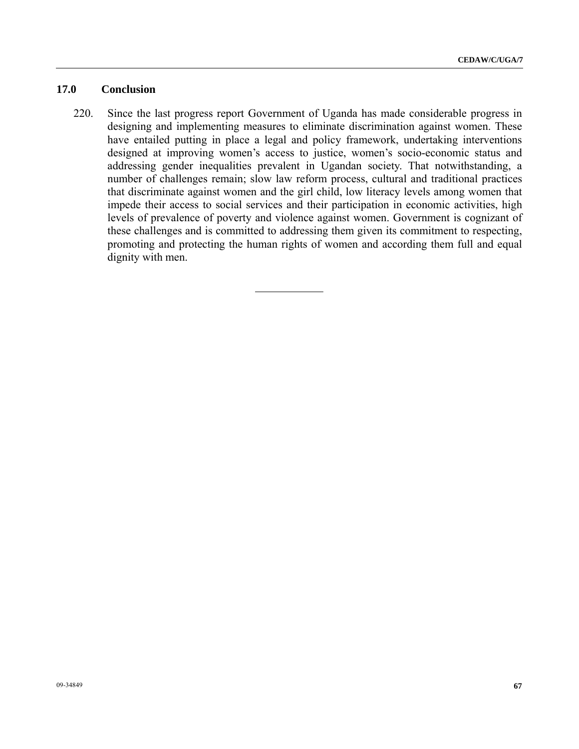## 17.0 Conclusion

220. Since the last progress report Government of Uganda has made considerable progress in designing and implementing measures to eliminate discrimination against women. These have entailed putting in place a legal and policy framework, undertaking interventions designed at improving women's access to justice, women's socio-economic status and addressing gender inequalities prevalent in Ugandan society. That notwithstanding, a number of challenges remain; slow law reform process, cultural and traditional practices that discriminate against women and the girl child, low literacy levels among women that impede their access to social services and their participation in economic activities, high levels of prevalence of poverty and violence against women. Government is cognizant of these challenges and is committed to addressing them given its commitment to respecting, promoting and protecting the human rights of women and according them full and equal dignity with men.